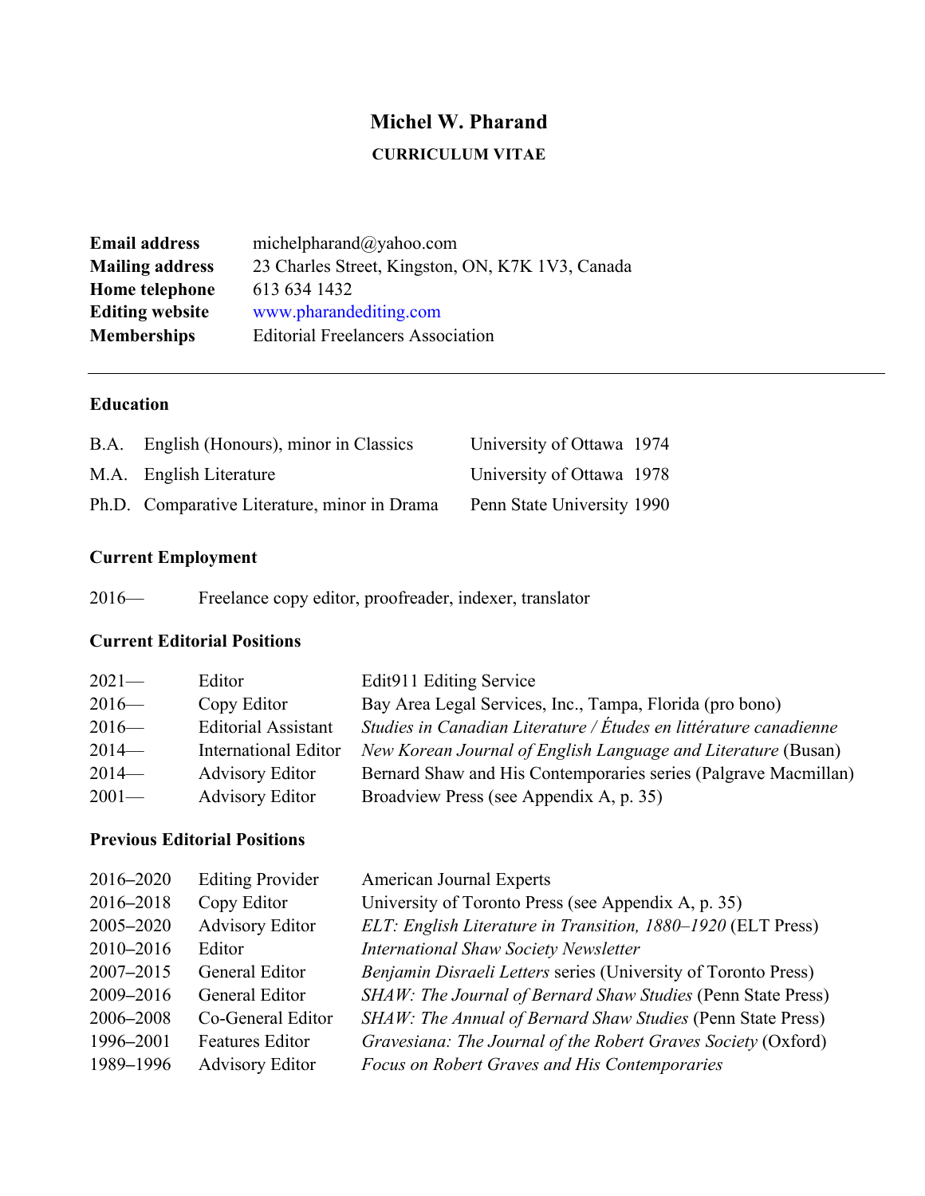# Michel W. Pharand

**CURRICULUM VITAE**

| | |
|---|---|
| **Email address** | michelpharand@yahoo.com |
| **Mailing address** | 23 Charles Street, Kingston, ON, K7K 1V3, Canada |
| **Home telephone** | 613 634 1432 |
| **Editing website** | www.pharandediting.com |
| **Memberships** | Editorial Freelancers Association |

---

## Education

| | | | |
|---|---|---|---|
| B.A. | English (Honours), minor in Classics | University of Ottawa | 1974 |
| M.A. | English Literature | University of Ottawa | 1978 |
| Ph.D. | Comparative Literature, minor in Drama | Penn State University | 1990 |

## Current Employment

2016— Freelance copy editor, proofreader, indexer, translator

## Current Editorial Positions

| | | |
|---|---|---|
| 2021— | Editor | Edit911 Editing Service |
| 2016— | Copy Editor | Bay Area Legal Services, Inc., Tampa, Florida (pro bono) |
| 2016— | Editorial Assistant | *Studies in Canadian Literature / Études en littérature canadienne* |
| 2014— | International Editor | *New Korean Journal of English Language and Literature* (Busan) |
| 2014— | Advisory Editor | Bernard Shaw and His Contemporaries series (Palgrave Macmillan) |
| 2001— | Advisory Editor | Broadview Press (see Appendix A, p. 35) |

## Previous Editorial Positions

| | | |
|---|---|---|
| 2016–2020 | Editing Provider | American Journal Experts |
| 2016–2018 | Copy Editor | University of Toronto Press (see Appendix A, p. 35) |
| 2005–2020 | Advisory Editor | *ELT: English Literature in Transition, 1880–1920* (ELT Press) |
| 2010–2016 | Editor | *International Shaw Society Newsletter* |
| 2007–2015 | General Editor | *Benjamin Disraeli Letters* series (University of Toronto Press) |
| 2009–2016 | General Editor | *SHAW: The Journal of Bernard Shaw Studies* (Penn State Press) |
| 2006–2008 | Co-General Editor | *SHAW: The Annual of Bernard Shaw Studies* (Penn State Press) |
| 1996–2001 | Features Editor | *Gravesiana: The Journal of the Robert Graves Society* (Oxford) |
| 1989–1996 | Advisory Editor | *Focus on Robert Graves and His Contemporaries* |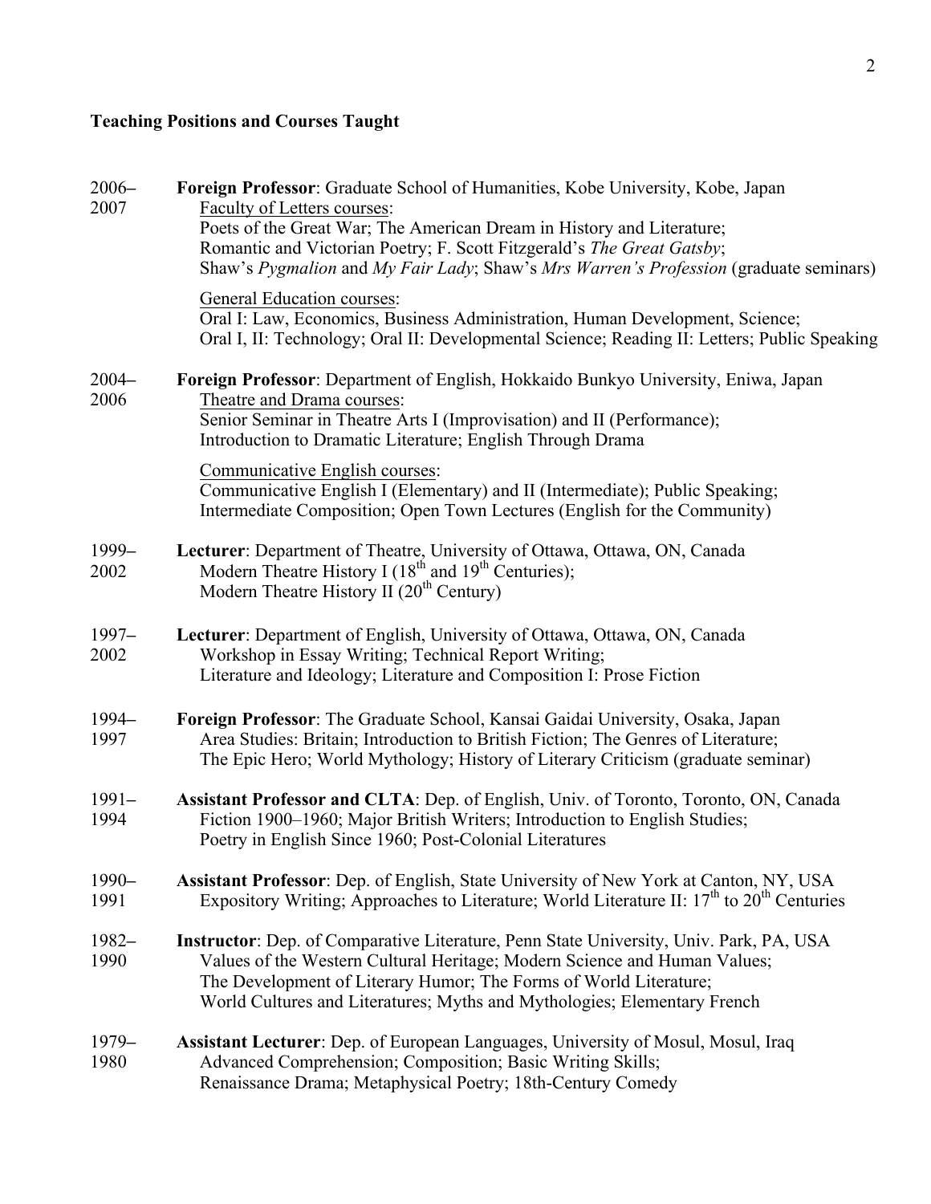## Teaching Positions and Courses Taught

**2006–2007** — **Foreign Professor**: Graduate School of Humanities, Kobe University, Kobe, Japan

Faculty of Letters courses:
Poets of the Great War; The American Dream in History and Literature;
Romantic and Victorian Poetry; F. Scott Fitzgerald's *The Great Gatsby*;
Shaw's *Pygmalion* and *My Fair Lady*; Shaw's *Mrs Warren's Profession* (graduate seminars)

General Education courses:
Oral I: Law, Economics, Business Administration, Human Development, Science;
Oral I, II: Technology; Oral II: Developmental Science; Reading II: Letters; Public Speaking

**2004–2006** — **Foreign Professor**: Department of English, Hokkaido Bunkyo University, Eniwa, Japan

Theatre and Drama courses:
Senior Seminar in Theatre Arts I (Improvisation) and II (Performance);
Introduction to Dramatic Literature; English Through Drama

Communicative English courses:
Communicative English I (Elementary) and II (Intermediate); Public Speaking;
Intermediate Composition; Open Town Lectures (English for the Community)

**1999–2002** — **Lecturer**: Department of Theatre, University of Ottawa, Ottawa, ON, Canada
Modern Theatre History I (18th and 19th Centuries);
Modern Theatre History II (20th Century)

**1997–2002** — **Lecturer**: Department of English, University of Ottawa, Ottawa, ON, Canada
Workshop in Essay Writing; Technical Report Writing;
Literature and Ideology; Literature and Composition I: Prose Fiction

**1994–1997** — **Foreign Professor**: The Graduate School, Kansai Gaidai University, Osaka, Japan
Area Studies: Britain; Introduction to British Fiction; The Genres of Literature;
The Epic Hero; World Mythology; History of Literary Criticism (graduate seminar)

**1991–1994** — **Assistant Professor and CLTA**: Dep. of English, Univ. of Toronto, Toronto, ON, Canada
Fiction 1900–1960; Major British Writers; Introduction to English Studies;
Poetry in English Since 1960; Post-Colonial Literatures

**1990–1991** — **Assistant Professor**: Dep. of English, State University of New York at Canton, NY, USA
Expository Writing; Approaches to Literature; World Literature II: 17th to 20th Centuries

**1982–1990** — **Instructor**: Dep. of Comparative Literature, Penn State University, Univ. Park, PA, USA
Values of the Western Cultural Heritage; Modern Science and Human Values;
The Development of Literary Humor; The Forms of World Literature;
World Cultures and Literatures; Myths and Mythologies; Elementary French

**1979–1980** — **Assistant Lecturer**: Dep. of European Languages, University of Mosul, Mosul, Iraq
Advanced Comprehension; Composition; Basic Writing Skills;
Renaissance Drama; Metaphysical Poetry; 18th-Century Comedy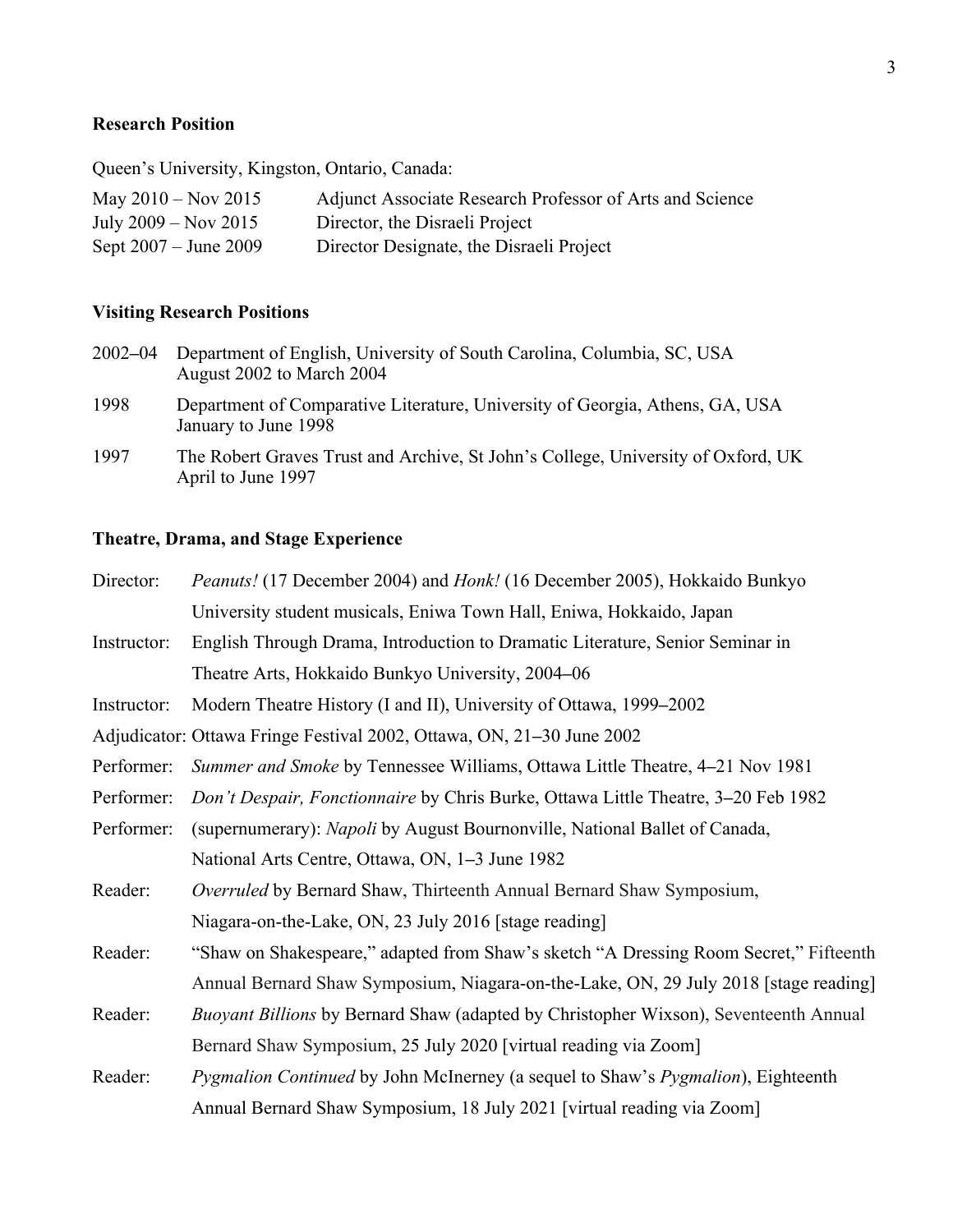## Research Position

Queen’s University, Kingston, Ontario, Canada:

| | |
|---|---|
| May 2010 – Nov 2015 | Adjunct Associate Research Professor of Arts and Science |
| July 2009 – Nov 2015 | Director, the Disraeli Project |
| Sept 2007 – June 2009 | Director Designate, the Disraeli Project |

## Visiting Research Positions

2002–04 Department of English, University of South Carolina, Columbia, SC, USA
August 2002 to March 2004

1998 Department of Comparative Literature, University of Georgia, Athens, GA, USA
January to June 1998

1997 The Robert Graves Trust and Archive, St John’s College, University of Oxford, UK
April to June 1997

## Theatre, Drama, and Stage Experience

Director: *Peanuts!* (17 December 2004) and *Honk!* (16 December 2005), Hokkaido Bunkyo University student musicals, Eniwa Town Hall, Eniwa, Hokkaido, Japan

Instructor: English Through Drama, Introduction to Dramatic Literature, Senior Seminar in Theatre Arts, Hokkaido Bunkyo University, 2004–06

Instructor: Modern Theatre History (I and II), University of Ottawa, 1999–2002

Adjudicator: Ottawa Fringe Festival 2002, Ottawa, ON, 21–30 June 2002

Performer: *Summer and Smoke* by Tennessee Williams, Ottawa Little Theatre, 4–21 Nov 1981

Performer: *Don’t Despair, Fonctionnaire* by Chris Burke, Ottawa Little Theatre, 3–20 Feb 1982

Performer: (supernumerary): *Napoli* by August Bournonville, National Ballet of Canada, National Arts Centre, Ottawa, ON, 1–3 June 1982

Reader: *Overruled* by Bernard Shaw, Thirteenth Annual Bernard Shaw Symposium, Niagara-on-the-Lake, ON, 23 July 2016 [stage reading]

Reader: “Shaw on Shakespeare,” adapted from Shaw’s sketch “A Dressing Room Secret,” Fifteenth Annual Bernard Shaw Symposium, Niagara-on-the-Lake, ON, 29 July 2018 [stage reading]

Reader: *Buoyant Billions* by Bernard Shaw (adapted by Christopher Wixson), Seventeenth Annual Bernard Shaw Symposium, 25 July 2020 [virtual reading via Zoom]

Reader: *Pygmalion Continued* by John McInerney (a sequel to Shaw’s *Pygmalion*), Eighteenth Annual Bernard Shaw Symposium, 18 July 2021 [virtual reading via Zoom]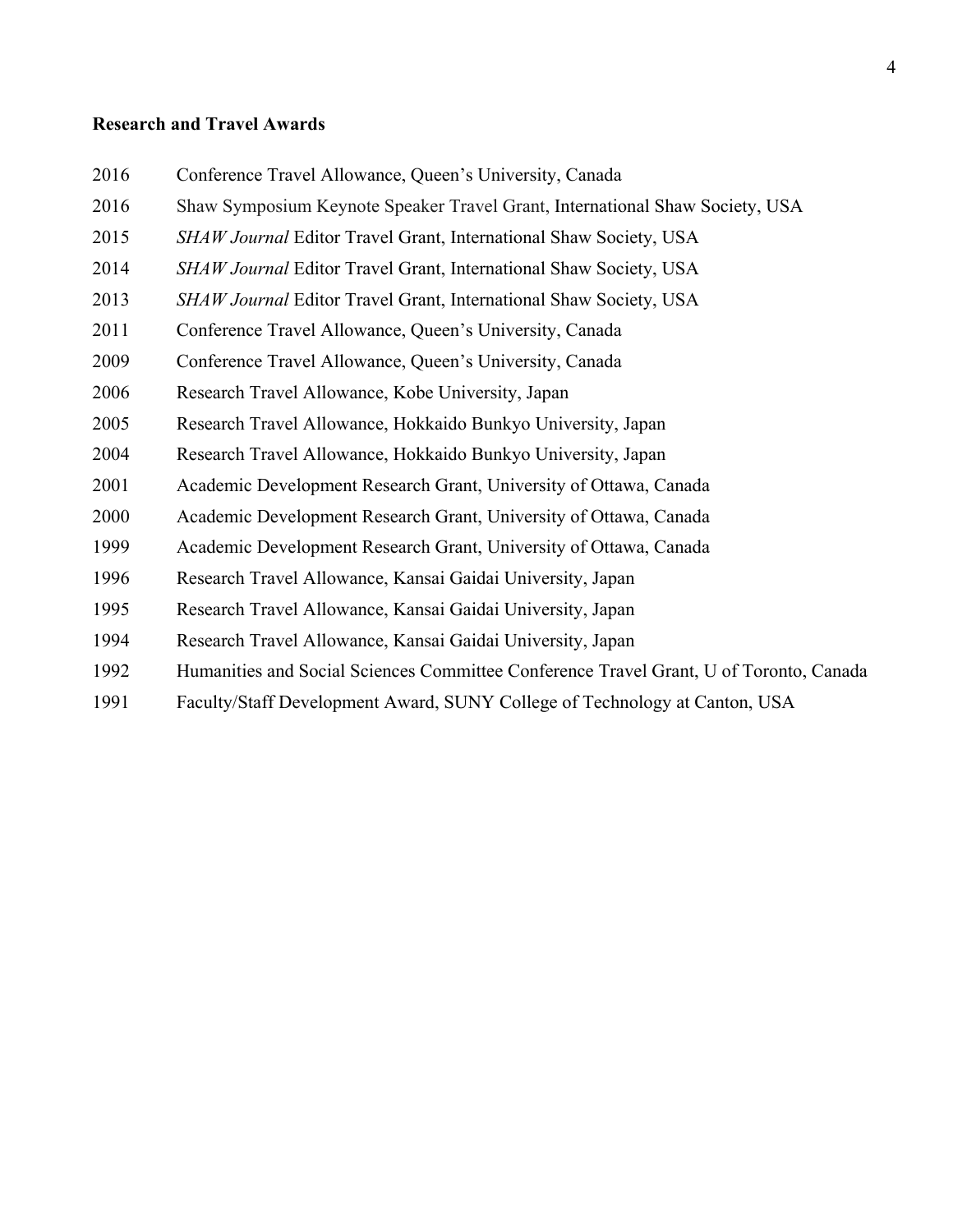**Research and Travel Awards**

2016 Conference Travel Allowance, Queen's University, Canada

2016 Shaw Symposium Keynote Speaker Travel Grant, International Shaw Society, USA

2015 *SHAW Journal* Editor Travel Grant, International Shaw Society, USA

2014 *SHAW Journal* Editor Travel Grant, International Shaw Society, USA

2013 *SHAW Journal* Editor Travel Grant, International Shaw Society, USA

2011 Conference Travel Allowance, Queen's University, Canada

2009 Conference Travel Allowance, Queen's University, Canada

2006 Research Travel Allowance, Kobe University, Japan

2005 Research Travel Allowance, Hokkaido Bunkyo University, Japan

2004 Research Travel Allowance, Hokkaido Bunkyo University, Japan

2001 Academic Development Research Grant, University of Ottawa, Canada

2000 Academic Development Research Grant, University of Ottawa, Canada

1999 Academic Development Research Grant, University of Ottawa, Canada

1996 Research Travel Allowance, Kansai Gaidai University, Japan

1995 Research Travel Allowance, Kansai Gaidai University, Japan

1994 Research Travel Allowance, Kansai Gaidai University, Japan

1992 Humanities and Social Sciences Committee Conference Travel Grant, U of Toronto, Canada

1991 Faculty/Staff Development Award, SUNY College of Technology at Canton, USA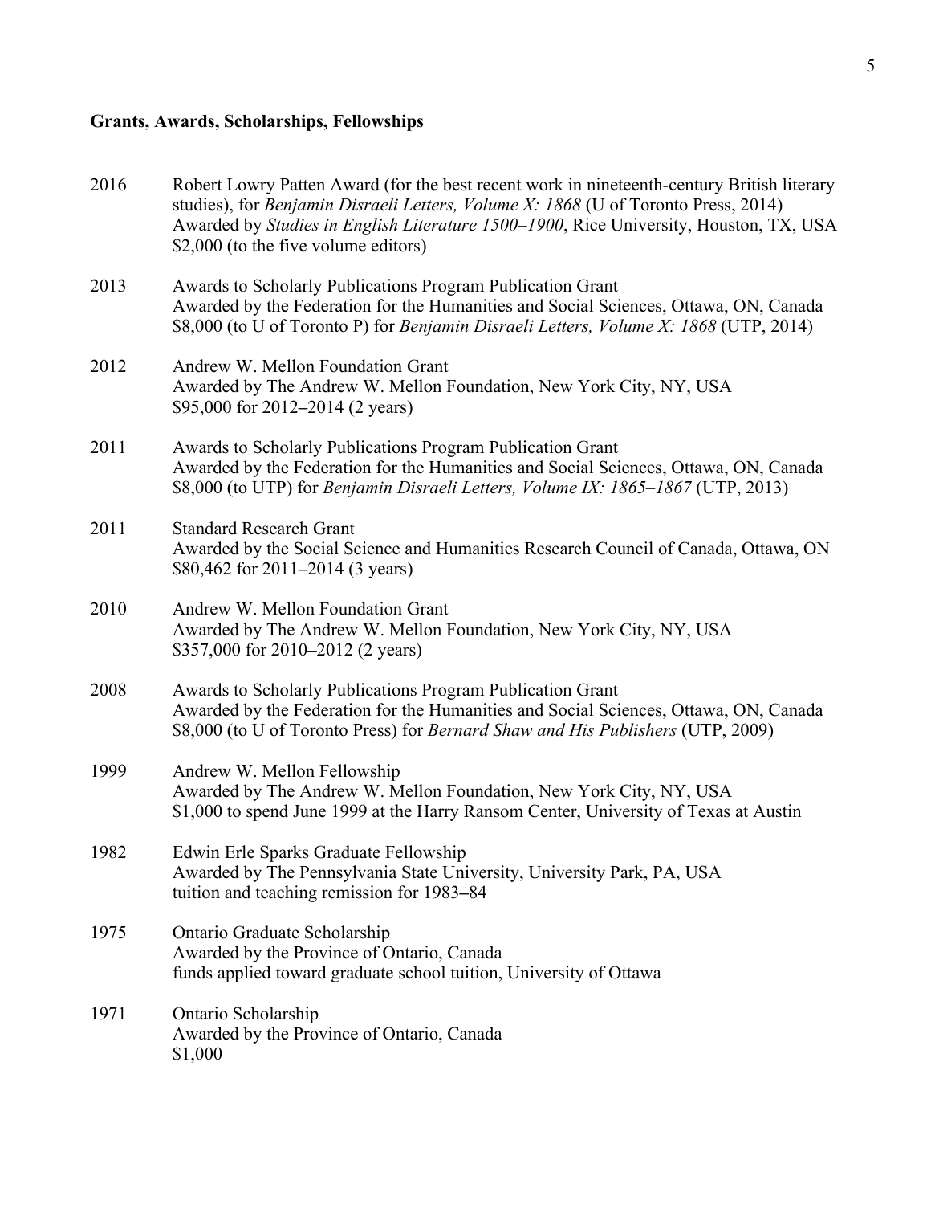**Grants, Awards, Scholarships, Fellowships**

2016 Robert Lowry Patten Award (for the best recent work in nineteenth-century British literary studies), for *Benjamin Disraeli Letters, Volume X: 1868* (U of Toronto Press, 2014)
Awarded by *Studies in English Literature 1500–1900*, Rice University, Houston, TX, USA
$2,000 (to the five volume editors)

2013 Awards to Scholarly Publications Program Publication Grant
Awarded by the Federation for the Humanities and Social Sciences, Ottawa, ON, Canada
$8,000 (to U of Toronto P) for *Benjamin Disraeli Letters, Volume X: 1868* (UTP, 2014)

2012 Andrew W. Mellon Foundation Grant
Awarded by The Andrew W. Mellon Foundation, New York City, NY, USA
$95,000 for 2012–2014 (2 years)

2011 Awards to Scholarly Publications Program Publication Grant
Awarded by the Federation for the Humanities and Social Sciences, Ottawa, ON, Canada
$8,000 (to UTP) for *Benjamin Disraeli Letters, Volume IX: 1865–1867* (UTP, 2013)

2011 Standard Research Grant
Awarded by the Social Science and Humanities Research Council of Canada, Ottawa, ON
$80,462 for 2011–2014 (3 years)

2010 Andrew W. Mellon Foundation Grant
Awarded by The Andrew W. Mellon Foundation, New York City, NY, USA
$357,000 for 2010–2012 (2 years)

2008 Awards to Scholarly Publications Program Publication Grant
Awarded by the Federation for the Humanities and Social Sciences, Ottawa, ON, Canada
$8,000 (to U of Toronto Press) for *Bernard Shaw and His Publishers* (UTP, 2009)

1999 Andrew W. Mellon Fellowship
Awarded by The Andrew W. Mellon Foundation, New York City, NY, USA
$1,000 to spend June 1999 at the Harry Ransom Center, University of Texas at Austin

1982 Edwin Erle Sparks Graduate Fellowship
Awarded by The Pennsylvania State University, University Park, PA, USA
tuition and teaching remission for 1983–84

1975 Ontario Graduate Scholarship
Awarded by the Province of Ontario, Canada
funds applied toward graduate school tuition, University of Ottawa

1971 Ontario Scholarship
Awarded by the Province of Ontario, Canada
$1,000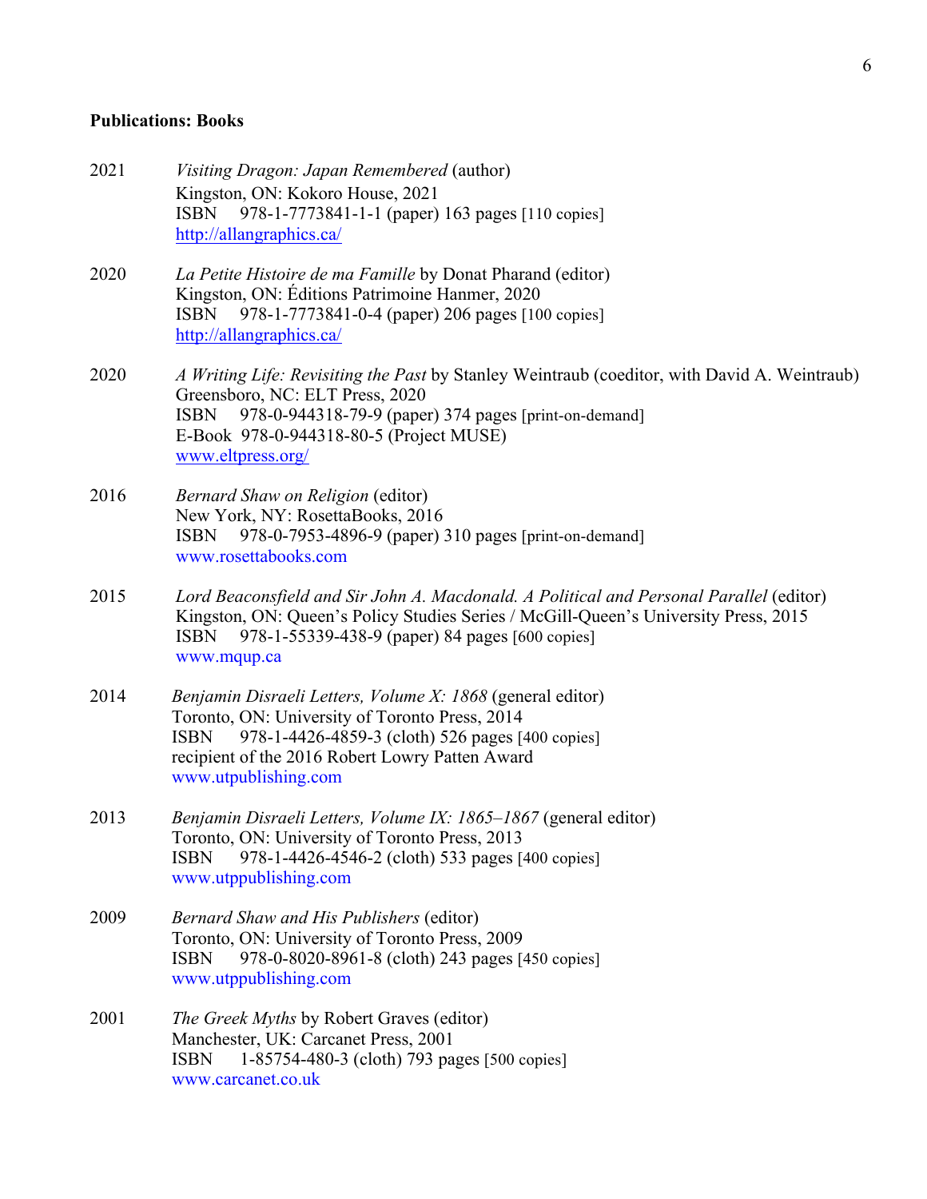**Publications: Books**

2021 *Visiting Dragon: Japan Remembered* (author)
Kingston, ON: Kokoro House, 2021
ISBN 978-1-7773841-1-1 (paper) 163 pages [110 copies]
http://allangraphics.ca/

2020 *La Petite Histoire de ma Famille* by Donat Pharand (editor)
Kingston, ON: Éditions Patrimoine Hanmer, 2020
ISBN 978-1-7773841-0-4 (paper) 206 pages [100 copies]
http://allangraphics.ca/

2020 *A Writing Life: Revisiting the Past* by Stanley Weintraub (coeditor, with David A. Weintraub)
Greensboro, NC: ELT Press, 2020
ISBN 978-0-944318-79-9 (paper) 374 pages [print-on-demand]
E-Book 978-0-944318-80-5 (Project MUSE)
www.eltpress.org/

2016 *Bernard Shaw on Religion* (editor)
New York, NY: RosettaBooks, 2016
ISBN 978-0-7953-4896-9 (paper) 310 pages [print-on-demand]
www.rosettabooks.com

2015 *Lord Beaconsfield and Sir John A. Macdonald. A Political and Personal Parallel* (editor)
Kingston, ON: Queen's Policy Studies Series / McGill-Queen's University Press, 2015
ISBN 978-1-55339-438-9 (paper) 84 pages [600 copies]
www.mqup.ca

2014 *Benjamin Disraeli Letters, Volume X: 1868* (general editor)
Toronto, ON: University of Toronto Press, 2014
ISBN 978-1-4426-4859-3 (cloth) 526 pages [400 copies]
recipient of the 2016 Robert Lowry Patten Award
www.utpublishing.com

2013 *Benjamin Disraeli Letters, Volume IX: 1865–1867* (general editor)
Toronto, ON: University of Toronto Press, 2013
ISBN 978-1-4426-4546-2 (cloth) 533 pages [400 copies]
www.utppublishing.com

2009 *Bernard Shaw and His Publishers* (editor)
Toronto, ON: University of Toronto Press, 2009
ISBN 978-0-8020-8961-8 (cloth) 243 pages [450 copies]
www.utppublishing.com

2001 *The Greek Myths* by Robert Graves (editor)
Manchester, UK: Carcanet Press, 2001
ISBN 1-85754-480-3 (cloth) 793 pages [500 copies]
www.carcanet.co.uk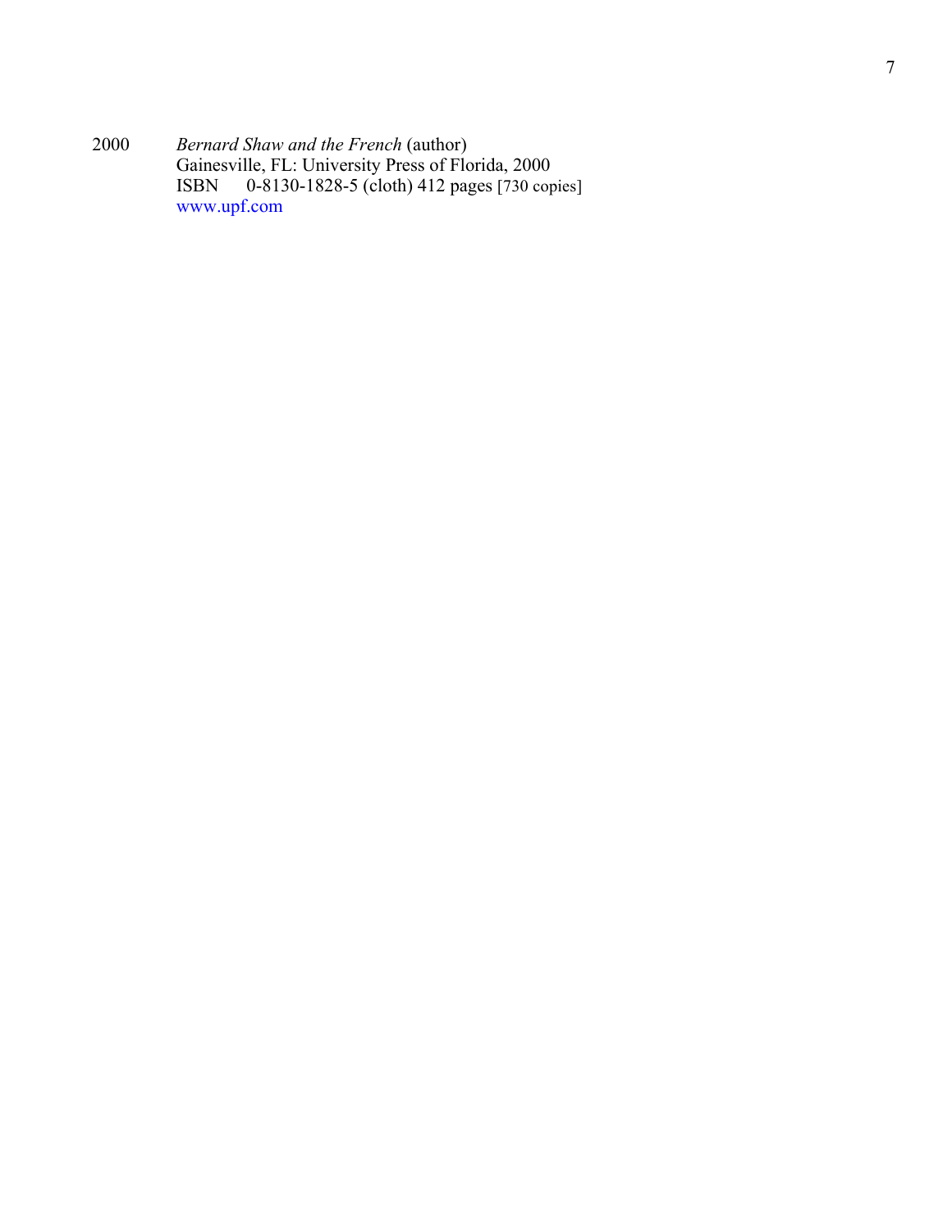2000 *Bernard Shaw and the French* (author)
Gainesville, FL: University Press of Florida, 2000
ISBN 0-8130-1828-5 (cloth) 412 pages [730 copies]
www.upf.com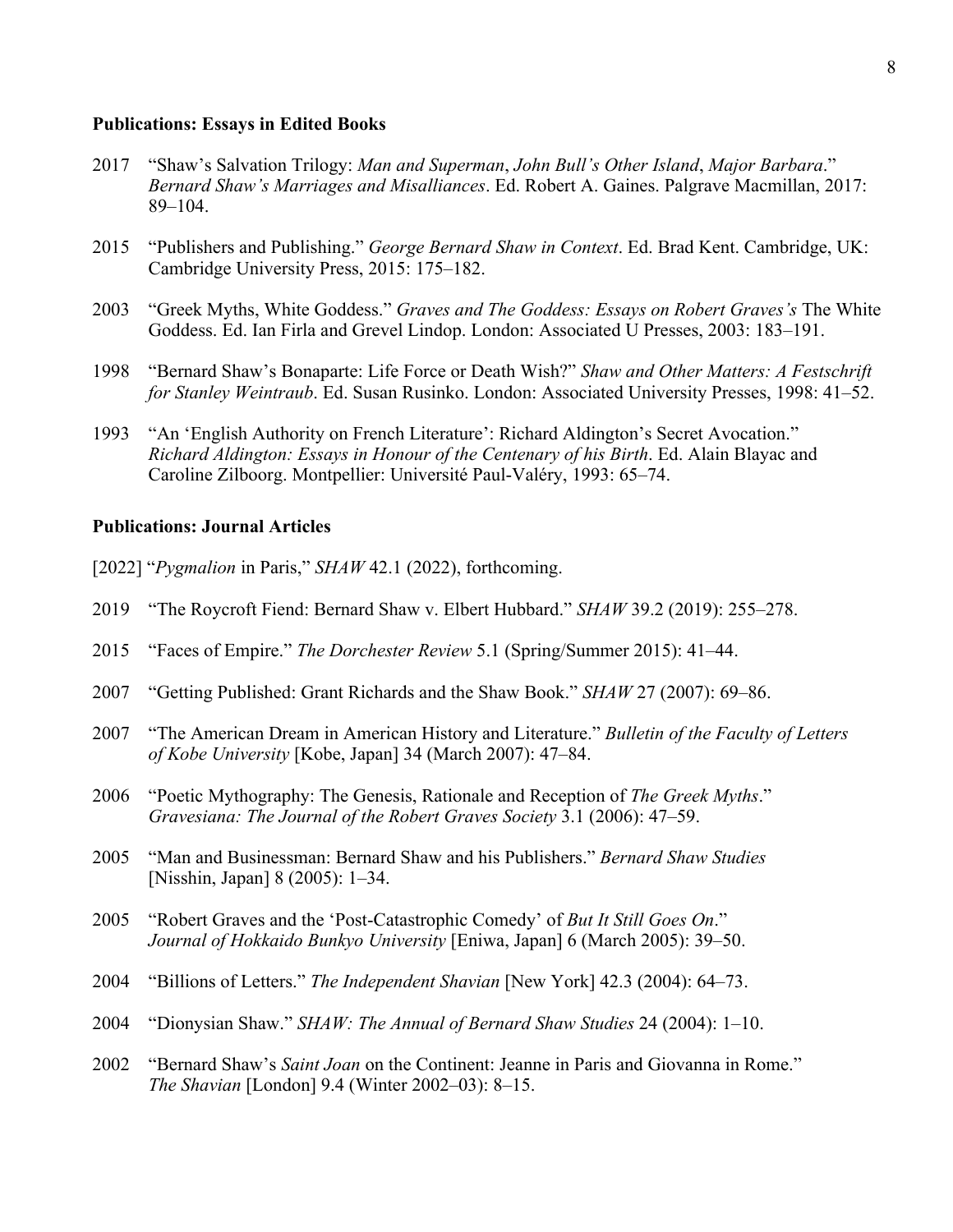**Publications: Essays in Edited Books**

2017 "Shaw's Salvation Trilogy: *Man and Superman*, *John Bull's Other Island*, *Major Barbara*." *Bernard Shaw's Marriages and Misalliances*. Ed. Robert A. Gaines. Palgrave Macmillan, 2017: 89–104.

2015 "Publishers and Publishing." *George Bernard Shaw in Context*. Ed. Brad Kent. Cambridge, UK: Cambridge University Press, 2015: 175–182.

2003 "Greek Myths, White Goddess." *Graves and The Goddess: Essays on Robert Graves's* The White Goddess. Ed. Ian Firla and Grevel Lindop. London: Associated U Presses, 2003: 183–191.

1998 "Bernard Shaw's Bonaparte: Life Force or Death Wish?" *Shaw and Other Matters: A Festschrift for Stanley Weintraub*. Ed. Susan Rusinko. London: Associated University Presses, 1998: 41–52.

1993 "An 'English Authority on French Literature': Richard Aldington's Secret Avocation." *Richard Aldington: Essays in Honour of the Centenary of his Birth*. Ed. Alain Blayac and Caroline Zilboorg. Montpellier: Université Paul-Valéry, 1993: 65–74.

**Publications: Journal Articles**

[2022] "*Pygmalion* in Paris," *SHAW* 42.1 (2022), forthcoming.

2019 "The Roycroft Fiend: Bernard Shaw v. Elbert Hubbard." *SHAW* 39.2 (2019): 255–278.

2015 "Faces of Empire." *The Dorchester Review* 5.1 (Spring/Summer 2015): 41–44.

2007 "Getting Published: Grant Richards and the Shaw Book." *SHAW* 27 (2007): 69–86.

2007 "The American Dream in American History and Literature." *Bulletin of the Faculty of Letters of Kobe University* [Kobe, Japan] 34 (March 2007): 47–84.

2006 "Poetic Mythography: The Genesis, Rationale and Reception of *The Greek Myths*." *Gravesiana: The Journal of the Robert Graves Society* 3.1 (2006): 47–59.

2005 "Man and Businessman: Bernard Shaw and his Publishers." *Bernard Shaw Studies* [Nisshin, Japan] 8 (2005): 1–34.

2005 "Robert Graves and the 'Post-Catastrophic Comedy' of *But It Still Goes On*." *Journal of Hokkaido Bunkyo University* [Eniwa, Japan] 6 (March 2005): 39–50.

2004 "Billions of Letters." *The Independent Shavian* [New York] 42.3 (2004): 64–73.

2004 "Dionysian Shaw." *SHAW: The Annual of Bernard Shaw Studies* 24 (2004): 1–10.

2002 "Bernard Shaw's *Saint Joan* on the Continent: Jeanne in Paris and Giovanna in Rome." *The Shavian* [London] 9.4 (Winter 2002–03): 8–15.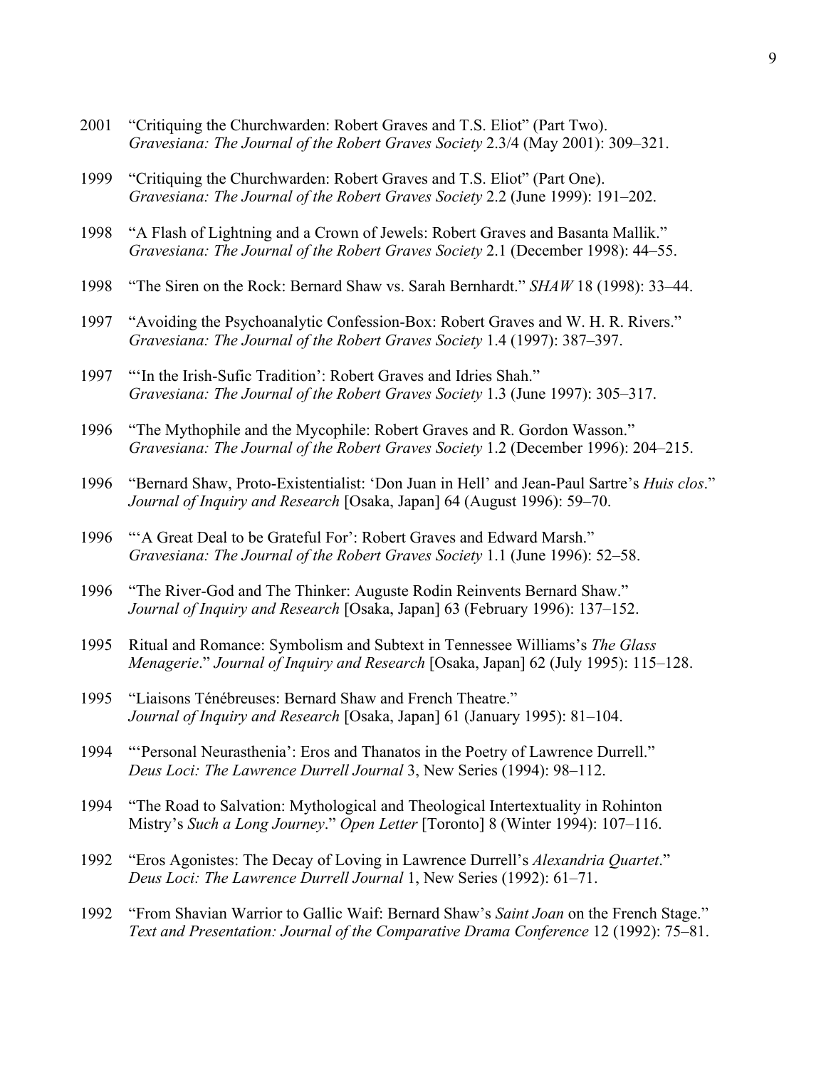2001 "Critiquing the Churchwarden: Robert Graves and T.S. Eliot" (Part Two). *Gravesiana: The Journal of the Robert Graves Society* 2.3/4 (May 2001): 309–321.

1999 "Critiquing the Churchwarden: Robert Graves and T.S. Eliot" (Part One). *Gravesiana: The Journal of the Robert Graves Society* 2.2 (June 1999): 191–202.

1998 "A Flash of Lightning and a Crown of Jewels: Robert Graves and Basanta Mallik." *Gravesiana: The Journal of the Robert Graves Society* 2.1 (December 1998): 44–55.

1998 "The Siren on the Rock: Bernard Shaw vs. Sarah Bernhardt." *SHAW* 18 (1998): 33–44.

1997 "Avoiding the Psychoanalytic Confession-Box: Robert Graves and W. H. R. Rivers." *Gravesiana: The Journal of the Robert Graves Society* 1.4 (1997): 387–397.

1997 "'In the Irish-Sufic Tradition': Robert Graves and Idries Shah." *Gravesiana: The Journal of the Robert Graves Society* 1.3 (June 1997): 305–317.

1996 "The Mythophile and the Mycophile: Robert Graves and R. Gordon Wasson." *Gravesiana: The Journal of the Robert Graves Society* 1.2 (December 1996): 204–215.

1996 "Bernard Shaw, Proto-Existentialist: 'Don Juan in Hell' and Jean-Paul Sartre's *Huis clos*." *Journal of Inquiry and Research* [Osaka, Japan] 64 (August 1996): 59–70.

1996 "'A Great Deal to be Grateful For': Robert Graves and Edward Marsh." *Gravesiana: The Journal of the Robert Graves Society* 1.1 (June 1996): 52–58.

1996 "The River-God and The Thinker: Auguste Rodin Reinvents Bernard Shaw." *Journal of Inquiry and Research* [Osaka, Japan] 63 (February 1996): 137–152.

1995 Ritual and Romance: Symbolism and Subtext in Tennessee Williams's *The Glass Menagerie*." *Journal of Inquiry and Research* [Osaka, Japan] 62 (July 1995): 115–128.

1995 "Liaisons Ténébreuses: Bernard Shaw and French Theatre." *Journal of Inquiry and Research* [Osaka, Japan] 61 (January 1995): 81–104.

1994 "'Personal Neurasthenia': Eros and Thanatos in the Poetry of Lawrence Durrell." *Deus Loci: The Lawrence Durrell Journal* 3, New Series (1994): 98–112.

1994 "The Road to Salvation: Mythological and Theological Intertextuality in Rohinton Mistry's *Such a Long Journey*." *Open Letter* [Toronto] 8 (Winter 1994): 107–116.

1992 "Eros Agonistes: The Decay of Loving in Lawrence Durrell's *Alexandria Quartet*." *Deus Loci: The Lawrence Durrell Journal* 1, New Series (1992): 61–71.

1992 "From Shavian Warrior to Gallic Waif: Bernard Shaw's *Saint Joan* on the French Stage." *Text and Presentation: Journal of the Comparative Drama Conference* 12 (1992): 75–81.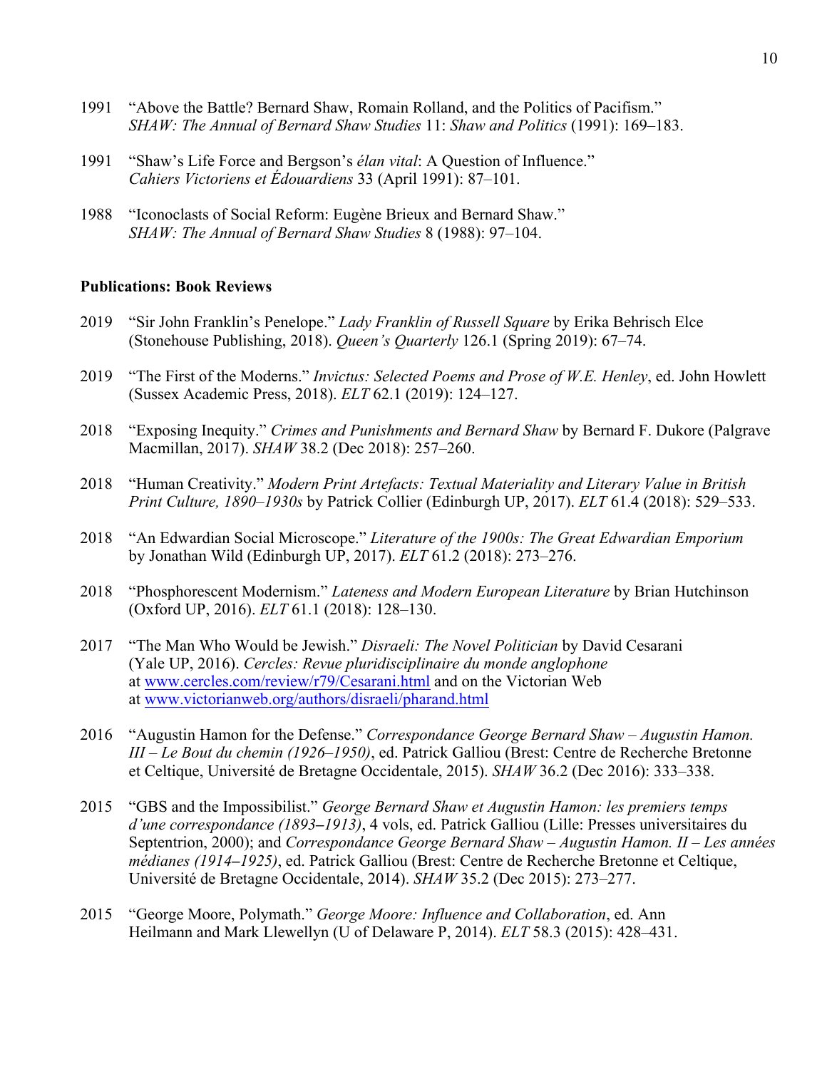1991 "Above the Battle? Bernard Shaw, Romain Rolland, and the Politics of Pacifism." *SHAW: The Annual of Bernard Shaw Studies* 11: *Shaw and Politics* (1991): 169–183.

1991 "Shaw's Life Force and Bergson's *élan vital*: A Question of Influence." *Cahiers Victoriens et Édouardiens* 33 (April 1991): 87–101.

1988 "Iconoclasts of Social Reform: Eugène Brieux and Bernard Shaw." *SHAW: The Annual of Bernard Shaw Studies* 8 (1988): 97–104.

**Publications: Book Reviews**

2019 "Sir John Franklin's Penelope." *Lady Franklin of Russell Square* by Erika Behrisch Elce (Stonehouse Publishing, 2018). *Queen's Quarterly* 126.1 (Spring 2019): 67–74.

2019 "The First of the Moderns." *Invictus: Selected Poems and Prose of W.E. Henley*, ed. John Howlett (Sussex Academic Press, 2018). *ELT* 62.1 (2019): 124–127.

2018 "Exposing Inequity." *Crimes and Punishments and Bernard Shaw* by Bernard F. Dukore (Palgrave Macmillan, 2017). *SHAW* 38.2 (Dec 2018): 257–260.

2018 "Human Creativity." *Modern Print Artefacts: Textual Materiality and Literary Value in British Print Culture, 1890–1930s* by Patrick Collier (Edinburgh UP, 2017). *ELT* 61.4 (2018): 529–533.

2018 "An Edwardian Social Microscope." *Literature of the 1900s: The Great Edwardian Emporium* by Jonathan Wild (Edinburgh UP, 2017). *ELT* 61.2 (2018): 273–276.

2018 "Phosphorescent Modernism." *Lateness and Modern European Literature* by Brian Hutchinson (Oxford UP, 2016). *ELT* 61.1 (2018): 128–130.

2017 "The Man Who Would be Jewish." *Disraeli: The Novel Politician* by David Cesarani (Yale UP, 2016). *Cercles: Revue pluridisciplinaire du monde anglophone* at www.cercles.com/review/r79/Cesarani.html and on the Victorian Web at www.victorianweb.org/authors/disraeli/pharand.html

2016 "Augustin Hamon for the Defense." *Correspondance George Bernard Shaw – Augustin Hamon. III – Le Bout du chemin (1926–1950)*, ed. Patrick Galliou (Brest: Centre de Recherche Bretonne et Celtique, Université de Bretagne Occidentale, 2015). *SHAW* 36.2 (Dec 2016): 333–338.

2015 "GBS and the Impossibilist." *George Bernard Shaw et Augustin Hamon: les premiers temps d'une correspondance (1893–1913)*, 4 vols, ed. Patrick Galliou (Lille: Presses universitaires du Septentrion, 2000); and *Correspondance George Bernard Shaw – Augustin Hamon. II – Les années médianes (1914–1925)*, ed. Patrick Galliou (Brest: Centre de Recherche Bretonne et Celtique, Université de Bretagne Occidentale, 2014). *SHAW* 35.2 (Dec 2015): 273–277.

2015 "George Moore, Polymath." *George Moore: Influence and Collaboration*, ed. Ann Heilmann and Mark Llewellyn (U of Delaware P, 2014). *ELT* 58.3 (2015): 428–431.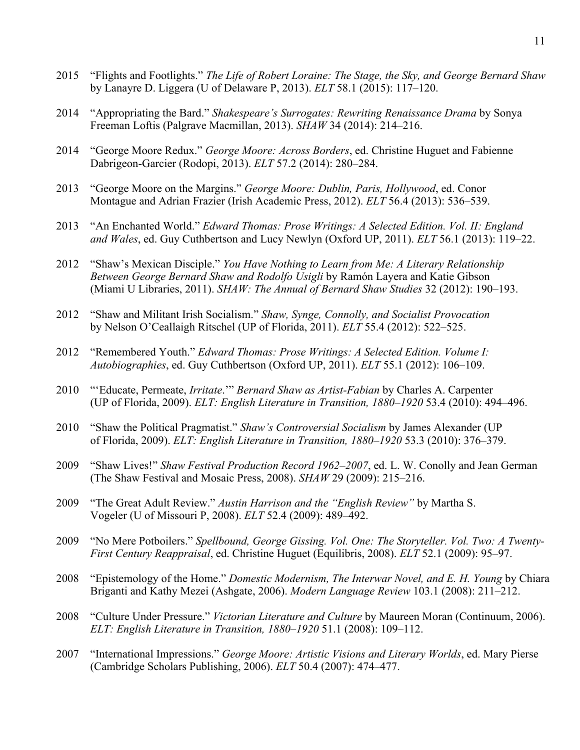2015 "Flights and Footlights." *The Life of Robert Loraine: The Stage, the Sky, and George Bernard Shaw* by Lanayre D. Liggera (U of Delaware P, 2013). *ELT* 58.1 (2015): 117–120.

2014 "Appropriating the Bard." *Shakespeare's Surrogates: Rewriting Renaissance Drama* by Sonya Freeman Loftis (Palgrave Macmillan, 2013). *SHAW* 34 (2014): 214–216.

2014 "George Moore Redux." *George Moore: Across Borders*, ed. Christine Huguet and Fabienne Dabrigeon-Garcier (Rodopi, 2013). *ELT* 57.2 (2014): 280–284.

2013 "George Moore on the Margins." *George Moore: Dublin, Paris, Hollywood*, ed. Conor Montague and Adrian Frazier (Irish Academic Press, 2012). *ELT* 56.4 (2013): 536–539.

2013 "An Enchanted World." *Edward Thomas: Prose Writings: A Selected Edition. Vol. II: England and Wales*, ed. Guy Cuthbertson and Lucy Newlyn (Oxford UP, 2011). *ELT* 56.1 (2013): 119–22.

2012 "Shaw's Mexican Disciple." *You Have Nothing to Learn from Me: A Literary Relationship Between George Bernard Shaw and Rodolfo Usigli* by Ramón Layera and Katie Gibson (Miami U Libraries, 2011). *SHAW: The Annual of Bernard Shaw Studies* 32 (2012): 190–193.

2012 "Shaw and Militant Irish Socialism." *Shaw, Synge, Connolly, and Socialist Provocation* by Nelson O'Ceallaigh Ritschel (UP of Florida, 2011). *ELT* 55.4 (2012): 522–525.

2012 "Remembered Youth." *Edward Thomas: Prose Writings: A Selected Edition. Volume I: Autobiographies*, ed. Guy Cuthbertson (Oxford UP, 2011). *ELT* 55.1 (2012): 106–109.

2010 "'Educate, Permeate, *Irritate*.'" *Bernard Shaw as Artist-Fabian* by Charles A. Carpenter (UP of Florida, 2009). *ELT: English Literature in Transition, 1880–1920* 53.4 (2010): 494–496.

2010 "Shaw the Political Pragmatist." *Shaw's Controversial Socialism* by James Alexander (UP of Florida, 2009). *ELT: English Literature in Transition, 1880–1920* 53.3 (2010): 376–379.

2009 "Shaw Lives!" *Shaw Festival Production Record 1962–2007*, ed. L. W. Conolly and Jean German (The Shaw Festival and Mosaic Press, 2008). *SHAW* 29 (2009): 215–216.

2009 "The Great Adult Review." *Austin Harrison and the "English Review"* by Martha S. Vogeler (U of Missouri P, 2008). *ELT* 52.4 (2009): 489–492.

2009 "No Mere Potboilers." *Spellbound, George Gissing. Vol. One: The Storyteller. Vol. Two: A Twenty-First Century Reappraisal*, ed. Christine Huguet (Equilibris, 2008). *ELT* 52.1 (2009): 95–97.

2008 "Epistemology of the Home." *Domestic Modernism, The Interwar Novel, and E. H. Young* by Chiara Briganti and Kathy Mezei (Ashgate, 2006). *Modern Language Review* 103.1 (2008): 211–212.

2008 "Culture Under Pressure." *Victorian Literature and Culture* by Maureen Moran (Continuum, 2006). *ELT: English Literature in Transition, 1880–1920* 51.1 (2008): 109–112.

2007 "International Impressions." *George Moore: Artistic Visions and Literary Worlds*, ed. Mary Pierse (Cambridge Scholars Publishing, 2006). *ELT* 50.4 (2007): 474–477.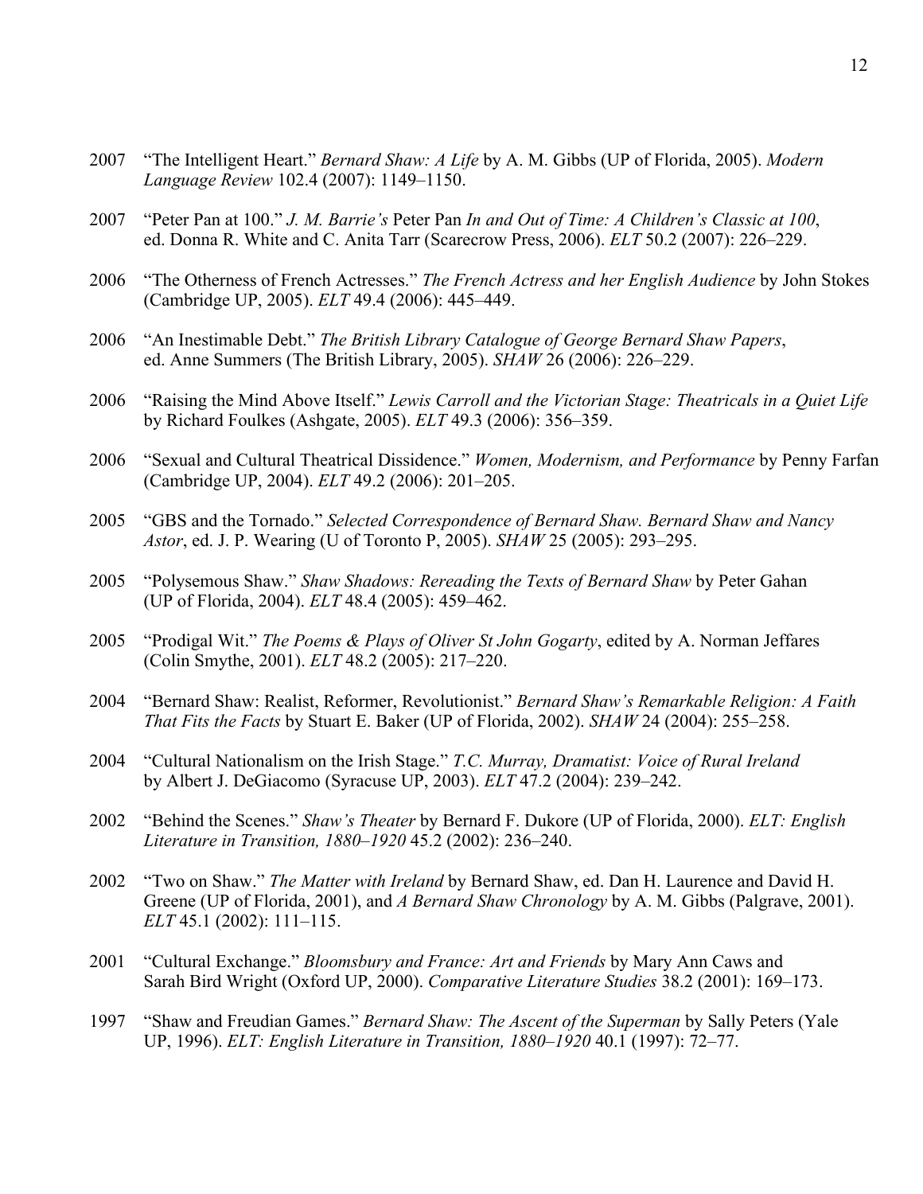2007 "The Intelligent Heart." *Bernard Shaw: A Life* by A. M. Gibbs (UP of Florida, 2005). *Modern Language Review* 102.4 (2007): 1149–1150.

2007 "Peter Pan at 100." *J. M. Barrie's* Peter Pan *In and Out of Time: A Children's Classic at 100*, ed. Donna R. White and C. Anita Tarr (Scarecrow Press, 2006). *ELT* 50.2 (2007): 226–229.

2006 "The Otherness of French Actresses." *The French Actress and her English Audience* by John Stokes (Cambridge UP, 2005). *ELT* 49.4 (2006): 445–449.

2006 "An Inestimable Debt." *The British Library Catalogue of George Bernard Shaw Papers*, ed. Anne Summers (The British Library, 2005). *SHAW* 26 (2006): 226–229.

2006 "Raising the Mind Above Itself." *Lewis Carroll and the Victorian Stage: Theatricals in a Quiet Life* by Richard Foulkes (Ashgate, 2005). *ELT* 49.3 (2006): 356–359.

2006 "Sexual and Cultural Theatrical Dissidence." *Women, Modernism, and Performance* by Penny Farfan (Cambridge UP, 2004). *ELT* 49.2 (2006): 201–205.

2005 "GBS and the Tornado." *Selected Correspondence of Bernard Shaw. Bernard Shaw and Nancy Astor*, ed. J. P. Wearing (U of Toronto P, 2005). *SHAW* 25 (2005): 293–295.

2005 "Polysemous Shaw." *Shaw Shadows: Rereading the Texts of Bernard Shaw* by Peter Gahan (UP of Florida, 2004). *ELT* 48.4 (2005): 459–462.

2005 "Prodigal Wit." *The Poems & Plays of Oliver St John Gogarty*, edited by A. Norman Jeffares (Colin Smythe, 2001). *ELT* 48.2 (2005): 217–220.

2004 "Bernard Shaw: Realist, Reformer, Revolutionist." *Bernard Shaw's Remarkable Religion: A Faith That Fits the Facts* by Stuart E. Baker (UP of Florida, 2002). *SHAW* 24 (2004): 255–258.

2004 "Cultural Nationalism on the Irish Stage." *T.C. Murray, Dramatist: Voice of Rural Ireland* by Albert J. DeGiacomo (Syracuse UP, 2003). *ELT* 47.2 (2004): 239–242.

2002 "Behind the Scenes." *Shaw's Theater* by Bernard F. Dukore (UP of Florida, 2000). *ELT: English Literature in Transition, 1880–1920* 45.2 (2002): 236–240.

2002 "Two on Shaw." *The Matter with Ireland* by Bernard Shaw, ed. Dan H. Laurence and David H. Greene (UP of Florida, 2001), and *A Bernard Shaw Chronology* by A. M. Gibbs (Palgrave, 2001). *ELT* 45.1 (2002): 111–115.

2001 "Cultural Exchange." *Bloomsbury and France: Art and Friends* by Mary Ann Caws and Sarah Bird Wright (Oxford UP, 2000). *Comparative Literature Studies* 38.2 (2001): 169–173.

1997 "Shaw and Freudian Games." *Bernard Shaw: The Ascent of the Superman* by Sally Peters (Yale UP, 1996). *ELT: English Literature in Transition, 1880–1920* 40.1 (1997): 72–77.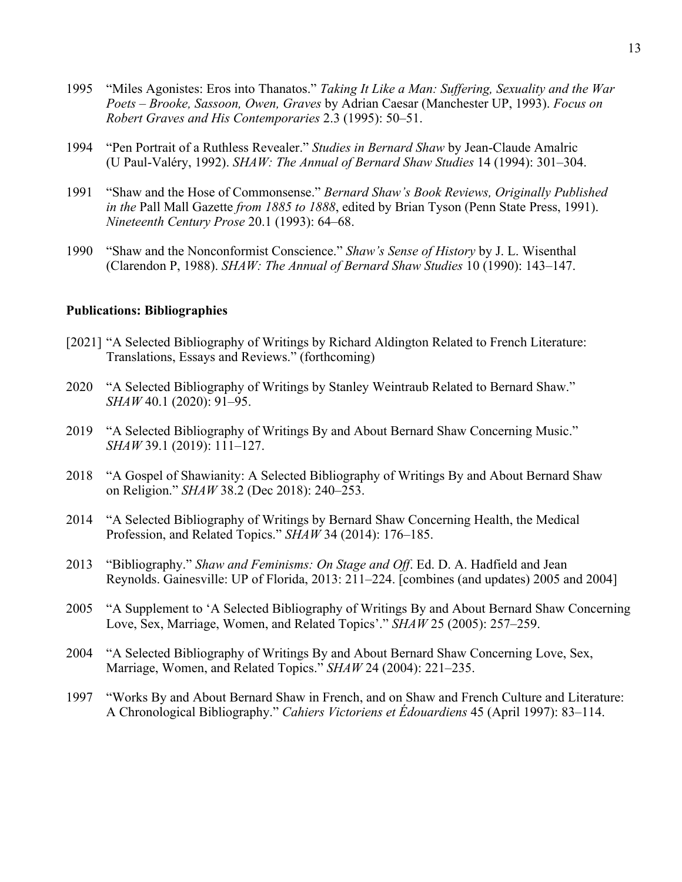1995 "Miles Agonistes: Eros into Thanatos." *Taking It Like a Man: Suffering, Sexuality and the War Poets – Brooke, Sassoon, Owen, Graves* by Adrian Caesar (Manchester UP, 1993). *Focus on Robert Graves and His Contemporaries* 2.3 (1995): 50–51.

1994 "Pen Portrait of a Ruthless Revealer." *Studies in Bernard Shaw* by Jean-Claude Amalric (U Paul-Valéry, 1992). *SHAW: The Annual of Bernard Shaw Studies* 14 (1994): 301–304.

1991 "Shaw and the Hose of Commonsense." *Bernard Shaw's Book Reviews, Originally Published in the* Pall Mall Gazette *from 1885 to 1888*, edited by Brian Tyson (Penn State Press, 1991). *Nineteenth Century Prose* 20.1 (1993): 64–68.

1990 "Shaw and the Nonconformist Conscience." *Shaw's Sense of History* by J. L. Wisenthal (Clarendon P, 1988). *SHAW: The Annual of Bernard Shaw Studies* 10 (1990): 143–147.

**Publications: Bibliographies**

[2021] "A Selected Bibliography of Writings by Richard Aldington Related to French Literature: Translations, Essays and Reviews." (forthcoming)

2020 "A Selected Bibliography of Writings by Stanley Weintraub Related to Bernard Shaw." *SHAW* 40.1 (2020): 91–95.

2019 "A Selected Bibliography of Writings By and About Bernard Shaw Concerning Music." *SHAW* 39.1 (2019): 111–127.

2018 "A Gospel of Shawianity: A Selected Bibliography of Writings By and About Bernard Shaw on Religion." *SHAW* 38.2 (Dec 2018): 240–253.

2014 "A Selected Bibliography of Writings by Bernard Shaw Concerning Health, the Medical Profession, and Related Topics." *SHAW* 34 (2014): 176–185.

2013 "Bibliography." *Shaw and Feminisms: On Stage and Off*. Ed. D. A. Hadfield and Jean Reynolds. Gainesville: UP of Florida, 2013: 211–224. [combines (and updates) 2005 and 2004]

2005 "A Supplement to 'A Selected Bibliography of Writings By and About Bernard Shaw Concerning Love, Sex, Marriage, Women, and Related Topics'." *SHAW* 25 (2005): 257–259.

2004 "A Selected Bibliography of Writings By and About Bernard Shaw Concerning Love, Sex, Marriage, Women, and Related Topics." *SHAW* 24 (2004): 221–235.

1997 "Works By and About Bernard Shaw in French, and on Shaw and French Culture and Literature: A Chronological Bibliography." *Cahiers Victoriens et Édouardiens* 45 (April 1997): 83–114.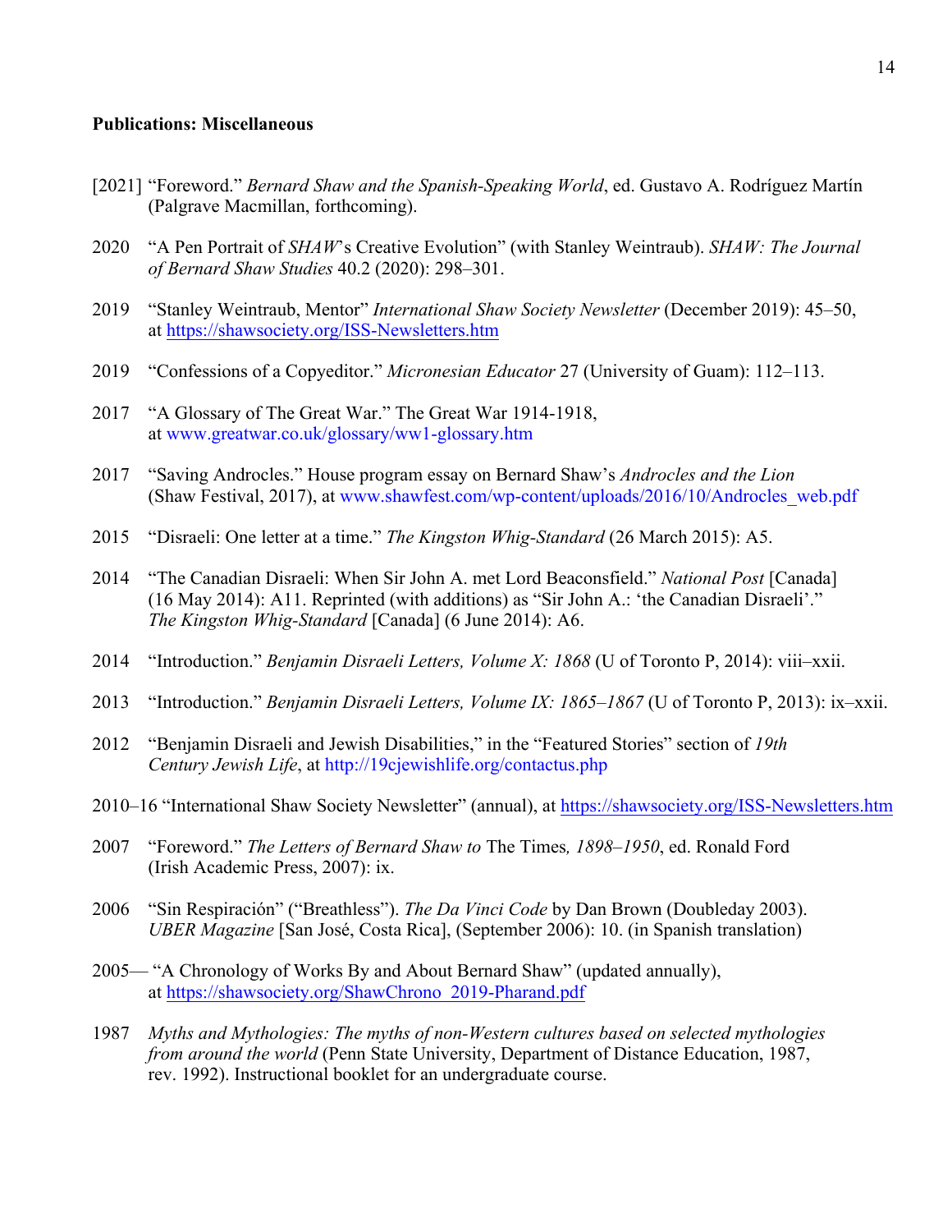**Publications: Miscellaneous**

[2021] "Foreword." *Bernard Shaw and the Spanish-Speaking World*, ed. Gustavo A. Rodríguez Martín (Palgrave Macmillan, forthcoming).

2020 "A Pen Portrait of *SHAW*'s Creative Evolution" (with Stanley Weintraub). *SHAW: The Journal of Bernard Shaw Studies* 40.2 (2020): 298–301.

2019 "Stanley Weintraub, Mentor" *International Shaw Society Newsletter* (December 2019): 45–50, at https://shawsociety.org/ISS-Newsletters.htm

2019 "Confessions of a Copyeditor." *Micronesian Educator* 27 (University of Guam): 112–113.

2017 "A Glossary of The Great War." The Great War 1914-1918, at www.greatwar.co.uk/glossary/ww1-glossary.htm

2017 "Saving Androcles." House program essay on Bernard Shaw's *Androcles and the Lion* (Shaw Festival, 2017), at www.shawfest.com/wp-content/uploads/2016/10/Androcles_web.pdf

2015 "Disraeli: One letter at a time." *The Kingston Whig-Standard* (26 March 2015): A5.

2014 "The Canadian Disraeli: When Sir John A. met Lord Beaconsfield." *National Post* [Canada] (16 May 2014): A11. Reprinted (with additions) as "Sir John A.: 'the Canadian Disraeli'." *The Kingston Whig-Standard* [Canada] (6 June 2014): A6.

2014 "Introduction." *Benjamin Disraeli Letters, Volume X: 1868* (U of Toronto P, 2014): viii–xxii.

2013 "Introduction." *Benjamin Disraeli Letters, Volume IX: 1865–1867* (U of Toronto P, 2013): ix–xxii.

2012 "Benjamin Disraeli and Jewish Disabilities," in the "Featured Stories" section of *19th Century Jewish Life*, at http://19cjewishlife.org/contactus.php

2010–16 "International Shaw Society Newsletter" (annual), at https://shawsociety.org/ISS-Newsletters.htm

2007 "Foreword." *The Letters of Bernard Shaw to* The Times*, 1898–1950*, ed. Ronald Ford (Irish Academic Press, 2007): ix.

2006 "Sin Respiración" ("Breathless"). *The Da Vinci Code* by Dan Brown (Doubleday 2003). *UBER Magazine* [San José, Costa Rica], (September 2006): 10. (in Spanish translation)

2005— "A Chronology of Works By and About Bernard Shaw" (updated annually), at https://shawsociety.org/ShawChrono_2019-Pharand.pdf

1987 *Myths and Mythologies: The myths of non-Western cultures based on selected mythologies from around the world* (Penn State University, Department of Distance Education, 1987, rev. 1992). Instructional booklet for an undergraduate course.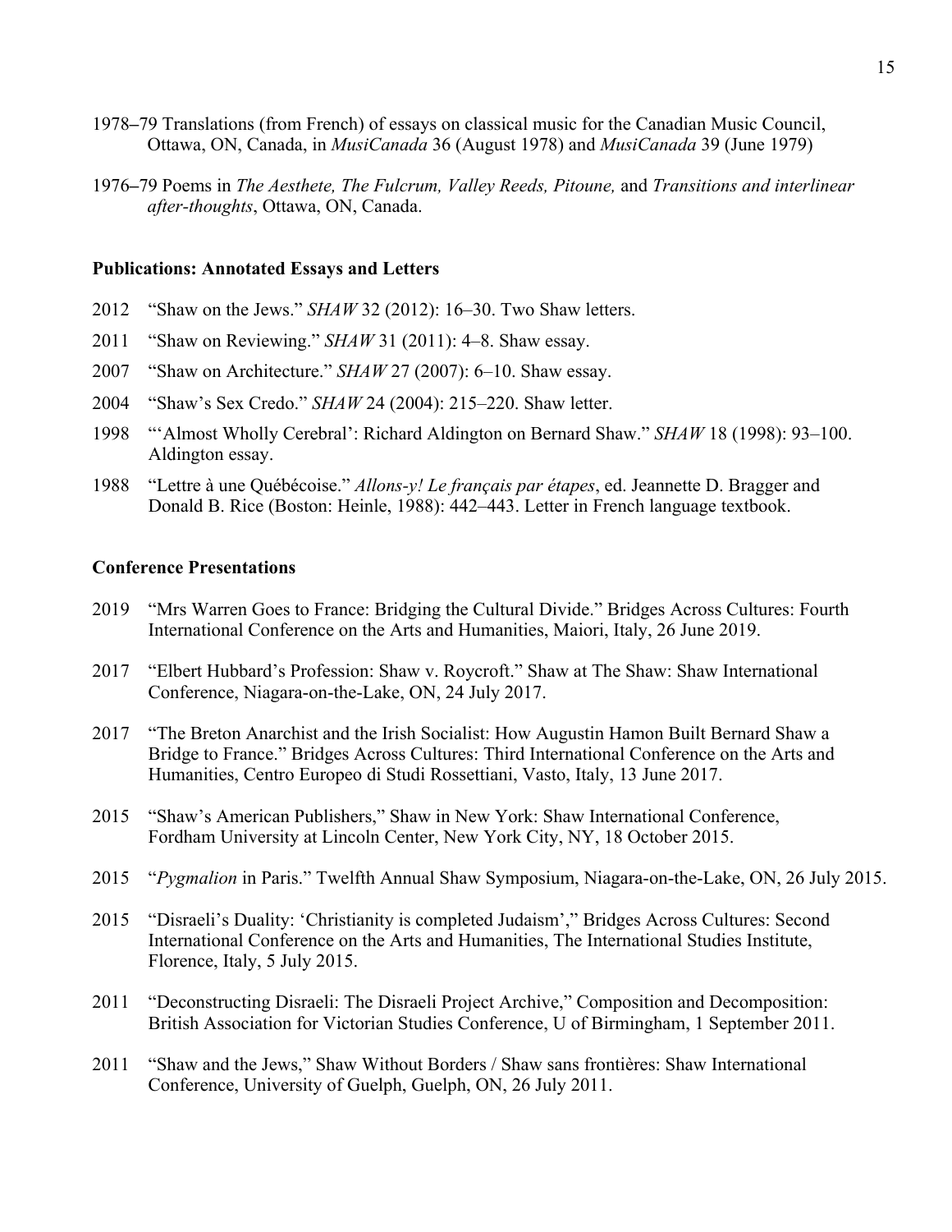1978–79 Translations (from French) of essays on classical music for the Canadian Music Council, Ottawa, ON, Canada, in *MusiCanada* 36 (August 1978) and *MusiCanada* 39 (June 1979)

1976–79 Poems in *The Aesthete, The Fulcrum, Valley Reeds, Pitoune,* and *Transitions and interlinear after-thoughts*, Ottawa, ON, Canada.

**Publications: Annotated Essays and Letters**

2012 "Shaw on the Jews." *SHAW* 32 (2012): 16–30. Two Shaw letters.

2011 "Shaw on Reviewing." *SHAW* 31 (2011): 4–8. Shaw essay.

2007 "Shaw on Architecture." *SHAW* 27 (2007): 6–10. Shaw essay.

2004 "Shaw's Sex Credo." *SHAW* 24 (2004): 215–220. Shaw letter.

1998 "'Almost Wholly Cerebral': Richard Aldington on Bernard Shaw." *SHAW* 18 (1998): 93–100. Aldington essay.

1988 "Lettre à une Québécoise." *Allons-y! Le français par étapes*, ed. Jeannette D. Bragger and Donald B. Rice (Boston: Heinle, 1988): 442–443. Letter in French language textbook.

**Conference Presentations**

2019 "Mrs Warren Goes to France: Bridging the Cultural Divide." Bridges Across Cultures: Fourth International Conference on the Arts and Humanities, Maiori, Italy, 26 June 2019.

2017 "Elbert Hubbard's Profession: Shaw v. Roycroft." Shaw at The Shaw: Shaw International Conference, Niagara-on-the-Lake, ON, 24 July 2017.

2017 "The Breton Anarchist and the Irish Socialist: How Augustin Hamon Built Bernard Shaw a Bridge to France." Bridges Across Cultures: Third International Conference on the Arts and Humanities, Centro Europeo di Studi Rossettiani, Vasto, Italy, 13 June 2017.

2015 "Shaw's American Publishers," Shaw in New York: Shaw International Conference, Fordham University at Lincoln Center, New York City, NY, 18 October 2015.

2015 "*Pygmalion* in Paris." Twelfth Annual Shaw Symposium, Niagara-on-the-Lake, ON, 26 July 2015.

2015 "Disraeli's Duality: 'Christianity is completed Judaism'," Bridges Across Cultures: Second International Conference on the Arts and Humanities, The International Studies Institute, Florence, Italy, 5 July 2015.

2011 "Deconstructing Disraeli: The Disraeli Project Archive," Composition and Decomposition: British Association for Victorian Studies Conference, U of Birmingham, 1 September 2011.

2011 "Shaw and the Jews," Shaw Without Borders / Shaw sans frontières: Shaw International Conference, University of Guelph, Guelph, ON, 26 July 2011.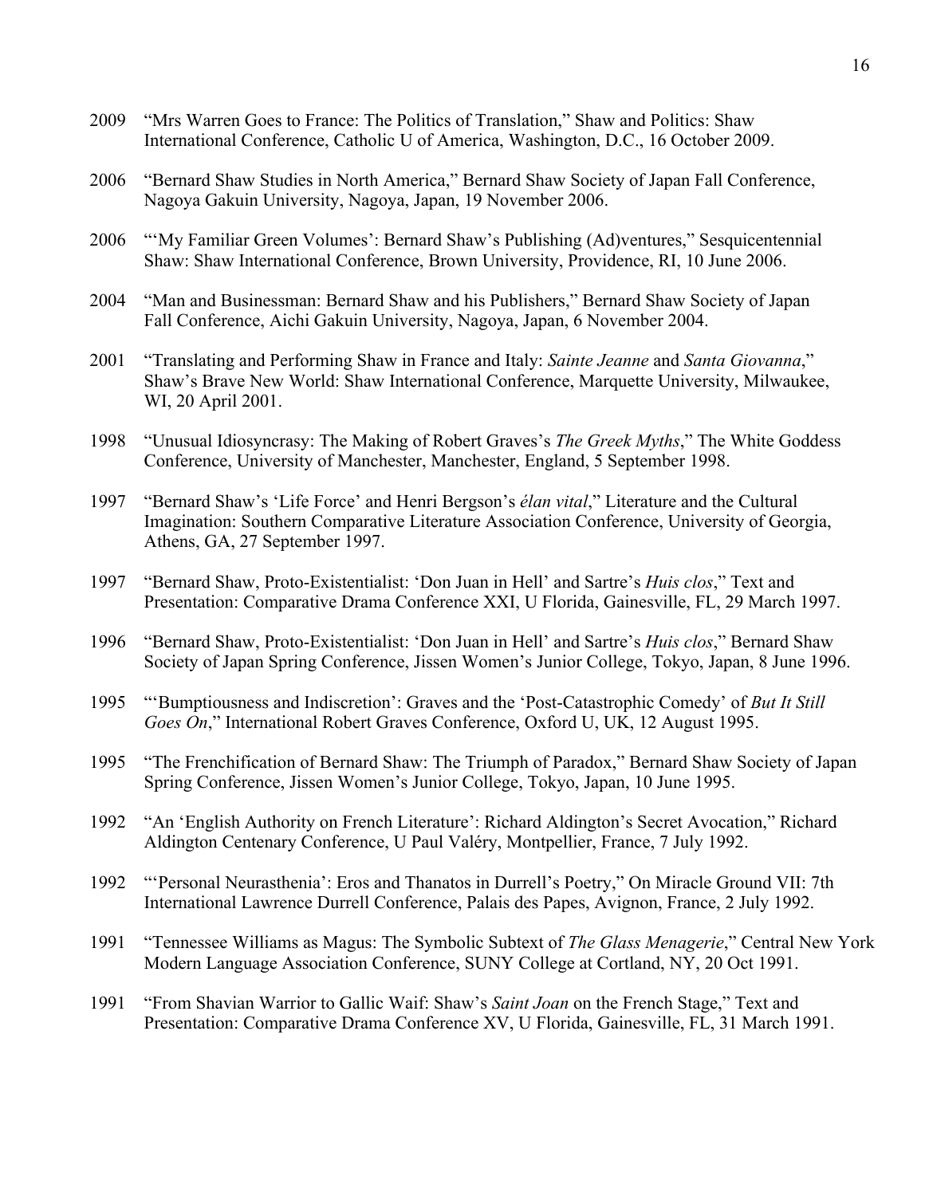2009 "Mrs Warren Goes to France: The Politics of Translation," Shaw and Politics: Shaw International Conference, Catholic U of America, Washington, D.C., 16 October 2009.

2006 "Bernard Shaw Studies in North America," Bernard Shaw Society of Japan Fall Conference, Nagoya Gakuin University, Nagoya, Japan, 19 November 2006.

2006 "'My Familiar Green Volumes': Bernard Shaw's Publishing (Ad)ventures," Sesquicentennial Shaw: Shaw International Conference, Brown University, Providence, RI, 10 June 2006.

2004 "Man and Businessman: Bernard Shaw and his Publishers," Bernard Shaw Society of Japan Fall Conference, Aichi Gakuin University, Nagoya, Japan, 6 November 2004.

2001 "Translating and Performing Shaw in France and Italy: *Sainte Jeanne* and *Santa Giovanna*," Shaw's Brave New World: Shaw International Conference, Marquette University, Milwaukee, WI, 20 April 2001.

1998 "Unusual Idiosyncrasy: The Making of Robert Graves's *The Greek Myths*," The White Goddess Conference, University of Manchester, Manchester, England, 5 September 1998.

1997 "Bernard Shaw's 'Life Force' and Henri Bergson's *élan vital*," Literature and the Cultural Imagination: Southern Comparative Literature Association Conference, University of Georgia, Athens, GA, 27 September 1997.

1997 "Bernard Shaw, Proto-Existentialist: 'Don Juan in Hell' and Sartre's *Huis clos*," Text and Presentation: Comparative Drama Conference XXI, U Florida, Gainesville, FL, 29 March 1997.

1996 "Bernard Shaw, Proto-Existentialist: 'Don Juan in Hell' and Sartre's *Huis clos*," Bernard Shaw Society of Japan Spring Conference, Jissen Women's Junior College, Tokyo, Japan, 8 June 1996.

1995 "'Bumptiousness and Indiscretion': Graves and the 'Post-Catastrophic Comedy' of *But It Still Goes On*," International Robert Graves Conference, Oxford U, UK, 12 August 1995.

1995 "The Frenchification of Bernard Shaw: The Triumph of Paradox," Bernard Shaw Society of Japan Spring Conference, Jissen Women's Junior College, Tokyo, Japan, 10 June 1995.

1992 "An 'English Authority on French Literature': Richard Aldington's Secret Avocation," Richard Aldington Centenary Conference, U Paul Valéry, Montpellier, France, 7 July 1992.

1992 "'Personal Neurasthenia': Eros and Thanatos in Durrell's Poetry," On Miracle Ground VII: 7th International Lawrence Durrell Conference, Palais des Papes, Avignon, France, 2 July 1992.

1991 "Tennessee Williams as Magus: The Symbolic Subtext of *The Glass Menagerie*," Central New York Modern Language Association Conference, SUNY College at Cortland, NY, 20 Oct 1991.

1991 "From Shavian Warrior to Gallic Waif: Shaw's *Saint Joan* on the French Stage," Text and Presentation: Comparative Drama Conference XV, U Florida, Gainesville, FL, 31 March 1991.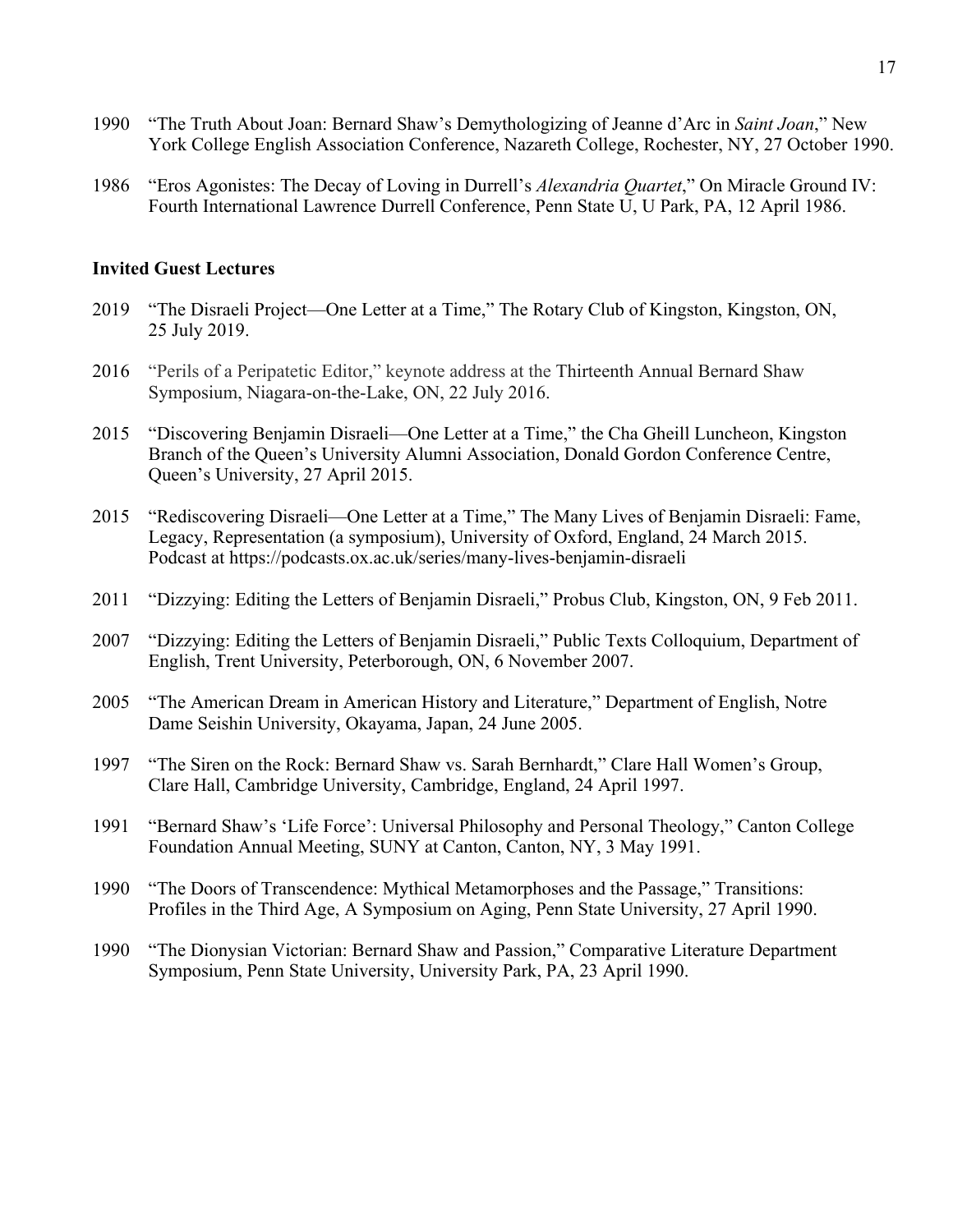1990 "The Truth About Joan: Bernard Shaw's Demythologizing of Jeanne d'Arc in *Saint Joan*," New York College English Association Conference, Nazareth College, Rochester, NY, 27 October 1990.

1986 "Eros Agonistes: The Decay of Loving in Durrell's *Alexandria Quartet*," On Miracle Ground IV: Fourth International Lawrence Durrell Conference, Penn State U, U Park, PA, 12 April 1986.

**Invited Guest Lectures**

2019 "The Disraeli Project—One Letter at a Time," The Rotary Club of Kingston, Kingston, ON, 25 July 2019.

2016 "Perils of a Peripatetic Editor," keynote address at the Thirteenth Annual Bernard Shaw Symposium, Niagara-on-the-Lake, ON, 22 July 2016.

2015 "Discovering Benjamin Disraeli—One Letter at a Time," the Cha Gheill Luncheon, Kingston Branch of the Queen's University Alumni Association, Donald Gordon Conference Centre, Queen's University, 27 April 2015.

2015 "Rediscovering Disraeli—One Letter at a Time," The Many Lives of Benjamin Disraeli: Fame, Legacy, Representation (a symposium), University of Oxford, England, 24 March 2015. Podcast at https://podcasts.ox.ac.uk/series/many-lives-benjamin-disraeli

2011 "Dizzying: Editing the Letters of Benjamin Disraeli," Probus Club, Kingston, ON, 9 Feb 2011.

2007 "Dizzying: Editing the Letters of Benjamin Disraeli," Public Texts Colloquium, Department of English, Trent University, Peterborough, ON, 6 November 2007.

2005 "The American Dream in American History and Literature," Department of English, Notre Dame Seishin University, Okayama, Japan, 24 June 2005.

1997 "The Siren on the Rock: Bernard Shaw vs. Sarah Bernhardt," Clare Hall Women's Group, Clare Hall, Cambridge University, Cambridge, England, 24 April 1997.

1991 "Bernard Shaw's 'Life Force': Universal Philosophy and Personal Theology," Canton College Foundation Annual Meeting, SUNY at Canton, Canton, NY, 3 May 1991.

1990 "The Doors of Transcendence: Mythical Metamorphoses and the Passage," Transitions: Profiles in the Third Age, A Symposium on Aging, Penn State University, 27 April 1990.

1990 "The Dionysian Victorian: Bernard Shaw and Passion," Comparative Literature Department Symposium, Penn State University, University Park, PA, 23 April 1990.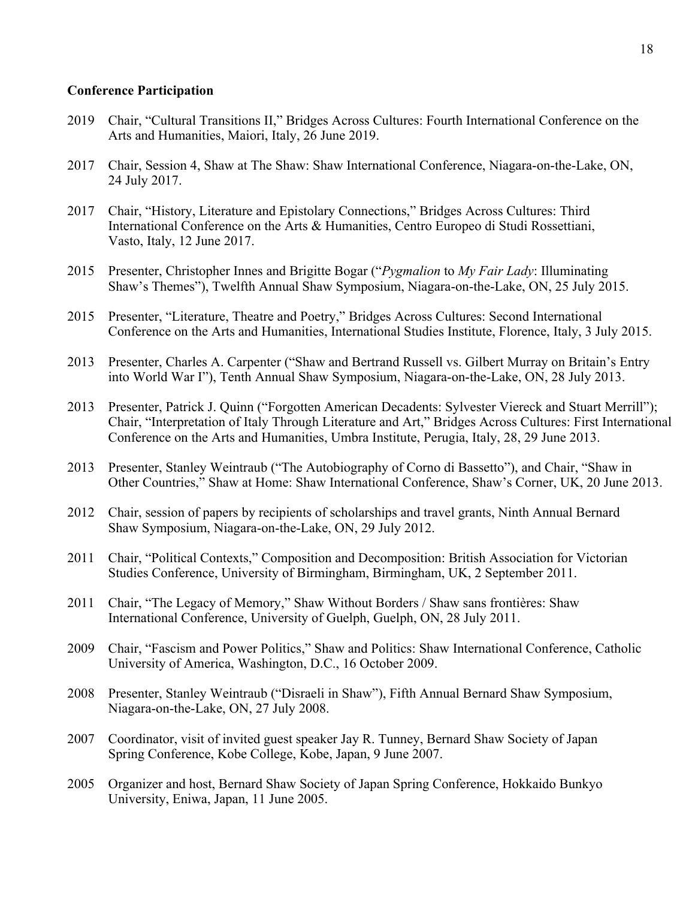**Conference Participation**

2019 Chair, "Cultural Transitions II," Bridges Across Cultures: Fourth International Conference on the Arts and Humanities, Maiori, Italy, 26 June 2019.

2017 Chair, Session 4, Shaw at The Shaw: Shaw International Conference, Niagara-on-the-Lake, ON, 24 July 2017.

2017 Chair, "History, Literature and Epistolary Connections," Bridges Across Cultures: Third International Conference on the Arts & Humanities, Centro Europeo di Studi Rossettiani, Vasto, Italy, 12 June 2017.

2015 Presenter, Christopher Innes and Brigitte Bogar ("*Pygmalion* to *My Fair Lady*: Illuminating Shaw's Themes"), Twelfth Annual Shaw Symposium, Niagara-on-the-Lake, ON, 25 July 2015.

2015 Presenter, "Literature, Theatre and Poetry," Bridges Across Cultures: Second International Conference on the Arts and Humanities, International Studies Institute, Florence, Italy, 3 July 2015.

2013 Presenter, Charles A. Carpenter ("Shaw and Bertrand Russell vs. Gilbert Murray on Britain's Entry into World War I"), Tenth Annual Shaw Symposium, Niagara-on-the-Lake, ON, 28 July 2013.

2013 Presenter, Patrick J. Quinn ("Forgotten American Decadents: Sylvester Viereck and Stuart Merrill"); Chair, "Interpretation of Italy Through Literature and Art," Bridges Across Cultures: First International Conference on the Arts and Humanities, Umbra Institute, Perugia, Italy, 28, 29 June 2013.

2013 Presenter, Stanley Weintraub ("The Autobiography of Corno di Bassetto"), and Chair, "Shaw in Other Countries," Shaw at Home: Shaw International Conference, Shaw's Corner, UK, 20 June 2013.

2012 Chair, session of papers by recipients of scholarships and travel grants, Ninth Annual Bernard Shaw Symposium, Niagara-on-the-Lake, ON, 29 July 2012.

2011 Chair, "Political Contexts," Composition and Decomposition: British Association for Victorian Studies Conference, University of Birmingham, Birmingham, UK, 2 September 2011.

2011 Chair, "The Legacy of Memory," Shaw Without Borders / Shaw sans frontières: Shaw International Conference, University of Guelph, Guelph, ON, 28 July 2011.

2009 Chair, "Fascism and Power Politics," Shaw and Politics: Shaw International Conference, Catholic University of America, Washington, D.C., 16 October 2009.

2008 Presenter, Stanley Weintraub ("Disraeli in Shaw"), Fifth Annual Bernard Shaw Symposium, Niagara-on-the-Lake, ON, 27 July 2008.

2007 Coordinator, visit of invited guest speaker Jay R. Tunney, Bernard Shaw Society of Japan Spring Conference, Kobe College, Kobe, Japan, 9 June 2007.

2005 Organizer and host, Bernard Shaw Society of Japan Spring Conference, Hokkaido Bunkyo University, Eniwa, Japan, 11 June 2005.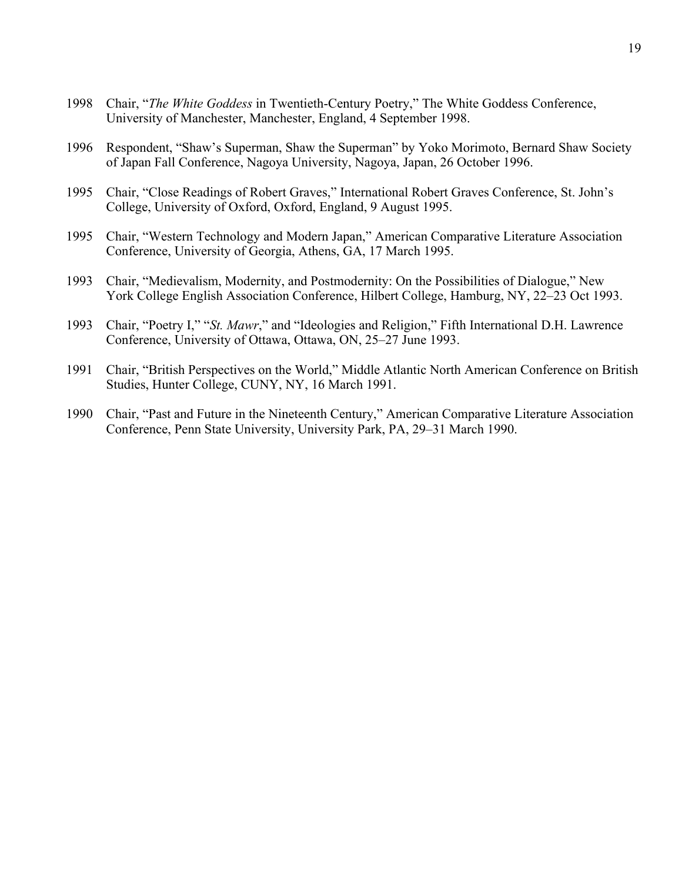1998 Chair, "*The White Goddess* in Twentieth-Century Poetry," The White Goddess Conference, University of Manchester, Manchester, England, 4 September 1998.

1996 Respondent, "Shaw's Superman, Shaw the Superman" by Yoko Morimoto, Bernard Shaw Society of Japan Fall Conference, Nagoya University, Nagoya, Japan, 26 October 1996.

1995 Chair, "Close Readings of Robert Graves," International Robert Graves Conference, St. John's College, University of Oxford, Oxford, England, 9 August 1995.

1995 Chair, "Western Technology and Modern Japan," American Comparative Literature Association Conference, University of Georgia, Athens, GA, 17 March 1995.

1993 Chair, "Medievalism, Modernity, and Postmodernity: On the Possibilities of Dialogue," New York College English Association Conference, Hilbert College, Hamburg, NY, 22–23 Oct 1993.

1993 Chair, "Poetry I," "*St. Mawr*," and "Ideologies and Religion," Fifth International D.H. Lawrence Conference, University of Ottawa, Ottawa, ON, 25–27 June 1993.

1991 Chair, "British Perspectives on the World," Middle Atlantic North American Conference on British Studies, Hunter College, CUNY, NY, 16 March 1991.

1990 Chair, "Past and Future in the Nineteenth Century," American Comparative Literature Association Conference, Penn State University, University Park, PA, 29–31 March 1990.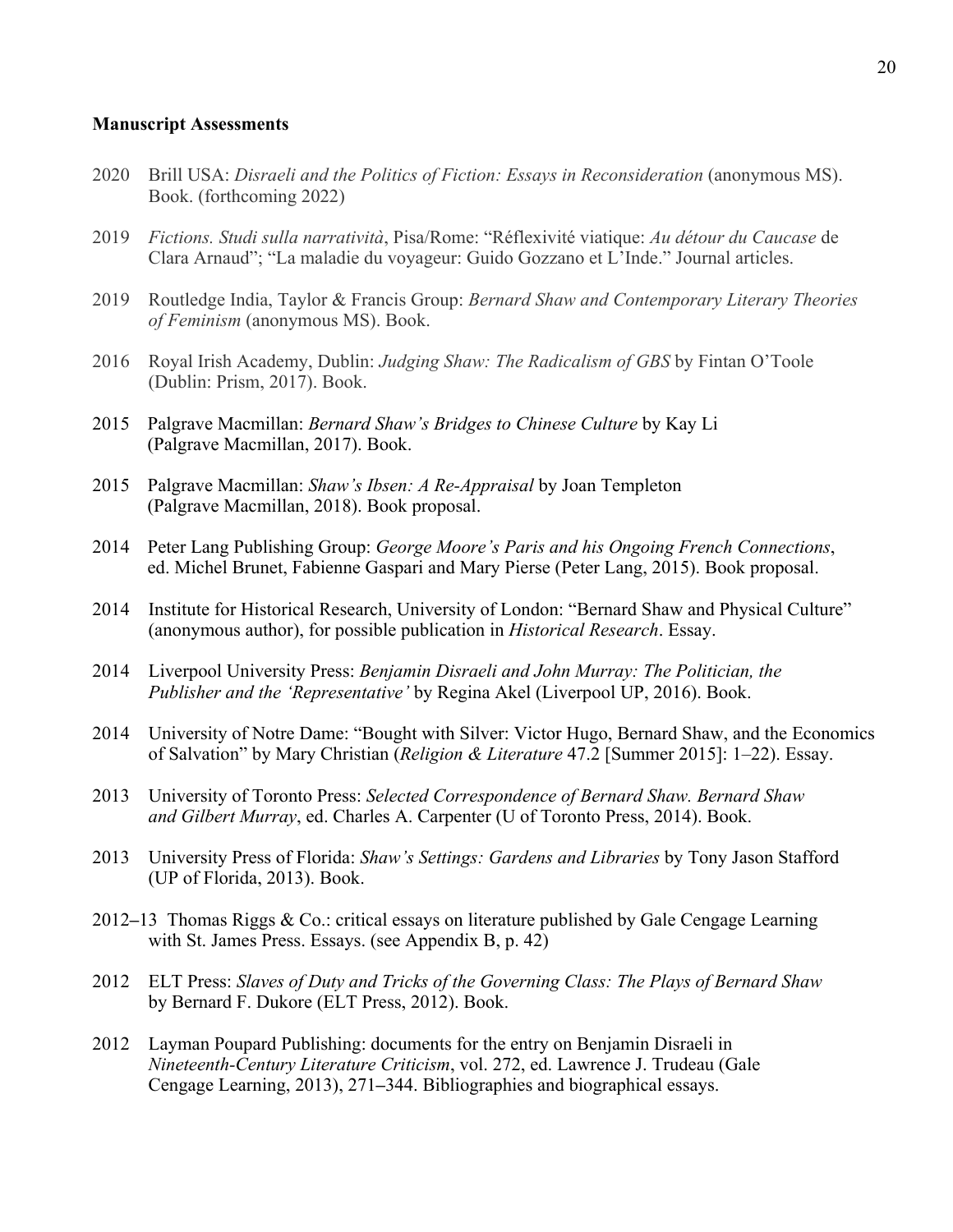**Manuscript Assessments**

2020 Brill USA: *Disraeli and the Politics of Fiction: Essays in Reconsideration* (anonymous MS). Book. (forthcoming 2022)

2019 *Fictions. Studi sulla narratività*, Pisa/Rome: "Réflexivité viatique: *Au détour du Caucase* de Clara Arnaud"; "La maladie du voyageur: Guido Gozzano et L'Inde." Journal articles.

2019 Routledge India, Taylor & Francis Group: *Bernard Shaw and Contemporary Literary Theories of Feminism* (anonymous MS). Book.

2016 Royal Irish Academy, Dublin: *Judging Shaw: The Radicalism of GBS* by Fintan O'Toole (Dublin: Prism, 2017). Book.

2015 Palgrave Macmillan: *Bernard Shaw's Bridges to Chinese Culture* by Kay Li (Palgrave Macmillan, 2017). Book.

2015 Palgrave Macmillan: *Shaw's Ibsen: A Re-Appraisal* by Joan Templeton (Palgrave Macmillan, 2018). Book proposal.

2014 Peter Lang Publishing Group: *George Moore's Paris and his Ongoing French Connections*, ed. Michel Brunet, Fabienne Gaspari and Mary Pierse (Peter Lang, 2015). Book proposal.

2014 Institute for Historical Research, University of London: "Bernard Shaw and Physical Culture" (anonymous author), for possible publication in *Historical Research*. Essay.

2014 Liverpool University Press: *Benjamin Disraeli and John Murray: The Politician, the Publisher and the 'Representative'* by Regina Akel (Liverpool UP, 2016). Book.

2014 University of Notre Dame: "Bought with Silver: Victor Hugo, Bernard Shaw, and the Economics of Salvation" by Mary Christian (*Religion & Literature* 47.2 [Summer 2015]: 1–22). Essay.

2013 University of Toronto Press: *Selected Correspondence of Bernard Shaw. Bernard Shaw and Gilbert Murray*, ed. Charles A. Carpenter (U of Toronto Press, 2014). Book.

2013 University Press of Florida: *Shaw's Settings: Gardens and Libraries* by Tony Jason Stafford (UP of Florida, 2013). Book.

2012–13 Thomas Riggs & Co.: critical essays on literature published by Gale Cengage Learning with St. James Press. Essays. (see Appendix B, p. 42)

2012 ELT Press: *Slaves of Duty and Tricks of the Governing Class: The Plays of Bernard Shaw* by Bernard F. Dukore (ELT Press, 2012). Book.

2012 Layman Poupard Publishing: documents for the entry on Benjamin Disraeli in *Nineteenth-Century Literature Criticism*, vol. 272, ed. Lawrence J. Trudeau (Gale Cengage Learning, 2013), 271–344. Bibliographies and biographical essays.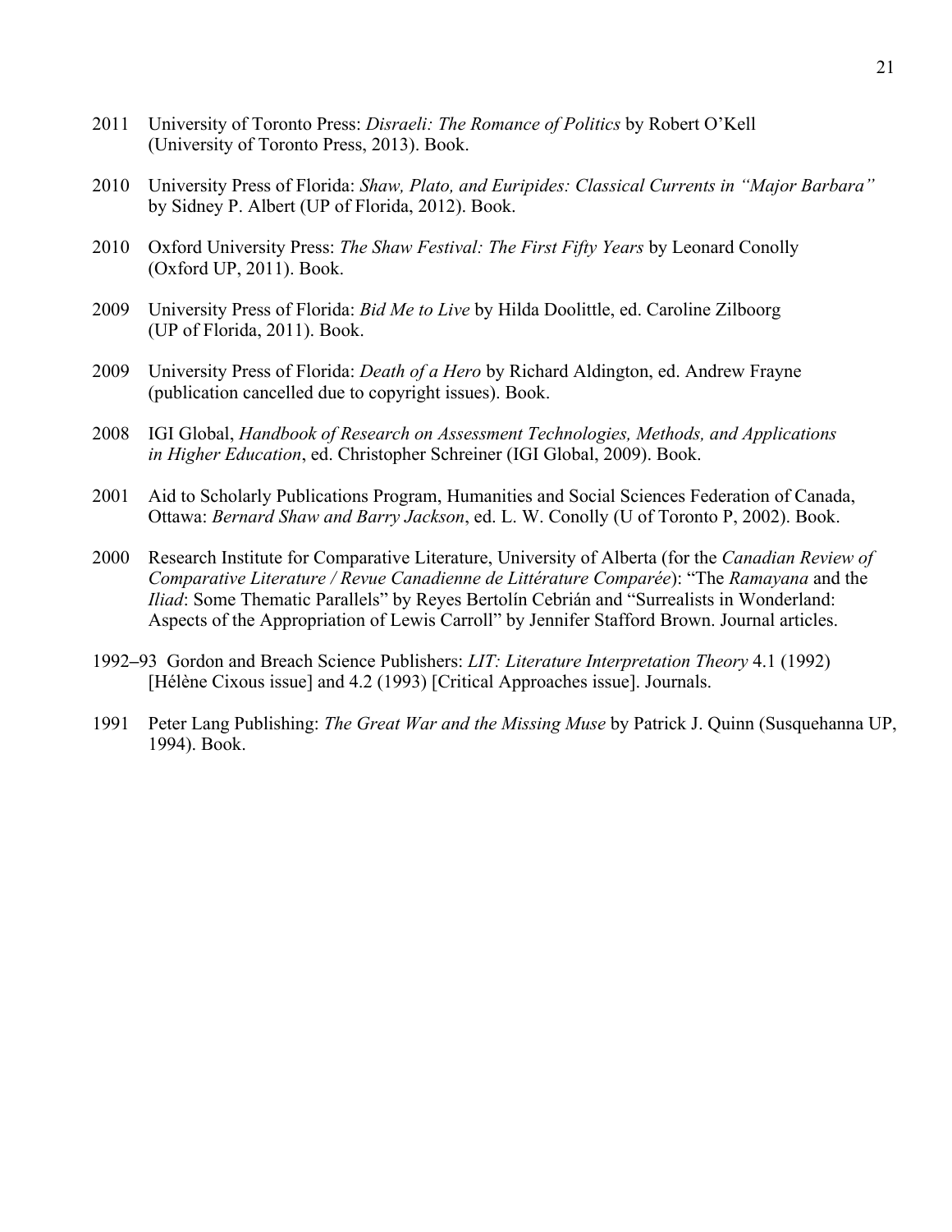2011 University of Toronto Press: *Disraeli: The Romance of Politics* by Robert O'Kell (University of Toronto Press, 2013). Book.

2010 University Press of Florida: *Shaw, Plato, and Euripides: Classical Currents in "Major Barbara"* by Sidney P. Albert (UP of Florida, 2012). Book.

2010 Oxford University Press: *The Shaw Festival: The First Fifty Years* by Leonard Conolly (Oxford UP, 2011). Book.

2009 University Press of Florida: *Bid Me to Live* by Hilda Doolittle, ed. Caroline Zilboorg (UP of Florida, 2011). Book.

2009 University Press of Florida: *Death of a Hero* by Richard Aldington, ed. Andrew Frayne (publication cancelled due to copyright issues). Book.

2008 IGI Global, *Handbook of Research on Assessment Technologies, Methods, and Applications in Higher Education*, ed. Christopher Schreiner (IGI Global, 2009). Book.

2001 Aid to Scholarly Publications Program, Humanities and Social Sciences Federation of Canada, Ottawa: *Bernard Shaw and Barry Jackson*, ed. L. W. Conolly (U of Toronto P, 2002). Book.

2000 Research Institute for Comparative Literature, University of Alberta (for the *Canadian Review of Comparative Literature / Revue Canadienne de Littérature Comparée*): "The *Ramayana* and the *Iliad*: Some Thematic Parallels" by Reyes Bertolín Cebrián and "Surrealists in Wonderland: Aspects of the Appropriation of Lewis Carroll" by Jennifer Stafford Brown. Journal articles.

1992–93 Gordon and Breach Science Publishers: *LIT: Literature Interpretation Theory* 4.1 (1992) [Hélène Cixous issue] and 4.2 (1993) [Critical Approaches issue]. Journals.

1991 Peter Lang Publishing: *The Great War and the Missing Muse* by Patrick J. Quinn (Susquehanna UP, 1994). Book.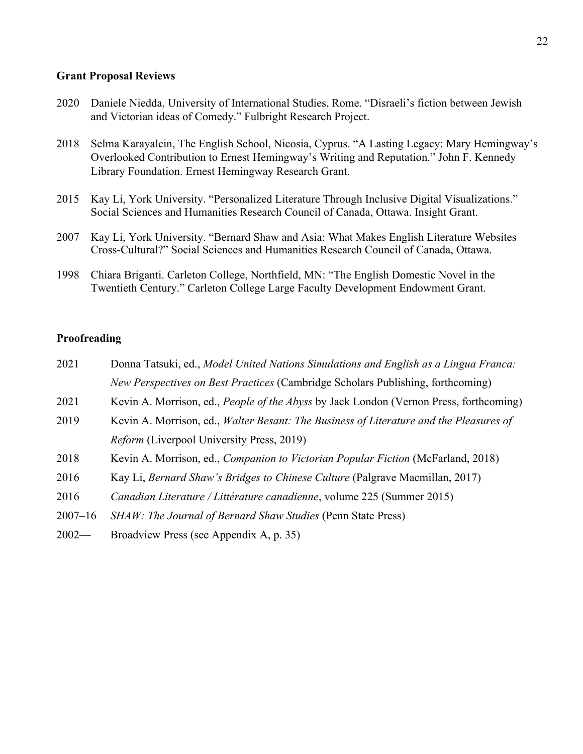**Grant Proposal Reviews**

2020 Daniele Niedda, University of International Studies, Rome. "Disraeli's fiction between Jewish and Victorian ideas of Comedy." Fulbright Research Project.

2018 Selma Karayalcin, The English School, Nicosia, Cyprus. "A Lasting Legacy: Mary Hemingway's Overlooked Contribution to Ernest Hemingway's Writing and Reputation." John F. Kennedy Library Foundation. Ernest Hemingway Research Grant.

2015 Kay Li, York University. "Personalized Literature Through Inclusive Digital Visualizations." Social Sciences and Humanities Research Council of Canada, Ottawa. Insight Grant.

2007 Kay Li, York University. "Bernard Shaw and Asia: What Makes English Literature Websites Cross-Cultural?" Social Sciences and Humanities Research Council of Canada, Ottawa.

1998 Chiara Briganti. Carleton College, Northfield, MN: "The English Domestic Novel in the Twentieth Century." Carleton College Large Faculty Development Endowment Grant.

**Proofreading**

2021 Donna Tatsuki, ed., *Model United Nations Simulations and English as a Lingua Franca: New Perspectives on Best Practices* (Cambridge Scholars Publishing, forthcoming)

2021 Kevin A. Morrison, ed., *People of the Abyss* by Jack London (Vernon Press, forthcoming)

2019 Kevin A. Morrison, ed., *Walter Besant: The Business of Literature and the Pleasures of Reform* (Liverpool University Press, 2019)

2018 Kevin A. Morrison, ed., *Companion to Victorian Popular Fiction* (McFarland, 2018)

2016 Kay Li, *Bernard Shaw's Bridges to Chinese Culture* (Palgrave Macmillan, 2017)

2016 *Canadian Literature / Littérature canadienne*, volume 225 (Summer 2015)

2007–16 *SHAW: The Journal of Bernard Shaw Studies* (Penn State Press)

2002— Broadview Press (see Appendix A, p. 35)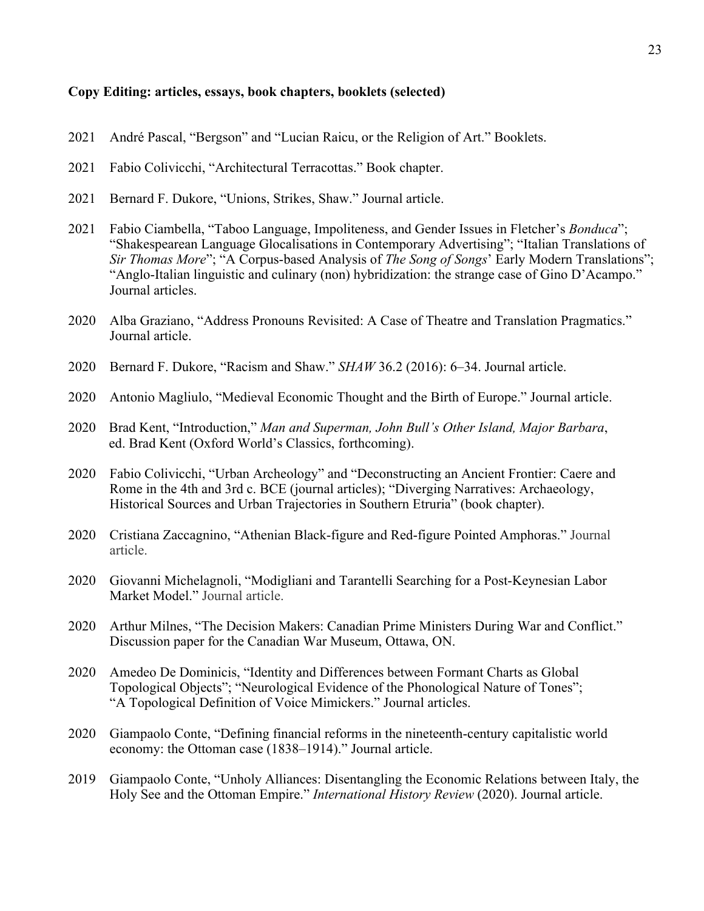**Copy Editing: articles, essays, book chapters, booklets (selected)**

2021 André Pascal, "Bergson" and "Lucian Raicu, or the Religion of Art." Booklets.

2021 Fabio Colivicchi, "Architectural Terracottas." Book chapter.

2021 Bernard F. Dukore, "Unions, Strikes, Shaw." Journal article.

2021 Fabio Ciambella, "Taboo Language, Impoliteness, and Gender Issues in Fletcher's *Bonduca*"; "Shakespearean Language Glocalisations in Contemporary Advertising"; "Italian Translations of *Sir Thomas More*"; "A Corpus-based Analysis of *The Song of Songs*' Early Modern Translations"; "Anglo-Italian linguistic and culinary (non) hybridization: the strange case of Gino D'Acampo." Journal articles.

2020 Alba Graziano, "Address Pronouns Revisited: A Case of Theatre and Translation Pragmatics." Journal article.

2020 Bernard F. Dukore, "Racism and Shaw." *SHAW* 36.2 (2016): 6–34. Journal article.

2020 Antonio Magliulo, "Medieval Economic Thought and the Birth of Europe." Journal article.

2020 Brad Kent, "Introduction," *Man and Superman, John Bull's Other Island, Major Barbara*, ed. Brad Kent (Oxford World's Classics, forthcoming).

2020 Fabio Colivicchi, "Urban Archeology" and "Deconstructing an Ancient Frontier: Caere and Rome in the 4th and 3rd c. BCE (journal articles); "Diverging Narratives: Archaeology, Historical Sources and Urban Trajectories in Southern Etruria" (book chapter).

2020 Cristiana Zaccagnino, "Athenian Black-figure and Red-figure Pointed Amphoras." Journal article.

2020 Giovanni Michelagnoli, "Modigliani and Tarantelli Searching for a Post-Keynesian Labor Market Model." Journal article.

2020 Arthur Milnes, "The Decision Makers: Canadian Prime Ministers During War and Conflict." Discussion paper for the Canadian War Museum, Ottawa, ON.

2020 Amedeo De Dominicis, "Identity and Differences between Formant Charts as Global Topological Objects"; "Neurological Evidence of the Phonological Nature of Tones"; "A Topological Definition of Voice Mimickers." Journal articles.

2020 Giampaolo Conte, "Defining financial reforms in the nineteenth-century capitalistic world economy: the Ottoman case (1838–1914)." Journal article.

2019 Giampaolo Conte, "Unholy Alliances: Disentangling the Economic Relations between Italy, the Holy See and the Ottoman Empire." *International History Review* (2020). Journal article.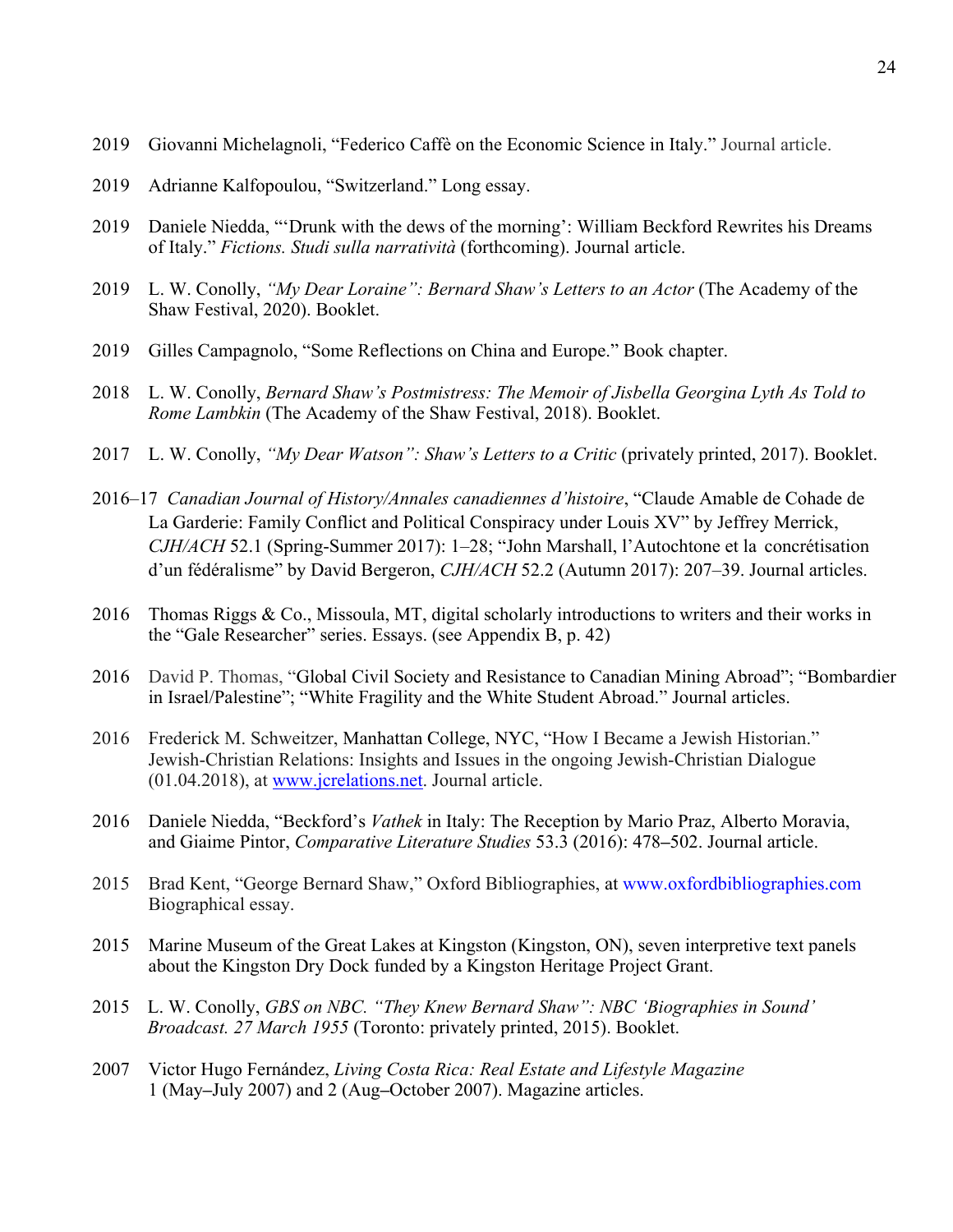2019 Giovanni Michelagnoli, "Federico Caffè on the Economic Science in Italy." Journal article.

2019 Adrianne Kalfopoulou, "Switzerland." Long essay.

2019 Daniele Niedda, "'Drunk with the dews of the morning': William Beckford Rewrites his Dreams of Italy." *Fictions. Studi sulla narratività* (forthcoming). Journal article.

2019 L. W. Conolly, *"My Dear Loraine": Bernard Shaw's Letters to an Actor* (The Academy of the Shaw Festival, 2020). Booklet.

2019 Gilles Campagnolo, "Some Reflections on China and Europe." Book chapter.

2018 L. W. Conolly, *Bernard Shaw's Postmistress: The Memoir of Jisbella Georgina Lyth As Told to Rome Lambkin* (The Academy of the Shaw Festival, 2018). Booklet.

2017 L. W. Conolly, *"My Dear Watson": Shaw's Letters to a Critic* (privately printed, 2017). Booklet.

2016–17 *Canadian Journal of History/Annales canadiennes d'histoire*, "Claude Amable de Cohade de La Garderie: Family Conflict and Political Conspiracy under Louis XV" by Jeffrey Merrick, *CJH/ACH* 52.1 (Spring-Summer 2017): 1–28; "John Marshall, l'Autochtone et la concrétisation d'un fédéralisme" by David Bergeron, *CJH/ACH* 52.2 (Autumn 2017): 207–39. Journal articles.

2016 Thomas Riggs & Co., Missoula, MT, digital scholarly introductions to writers and their works in the "Gale Researcher" series. Essays. (see Appendix B, p. 42)

2016 David P. Thomas, "Global Civil Society and Resistance to Canadian Mining Abroad"; "Bombardier in Israel/Palestine"; "White Fragility and the White Student Abroad." Journal articles.

2016 Frederick M. Schweitzer, Manhattan College, NYC, "How I Became a Jewish Historian." Jewish-Christian Relations: Insights and Issues in the ongoing Jewish-Christian Dialogue (01.04.2018), at www.jcrelations.net. Journal article.

2016 Daniele Niedda, "Beckford's *Vathek* in Italy: The Reception by Mario Praz, Alberto Moravia, and Giaime Pintor, *Comparative Literature Studies* 53.3 (2016): 478–502. Journal article.

2015 Brad Kent, "George Bernard Shaw," Oxford Bibliographies, at www.oxfordbibliographies.com Biographical essay.

2015 Marine Museum of the Great Lakes at Kingston (Kingston, ON), seven interpretive text panels about the Kingston Dry Dock funded by a Kingston Heritage Project Grant.

2015 L. W. Conolly, *GBS on NBC. "They Knew Bernard Shaw": NBC 'Biographies in Sound' Broadcast. 27 March 1955* (Toronto: privately printed, 2015). Booklet.

2007 Victor Hugo Fernández, *Living Costa Rica: Real Estate and Lifestyle Magazine* 1 (May–July 2007) and 2 (Aug–October 2007). Magazine articles.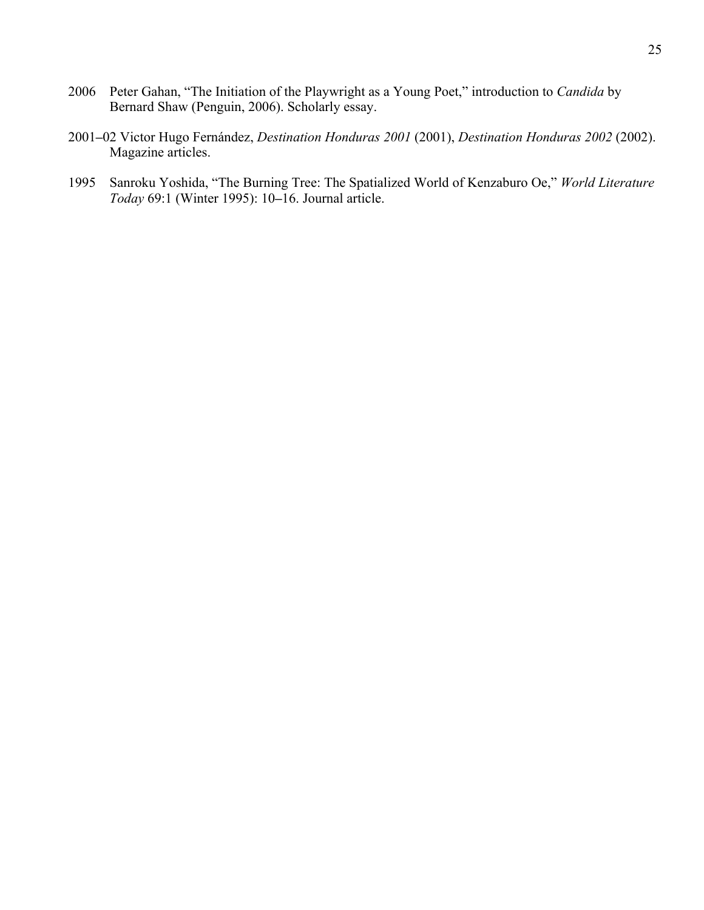2006 Peter Gahan, "The Initiation of the Playwright as a Young Poet," introduction to *Candida* by Bernard Shaw (Penguin, 2006). Scholarly essay.

2001–02 Victor Hugo Fernández, *Destination Honduras 2001* (2001), *Destination Honduras 2002* (2002). Magazine articles.

1995 Sanroku Yoshida, "The Burning Tree: The Spatialized World of Kenzaburo Oe," *World Literature Today* 69:1 (Winter 1995): 10–16. Journal article.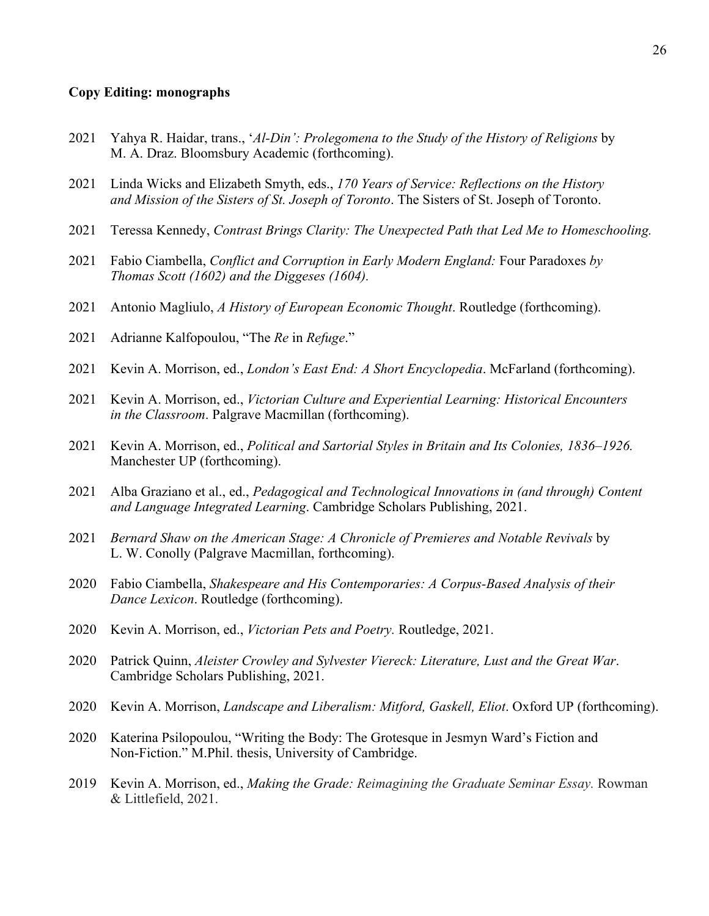**Copy Editing: monographs**

2021 Yahya R. Haidar, trans., '*Al-Din': Prolegomena to the Study of the History of Religions* by M. A. Draz. Bloomsbury Academic (forthcoming).

2021 Linda Wicks and Elizabeth Smyth, eds., *170 Years of Service: Reflections on the History and Mission of the Sisters of St. Joseph of Toronto*. The Sisters of St. Joseph of Toronto.

2021 Teressa Kennedy, *Contrast Brings Clarity: The Unexpected Path that Led Me to Homeschooling.*

2021 Fabio Ciambella, *Conflict and Corruption in Early Modern England:* Four Paradoxes *by Thomas Scott (1602) and the Diggeses (1604).*

2021 Antonio Magliulo, *A History of European Economic Thought*. Routledge (forthcoming).

2021 Adrianne Kalfopoulou, "The *Re* in *Refuge*."

2021 Kevin A. Morrison, ed., *London's East End: A Short Encyclopedia*. McFarland (forthcoming).

2021 Kevin A. Morrison, ed., *Victorian Culture and Experiential Learning: Historical Encounters in the Classroom*. Palgrave Macmillan (forthcoming).

2021 Kevin A. Morrison, ed., *Political and Sartorial Styles in Britain and Its Colonies, 1836–1926.* Manchester UP (forthcoming).

2021 Alba Graziano et al., ed., *Pedagogical and Technological Innovations in (and through) Content and Language Integrated Learning*. Cambridge Scholars Publishing, 2021.

2021 *Bernard Shaw on the American Stage: A Chronicle of Premieres and Notable Revivals* by L. W. Conolly (Palgrave Macmillan, forthcoming).

2020 Fabio Ciambella, *Shakespeare and His Contemporaries: A Corpus-Based Analysis of their Dance Lexicon*. Routledge (forthcoming).

2020 Kevin A. Morrison, ed., *Victorian Pets and Poetry.* Routledge, 2021.

2020 Patrick Quinn, *Aleister Crowley and Sylvester Viereck: Literature, Lust and the Great War*. Cambridge Scholars Publishing, 2021.

2020 Kevin A. Morrison, *Landscape and Liberalism: Mitford, Gaskell, Eliot*. Oxford UP (forthcoming).

2020 Katerina Psilopoulou, "Writing the Body: The Grotesque in Jesmyn Ward's Fiction and Non-Fiction." M.Phil. thesis, University of Cambridge.

2019 Kevin A. Morrison, ed., *Making the Grade: Reimagining the Graduate Seminar Essay.* Rowman & Littlefield, 2021.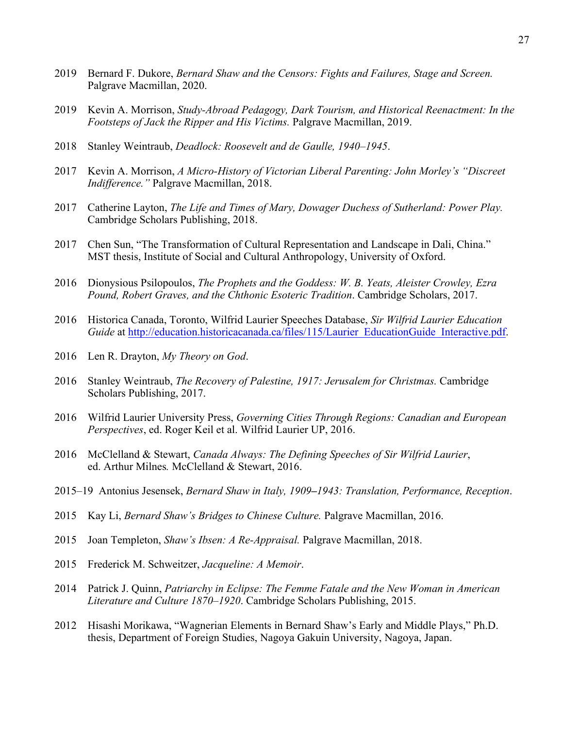2019 Bernard F. Dukore, *Bernard Shaw and the Censors: Fights and Failures, Stage and Screen.* Palgrave Macmillan, 2020.

2019 Kevin A. Morrison, *Study-Abroad Pedagogy, Dark Tourism, and Historical Reenactment: In the Footsteps of Jack the Ripper and His Victims.* Palgrave Macmillan, 2019.

2018 Stanley Weintraub, *Deadlock: Roosevelt and de Gaulle, 1940–1945*.

2017 Kevin A. Morrison, *A Micro-History of Victorian Liberal Parenting: John Morley's "Discreet Indifference."* Palgrave Macmillan, 2018.

2017 Catherine Layton, *The Life and Times of Mary, Dowager Duchess of Sutherland: Power Play.* Cambridge Scholars Publishing, 2018.

2017 Chen Sun, "The Transformation of Cultural Representation and Landscape in Dali, China." MST thesis, Institute of Social and Cultural Anthropology, University of Oxford.

2016 Dionysious Psilopoulos, *The Prophets and the Goddess: W. B. Yeats, Aleister Crowley, Ezra Pound, Robert Graves, and the Chthonic Esoteric Tradition*. Cambridge Scholars, 2017.

2016 Historica Canada, Toronto, Wilfrid Laurier Speeches Database, *Sir Wilfrid Laurier Education Guide* at http://education.historicacanada.ca/files/115/Laurier_EducationGuide_Interactive.pdf.

2016 Len R. Drayton, *My Theory on God*.

2016 Stanley Weintraub, *The Recovery of Palestine, 1917: Jerusalem for Christmas.* Cambridge Scholars Publishing, 2017.

2016 Wilfrid Laurier University Press, *Governing Cities Through Regions: Canadian and European Perspectives*, ed. Roger Keil et al. Wilfrid Laurier UP, 2016.

2016 McClelland & Stewart, *Canada Always: The Defining Speeches of Sir Wilfrid Laurier*, ed. Arthur Milnes*.* McClelland & Stewart, 2016.

2015–19 Antonius Jesensek, *Bernard Shaw in Italy, 1909–1943: Translation, Performance, Reception*.

2015 Kay Li, *Bernard Shaw's Bridges to Chinese Culture.* Palgrave Macmillan, 2016.

2015 Joan Templeton, *Shaw's Ibsen: A Re-Appraisal.* Palgrave Macmillan, 2018.

2015 Frederick M. Schweitzer, *Jacqueline: A Memoir*.

2014 Patrick J. Quinn, *Patriarchy in Eclipse: The Femme Fatale and the New Woman in American Literature and Culture 1870–1920*. Cambridge Scholars Publishing, 2015.

2012 Hisashi Morikawa, "Wagnerian Elements in Bernard Shaw's Early and Middle Plays," Ph.D. thesis, Department of Foreign Studies, Nagoya Gakuin University, Nagoya, Japan.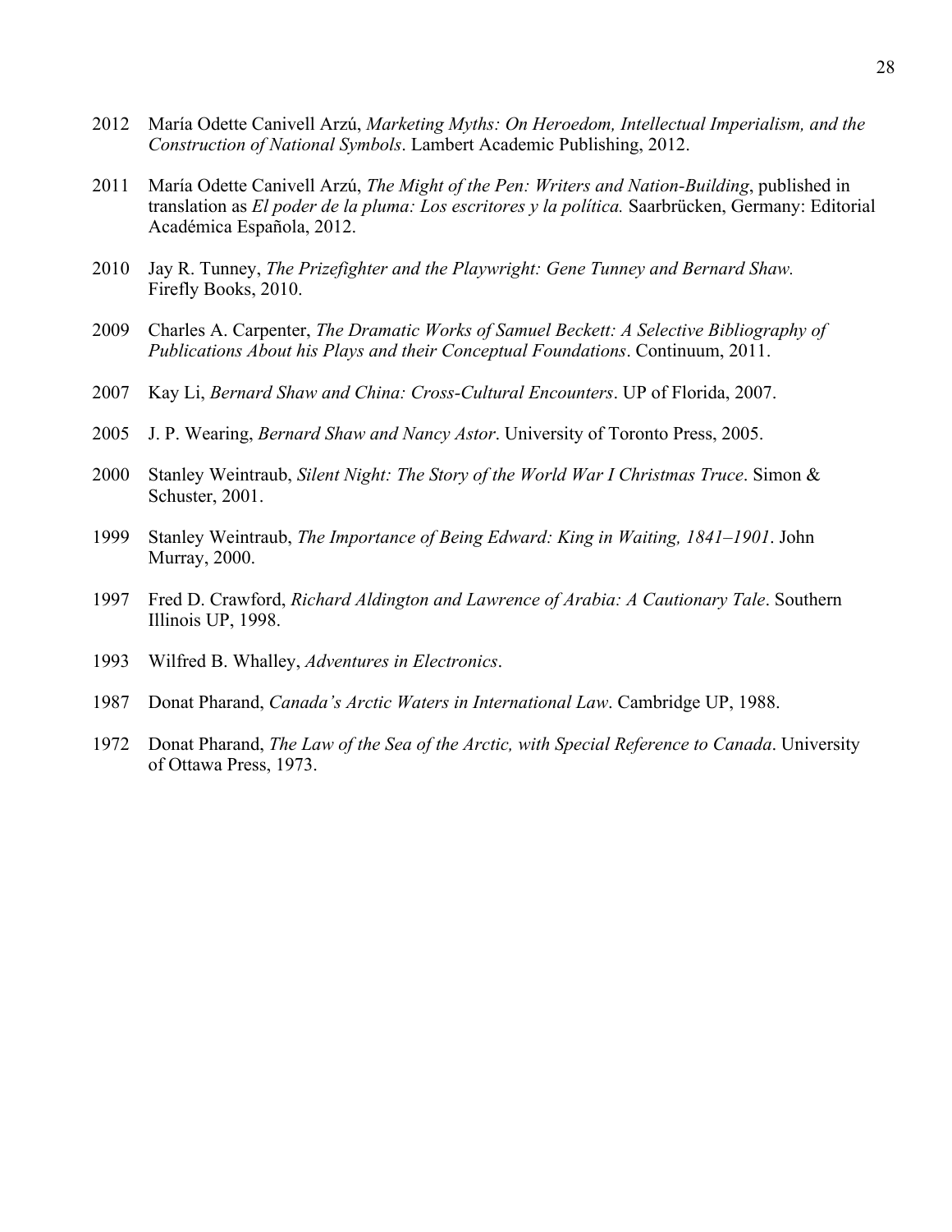2012 María Odette Canivell Arzú, *Marketing Myths: On Heroedom, Intellectual Imperialism, and the Construction of National Symbols*. Lambert Academic Publishing, 2012.

2011 María Odette Canivell Arzú, *The Might of the Pen: Writers and Nation-Building*, published in translation as *El poder de la pluma: Los escritores y la política.* Saarbrücken, Germany: Editorial Académica Española, 2012.

2010 Jay R. Tunney, *The Prizefighter and the Playwright: Gene Tunney and Bernard Shaw.* Firefly Books, 2010.

2009 Charles A. Carpenter, *The Dramatic Works of Samuel Beckett: A Selective Bibliography of Publications About his Plays and their Conceptual Foundations*. Continuum, 2011.

2007 Kay Li, *Bernard Shaw and China: Cross-Cultural Encounters*. UP of Florida, 2007.

2005 J. P. Wearing, *Bernard Shaw and Nancy Astor*. University of Toronto Press, 2005.

2000 Stanley Weintraub, *Silent Night: The Story of the World War I Christmas Truce*. Simon & Schuster, 2001.

1999 Stanley Weintraub, *The Importance of Being Edward: King in Waiting, 1841–1901*. John Murray, 2000.

1997 Fred D. Crawford, *Richard Aldington and Lawrence of Arabia: A Cautionary Tale*. Southern Illinois UP, 1998.

1993 Wilfred B. Whalley, *Adventures in Electronics*.

1987 Donat Pharand, *Canada's Arctic Waters in International Law*. Cambridge UP, 1988.

1972 Donat Pharand, *The Law of the Sea of the Arctic, with Special Reference to Canada*. University of Ottawa Press, 1973.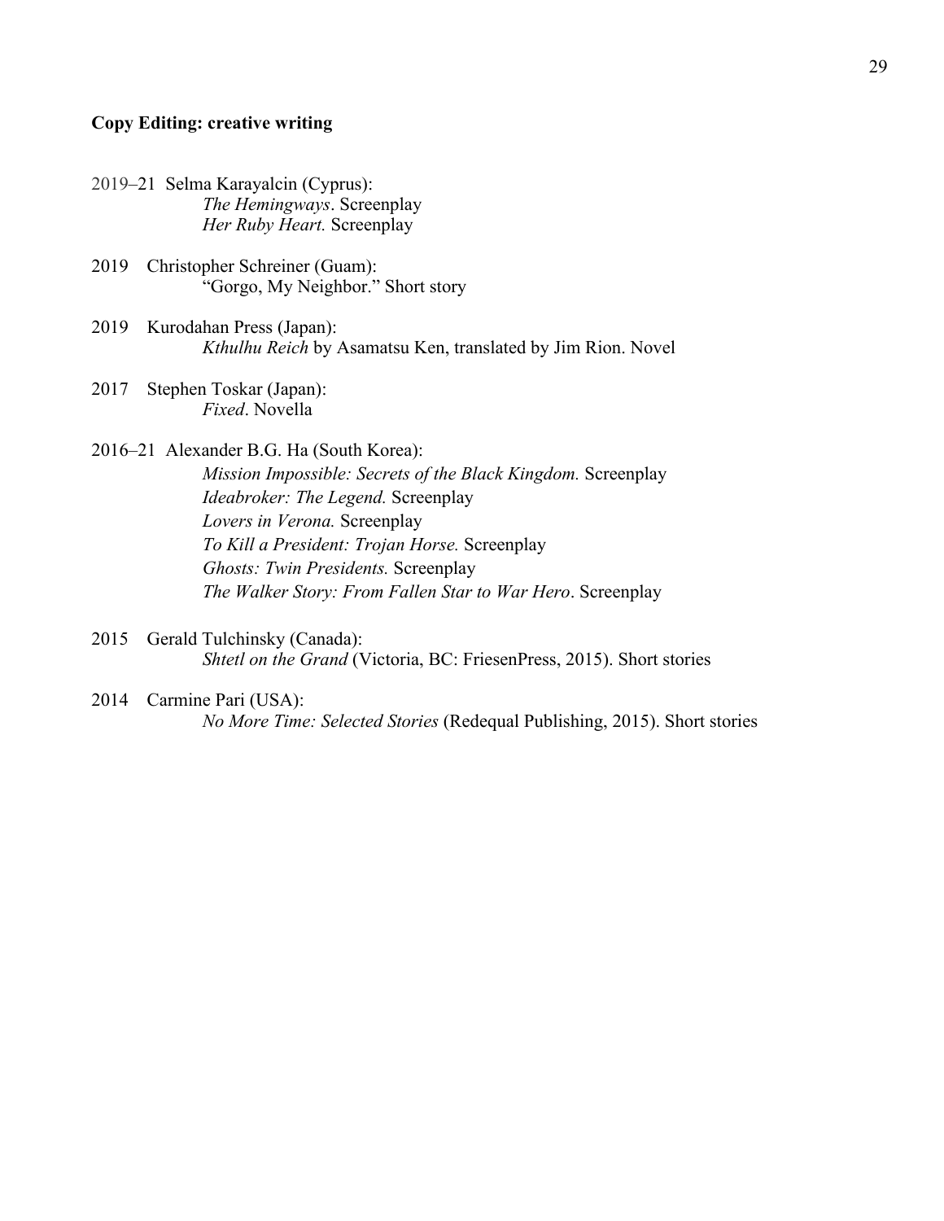**Copy Editing: creative writing**

2019–21 Selma Karayalcin (Cyprus):
*The Hemingways*. Screenplay
*Her Ruby Heart.* Screenplay

2019 Christopher Schreiner (Guam):
"Gorgo, My Neighbor." Short story

2019 Kurodahan Press (Japan):
*Kthulhu Reich* by Asamatsu Ken, translated by Jim Rion. Novel

2017 Stephen Toskar (Japan):
*Fixed*. Novella

2016–21 Alexander B.G. Ha (South Korea):
*Mission Impossible: Secrets of the Black Kingdom.* Screenplay
*Ideabroker: The Legend.* Screenplay
*Lovers in Verona.* Screenplay
*To Kill a President: Trojan Horse.* Screenplay
*Ghosts: Twin Presidents.* Screenplay
*The Walker Story: From Fallen Star to War Hero*. Screenplay

2015 Gerald Tulchinsky (Canada):
*Shtetl on the Grand* (Victoria, BC: FriesenPress, 2015). Short stories

2014 Carmine Pari (USA):
*No More Time: Selected Stories* (Redequal Publishing, 2015). Short stories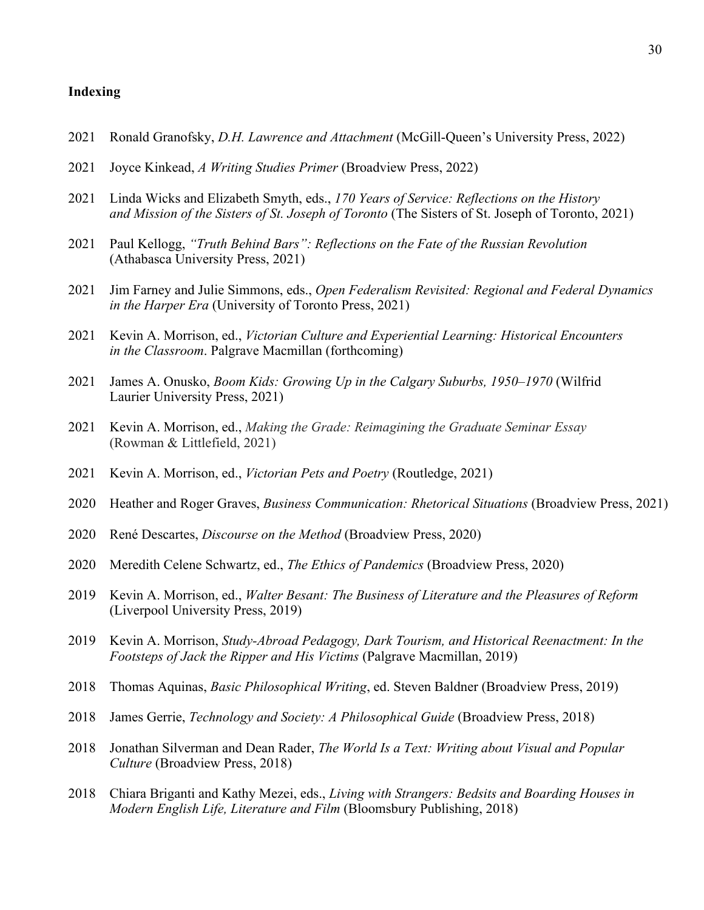**Indexing**

2021 Ronald Granofsky, *D.H. Lawrence and Attachment* (McGill-Queen's University Press, 2022)

2021 Joyce Kinkead, *A Writing Studies Primer* (Broadview Press, 2022)

2021 Linda Wicks and Elizabeth Smyth, eds., *170 Years of Service: Reflections on the History and Mission of the Sisters of St. Joseph of Toronto* (The Sisters of St. Joseph of Toronto, 2021)

2021 Paul Kellogg, *"Truth Behind Bars": Reflections on the Fate of the Russian Revolution* (Athabasca University Press, 2021)

2021 Jim Farney and Julie Simmons, eds., *Open Federalism Revisited: Regional and Federal Dynamics in the Harper Era* (University of Toronto Press, 2021)

2021 Kevin A. Morrison, ed., *Victorian Culture and Experiential Learning: Historical Encounters in the Classroom*. Palgrave Macmillan (forthcoming)

2021 James A. Onusko, *Boom Kids: Growing Up in the Calgary Suburbs, 1950–1970* (Wilfrid Laurier University Press, 2021)

2021 Kevin A. Morrison, ed., *Making the Grade: Reimagining the Graduate Seminar Essay* (Rowman & Littlefield, 2021)

2021 Kevin A. Morrison, ed., *Victorian Pets and Poetry* (Routledge, 2021)

2020 Heather and Roger Graves, *Business Communication: Rhetorical Situations* (Broadview Press, 2021)

2020 René Descartes, *Discourse on the Method* (Broadview Press, 2020)

2020 Meredith Celene Schwartz, ed., *The Ethics of Pandemics* (Broadview Press, 2020)

2019 Kevin A. Morrison, ed., *Walter Besant: The Business of Literature and the Pleasures of Reform* (Liverpool University Press, 2019)

2019 Kevin A. Morrison, *Study-Abroad Pedagogy, Dark Tourism, and Historical Reenactment: In the Footsteps of Jack the Ripper and His Victims* (Palgrave Macmillan, 2019)

2018 Thomas Aquinas, *Basic Philosophical Writing*, ed. Steven Baldner (Broadview Press, 2019)

2018 James Gerrie, *Technology and Society: A Philosophical Guide* (Broadview Press, 2018)

2018 Jonathan Silverman and Dean Rader, *The World Is a Text: Writing about Visual and Popular Culture* (Broadview Press, 2018)

2018 Chiara Briganti and Kathy Mezei, eds., *Living with Strangers: Bedsits and Boarding Houses in Modern English Life, Literature and Film* (Bloomsbury Publishing, 2018)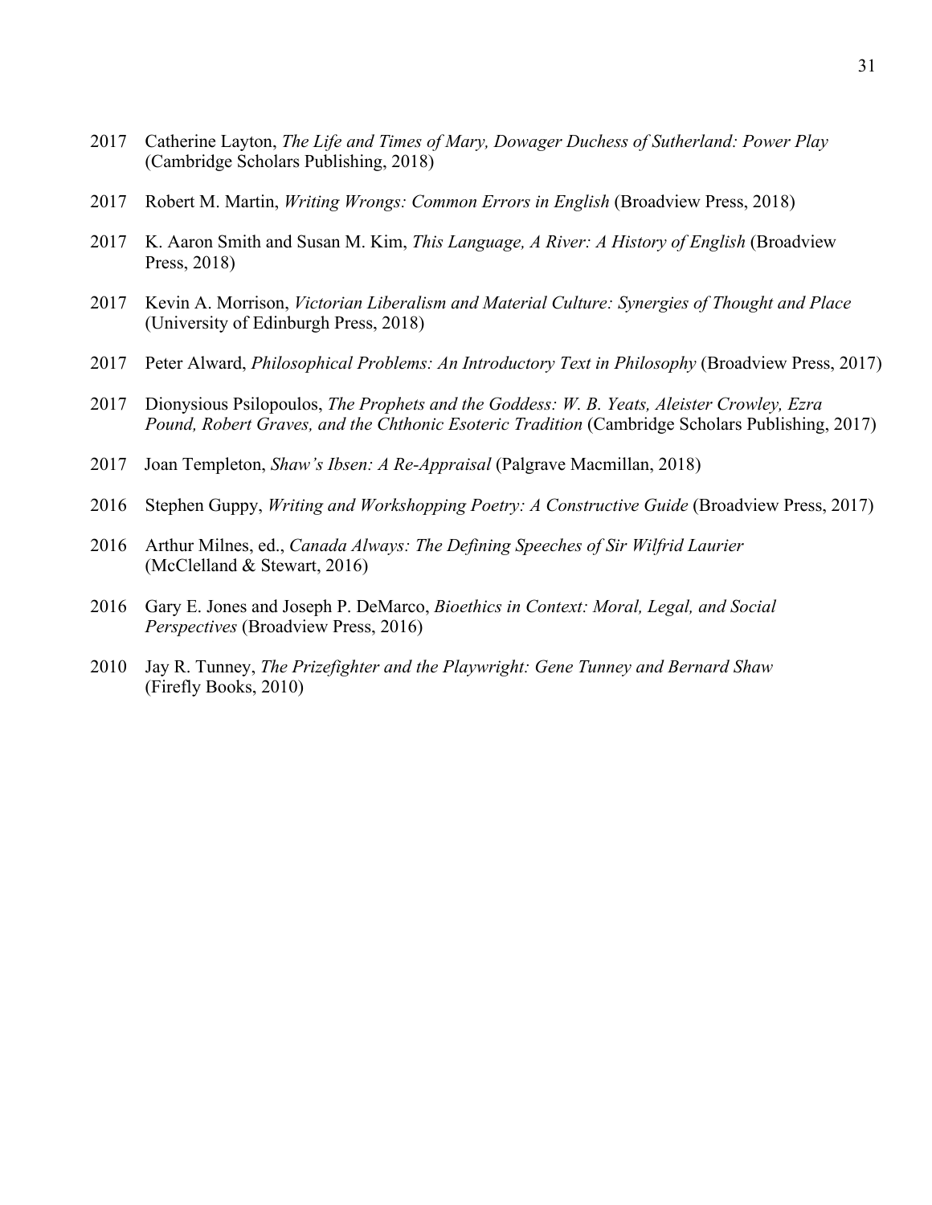2017 Catherine Layton, *The Life and Times of Mary, Dowager Duchess of Sutherland: Power Play* (Cambridge Scholars Publishing, 2018)

2017 Robert M. Martin, *Writing Wrongs: Common Errors in English* (Broadview Press, 2018)

2017 K. Aaron Smith and Susan M. Kim, *This Language, A River: A History of English* (Broadview Press, 2018)

2017 Kevin A. Morrison, *Victorian Liberalism and Material Culture: Synergies of Thought and Place* (University of Edinburgh Press, 2018)

2017 Peter Alward, *Philosophical Problems: An Introductory Text in Philosophy* (Broadview Press, 2017)

2017 Dionysious Psilopoulos, *The Prophets and the Goddess: W. B. Yeats, Aleister Crowley, Ezra Pound, Robert Graves, and the Chthonic Esoteric Tradition* (Cambridge Scholars Publishing, 2017)

2017 Joan Templeton, *Shaw's Ibsen: A Re-Appraisal* (Palgrave Macmillan, 2018)

2016 Stephen Guppy, *Writing and Workshopping Poetry: A Constructive Guide* (Broadview Press, 2017)

2016 Arthur Milnes, ed., *Canada Always: The Defining Speeches of Sir Wilfrid Laurier* (McClelland & Stewart, 2016)

2016 Gary E. Jones and Joseph P. DeMarco, *Bioethics in Context: Moral, Legal, and Social Perspectives* (Broadview Press, 2016)

2010 Jay R. Tunney, *The Prizefighter and the Playwright: Gene Tunney and Bernard Shaw* (Firefly Books, 2010)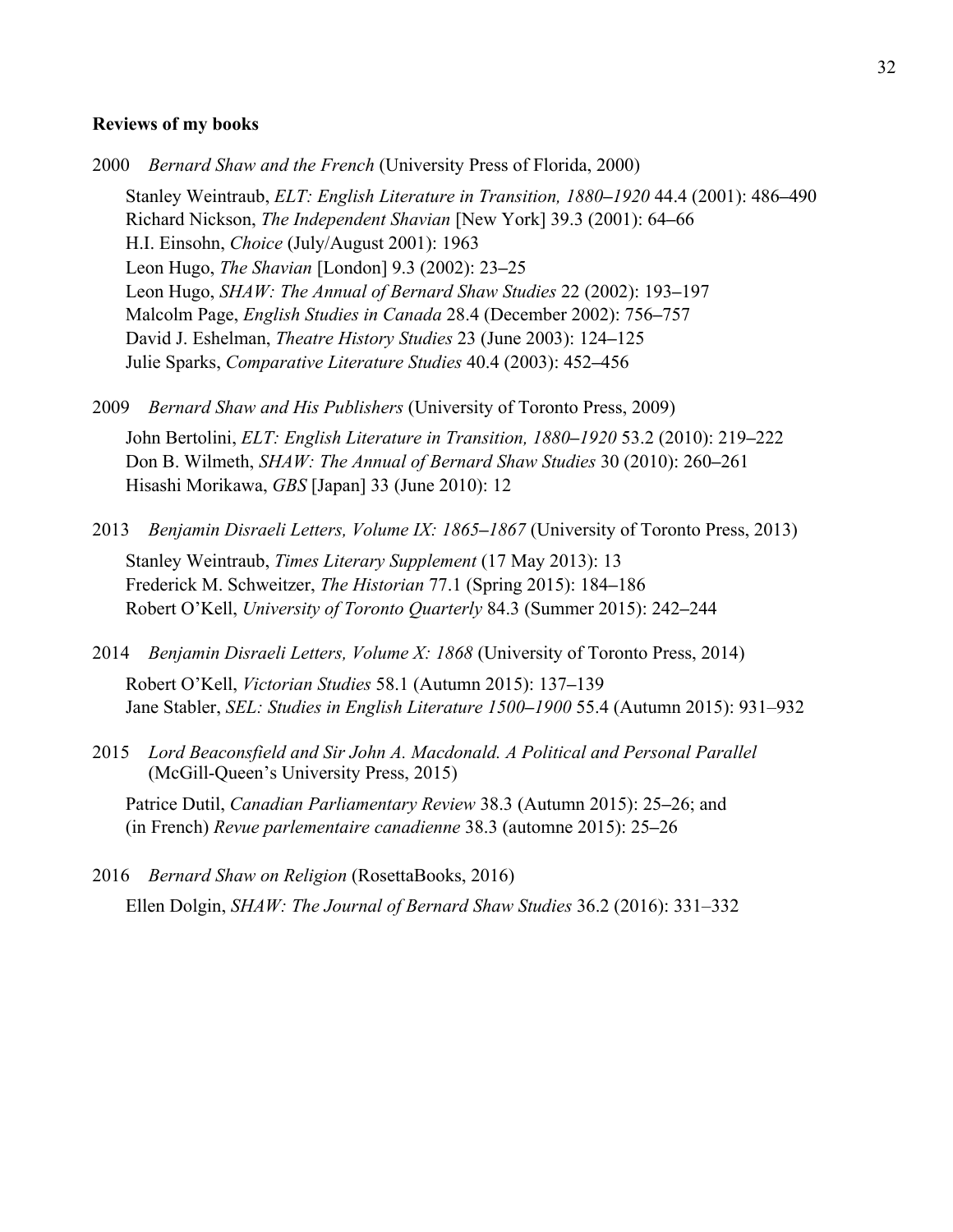**Reviews of my books**

2000 *Bernard Shaw and the French* (University Press of Florida, 2000)

Stanley Weintraub, *ELT: English Literature in Transition, 1880–1920* 44.4 (2001): 486–490
Richard Nickson, *The Independent Shavian* [New York] 39.3 (2001): 64–66
H.I. Einsohn, *Choice* (July/August 2001): 1963
Leon Hugo, *The Shavian* [London] 9.3 (2002): 23–25
Leon Hugo, *SHAW: The Annual of Bernard Shaw Studies* 22 (2002): 193–197
Malcolm Page, *English Studies in Canada* 28.4 (December 2002): 756–757
David J. Eshelman, *Theatre History Studies* 23 (June 2003): 124–125
Julie Sparks, *Comparative Literature Studies* 40.4 (2003): 452–456

2009 *Bernard Shaw and His Publishers* (University of Toronto Press, 2009)

John Bertolini, *ELT: English Literature in Transition, 1880–1920* 53.2 (2010): 219–222
Don B. Wilmeth, *SHAW: The Annual of Bernard Shaw Studies* 30 (2010): 260–261
Hisashi Morikawa, *GBS* [Japan] 33 (June 2010): 12

2013 *Benjamin Disraeli Letters, Volume IX: 1865–1867* (University of Toronto Press, 2013)

Stanley Weintraub, *Times Literary Supplement* (17 May 2013): 13
Frederick M. Schweitzer, *The Historian* 77.1 (Spring 2015): 184–186
Robert O'Kell, *University of Toronto Quarterly* 84.3 (Summer 2015): 242–244

2014 *Benjamin Disraeli Letters, Volume X: 1868* (University of Toronto Press, 2014)

Robert O'Kell, *Victorian Studies* 58.1 (Autumn 2015): 137–139
Jane Stabler, *SEL: Studies in English Literature 1500–1900* 55.4 (Autumn 2015): 931–932

2015 *Lord Beaconsfield and Sir John A. Macdonald. A Political and Personal Parallel* (McGill-Queen's University Press, 2015)

Patrice Dutil, *Canadian Parliamentary Review* 38.3 (Autumn 2015): 25–26; and (in French) *Revue parlementaire canadienne* 38.3 (automne 2015): 25–26

2016 *Bernard Shaw on Religion* (RosettaBooks, 2016)

Ellen Dolgin, *SHAW: The Journal of Bernard Shaw Studies* 36.2 (2016): 331–332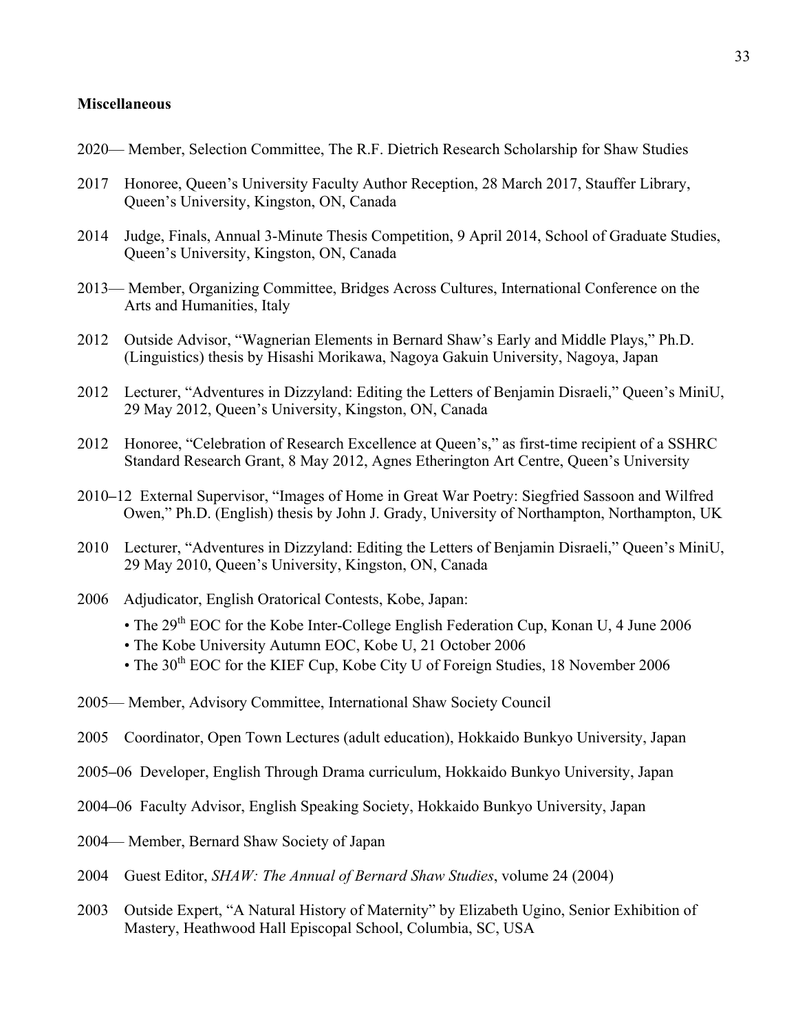**Miscellaneous**

2020— Member, Selection Committee, The R.F. Dietrich Research Scholarship for Shaw Studies

2017 Honoree, Queen's University Faculty Author Reception, 28 March 2017, Stauffer Library, Queen's University, Kingston, ON, Canada

2014 Judge, Finals, Annual 3-Minute Thesis Competition, 9 April 2014, School of Graduate Studies, Queen's University, Kingston, ON, Canada

2013— Member, Organizing Committee, Bridges Across Cultures, International Conference on the Arts and Humanities, Italy

2012 Outside Advisor, "Wagnerian Elements in Bernard Shaw's Early and Middle Plays," Ph.D. (Linguistics) thesis by Hisashi Morikawa, Nagoya Gakuin University, Nagoya, Japan

2012 Lecturer, "Adventures in Dizzyland: Editing the Letters of Benjamin Disraeli," Queen's MiniU, 29 May 2012, Queen's University, Kingston, ON, Canada

2012 Honoree, "Celebration of Research Excellence at Queen's," as first-time recipient of a SSHRC Standard Research Grant, 8 May 2012, Agnes Etherington Art Centre, Queen's University

2010–12 External Supervisor, "Images of Home in Great War Poetry: Siegfried Sassoon and Wilfred Owen," Ph.D. (English) thesis by John J. Grady, University of Northampton, Northampton, UK

2010 Lecturer, "Adventures in Dizzyland: Editing the Letters of Benjamin Disraeli," Queen's MiniU, 29 May 2010, Queen's University, Kingston, ON, Canada

2006 Adjudicator, English Oratorical Contests, Kobe, Japan:

- The 29th EOC for the Kobe Inter-College English Federation Cup, Konan U, 4 June 2006
- The Kobe University Autumn EOC, Kobe U, 21 October 2006
- The 30th EOC for the KIEF Cup, Kobe City U of Foreign Studies, 18 November 2006

2005— Member, Advisory Committee, International Shaw Society Council

2005 Coordinator, Open Town Lectures (adult education), Hokkaido Bunkyo University, Japan

2005–06 Developer, English Through Drama curriculum, Hokkaido Bunkyo University, Japan

2004–06 Faculty Advisor, English Speaking Society, Hokkaido Bunkyo University, Japan

2004— Member, Bernard Shaw Society of Japan

2004 Guest Editor, *SHAW: The Annual of Bernard Shaw Studies*, volume 24 (2004)

2003 Outside Expert, "A Natural History of Maternity" by Elizabeth Ugino, Senior Exhibition of Mastery, Heathwood Hall Episcopal School, Columbia, SC, USA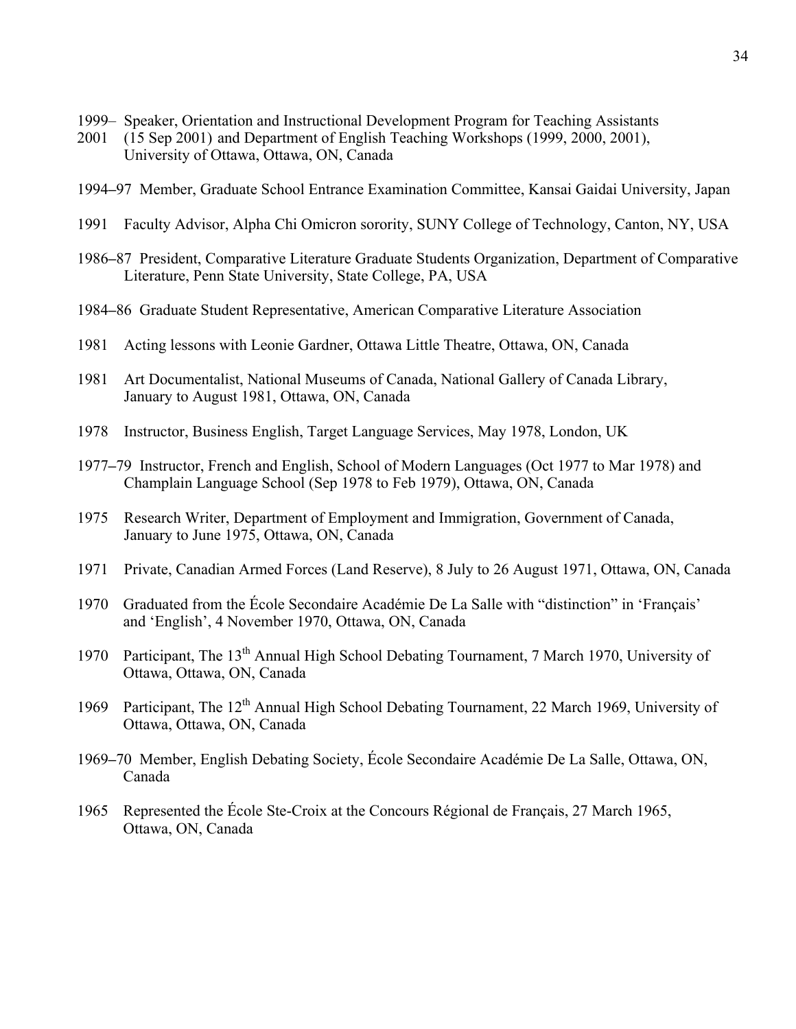1999–2001 Speaker, Orientation and Instructional Development Program for Teaching Assistants (15 Sep 2001) and Department of English Teaching Workshops (1999, 2000, 2001), University of Ottawa, Ottawa, ON, Canada

1994–97 Member, Graduate School Entrance Examination Committee, Kansai Gaidai University, Japan

1991 Faculty Advisor, Alpha Chi Omicron sorority, SUNY College of Technology, Canton, NY, USA

1986–87 President, Comparative Literature Graduate Students Organization, Department of Comparative Literature, Penn State University, State College, PA, USA

1984–86 Graduate Student Representative, American Comparative Literature Association

1981 Acting lessons with Leonie Gardner, Ottawa Little Theatre, Ottawa, ON, Canada

1981 Art Documentalist, National Museums of Canada, National Gallery of Canada Library, January to August 1981, Ottawa, ON, Canada

1978 Instructor, Business English, Target Language Services, May 1978, London, UK

1977–79 Instructor, French and English, School of Modern Languages (Oct 1977 to Mar 1978) and Champlain Language School (Sep 1978 to Feb 1979), Ottawa, ON, Canada

1975 Research Writer, Department of Employment and Immigration, Government of Canada, January to June 1975, Ottawa, ON, Canada

1971 Private, Canadian Armed Forces (Land Reserve), 8 July to 26 August 1971, Ottawa, ON, Canada

1970 Graduated from the École Secondaire Académie De La Salle with "distinction" in 'Français' and 'English', 4 November 1970, Ottawa, ON, Canada

1970 Participant, The 13th Annual High School Debating Tournament, 7 March 1970, University of Ottawa, Ottawa, ON, Canada

1969 Participant, The 12th Annual High School Debating Tournament, 22 March 1969, University of Ottawa, Ottawa, ON, Canada

1969–70 Member, English Debating Society, École Secondaire Académie De La Salle, Ottawa, ON, Canada

1965 Represented the École Ste-Croix at the Concours Régional de Français, 27 March 1965, Ottawa, ON, Canada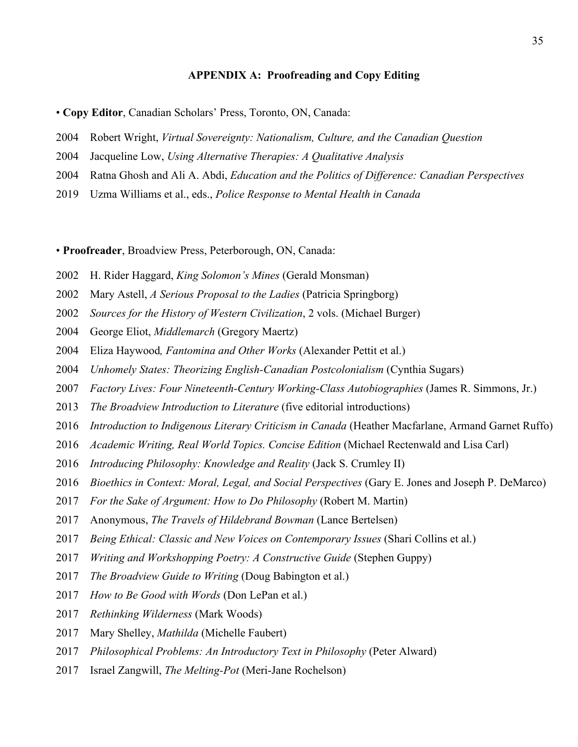## APPENDIX A: Proofreading and Copy Editing

- **Copy Editor**, Canadian Scholars' Press, Toronto, ON, Canada:

2004 Robert Wright, *Virtual Sovereignty: Nationalism, Culture, and the Canadian Question*

2004 Jacqueline Low, *Using Alternative Therapies: A Qualitative Analysis*

2004 Ratna Ghosh and Ali A. Abdi, *Education and the Politics of Difference: Canadian Perspectives*

2019 Uzma Williams et al., eds., *Police Response to Mental Health in Canada*

- **Proofreader**, Broadview Press, Peterborough, ON, Canada:

2002 H. Rider Haggard, *King Solomon's Mines* (Gerald Monsman)

2002 Mary Astell, *A Serious Proposal to the Ladies* (Patricia Springborg)

2002 *Sources for the History of Western Civilization*, 2 vols. (Michael Burger)

2004 George Eliot, *Middlemarch* (Gregory Maertz)

2004 Eliza Haywood*, Fantomina and Other Works* (Alexander Pettit et al.)

2004 *Unhomely States: Theorizing English-Canadian Postcolonialism* (Cynthia Sugars)

2007 *Factory Lives: Four Nineteenth-Century Working-Class Autobiographies* (James R. Simmons, Jr.)

2013 *The Broadview Introduction to Literature* (five editorial introductions)

2016 *Introduction to Indigenous Literary Criticism in Canada* (Heather Macfarlane, Armand Garnet Ruffo)

2016 *Academic Writing, Real World Topics. Concise Edition* (Michael Rectenwald and Lisa Carl)

2016 *Introducing Philosophy: Knowledge and Reality* (Jack S. Crumley II)

2016 *Bioethics in Context: Moral, Legal, and Social Perspectives* (Gary E. Jones and Joseph P. DeMarco)

2017 *For the Sake of Argument: How to Do Philosophy* (Robert M. Martin)

2017 Anonymous, *The Travels of Hildebrand Bowman* (Lance Bertelsen)

2017 *Being Ethical: Classic and New Voices on Contemporary Issues* (Shari Collins et al.)

2017 *Writing and Workshopping Poetry: A Constructive Guide* (Stephen Guppy)

2017 *The Broadview Guide to Writing* (Doug Babington et al.)

2017 *How to Be Good with Words* (Don LePan et al.)

2017 *Rethinking Wilderness* (Mark Woods)

2017 Mary Shelley, *Mathilda* (Michelle Faubert)

2017 *Philosophical Problems: An Introductory Text in Philosophy* (Peter Alward)

2017 Israel Zangwill, *The Melting-Pot* (Meri-Jane Rochelson)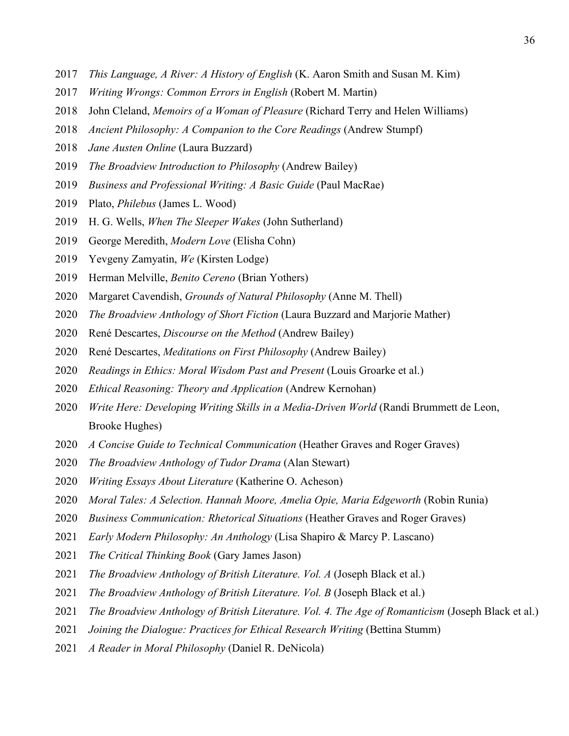2017 *This Language, A River: A History of English* (K. Aaron Smith and Susan M. Kim)

2017 *Writing Wrongs: Common Errors in English* (Robert M. Martin)

2018 John Cleland, *Memoirs of a Woman of Pleasure* (Richard Terry and Helen Williams)

2018 *Ancient Philosophy: A Companion to the Core Readings* (Andrew Stumpf)

2018 *Jane Austen Online* (Laura Buzzard)

2019 *The Broadview Introduction to Philosophy* (Andrew Bailey)

2019 *Business and Professional Writing: A Basic Guide* (Paul MacRae)

2019 Plato, *Philebus* (James L. Wood)

2019 H. G. Wells, *When The Sleeper Wakes* (John Sutherland)

2019 George Meredith, *Modern Love* (Elisha Cohn)

2019 Yevgeny Zamyatin, *We* (Kirsten Lodge)

2019 Herman Melville, *Benito Cereno* (Brian Yothers)

2020 Margaret Cavendish, *Grounds of Natural Philosophy* (Anne M. Thell)

2020 *The Broadview Anthology of Short Fiction* (Laura Buzzard and Marjorie Mather)

2020 René Descartes, *Discourse on the Method* (Andrew Bailey)

2020 René Descartes, *Meditations on First Philosophy* (Andrew Bailey)

2020 *Readings in Ethics: Moral Wisdom Past and Present* (Louis Groarke et al.)

2020 *Ethical Reasoning: Theory and Application* (Andrew Kernohan)

2020 *Write Here: Developing Writing Skills in a Media-Driven World* (Randi Brummett de Leon, Brooke Hughes)

2020 *A Concise Guide to Technical Communication* (Heather Graves and Roger Graves)

2020 *The Broadview Anthology of Tudor Drama* (Alan Stewart)

2020 *Writing Essays About Literature* (Katherine O. Acheson)

2020 *Moral Tales: A Selection. Hannah Moore, Amelia Opie, Maria Edgeworth* (Robin Runia)

2020 *Business Communication: Rhetorical Situations* (Heather Graves and Roger Graves)

2021 *Early Modern Philosophy: An Anthology* (Lisa Shapiro & Marcy P. Lascano)

2021 *The Critical Thinking Book* (Gary James Jason)

2021 *The Broadview Anthology of British Literature. Vol. A* (Joseph Black et al.)

2021 *The Broadview Anthology of British Literature. Vol. B* (Joseph Black et al.)

2021 *The Broadview Anthology of British Literature. Vol. 4. The Age of Romanticism* (Joseph Black et al.)

2021 *Joining the Dialogue: Practices for Ethical Research Writing* (Bettina Stumm)

2021 *A Reader in Moral Philosophy* (Daniel R. DeNicola)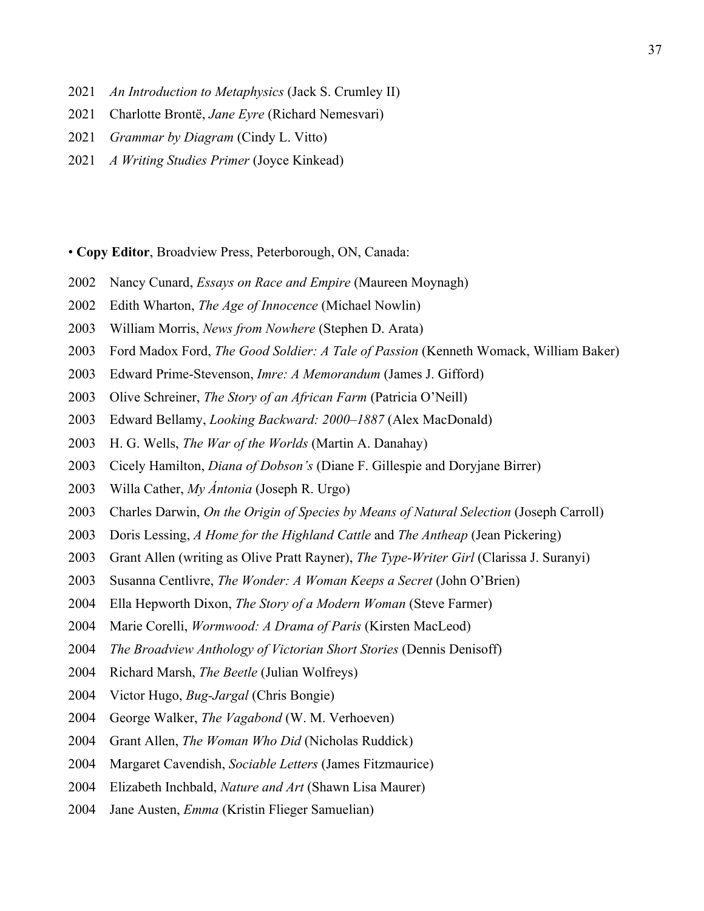2021 *An Introduction to Metaphysics* (Jack S. Crumley II)

2021 Charlotte Brontë, *Jane Eyre* (Richard Nemesvari)

2021 *Grammar by Diagram* (Cindy L. Vitto)

2021 *A Writing Studies Primer* (Joyce Kinkead)

• **Copy Editor**, Broadview Press, Peterborough, ON, Canada:

2002 Nancy Cunard, *Essays on Race and Empire* (Maureen Moynagh)

2002 Edith Wharton, *The Age of Innocence* (Michael Nowlin)

2003 William Morris, *News from Nowhere* (Stephen D. Arata)

2003 Ford Madox Ford, *The Good Soldier: A Tale of Passion* (Kenneth Womack, William Baker)

2003 Edward Prime-Stevenson, *Imre: A Memorandum* (James J. Gifford)

2003 Olive Schreiner, *The Story of an African Farm* (Patricia O'Neill)

2003 Edward Bellamy, *Looking Backward: 2000–1887* (Alex MacDonald)

2003 H. G. Wells, *The War of the Worlds* (Martin A. Danahay)

2003 Cicely Hamilton, *Diana of Dobson's* (Diane F. Gillespie and Doryjane Birrer)

2003 Willa Cather, *My Ántonia* (Joseph R. Urgo)

2003 Charles Darwin, *On the Origin of Species by Means of Natural Selection* (Joseph Carroll)

2003 Doris Lessing, *A Home for the Highland Cattle* and *The Antheap* (Jean Pickering)

2003 Grant Allen (writing as Olive Pratt Rayner), *The Type-Writer Girl* (Clarissa J. Suranyi)

2003 Susanna Centlivre, *The Wonder: A Woman Keeps a Secret* (John O'Brien)

2004 Ella Hepworth Dixon, *The Story of a Modern Woman* (Steve Farmer)

2004 Marie Corelli, *Wormwood: A Drama of Paris* (Kirsten MacLeod)

2004 *The Broadview Anthology of Victorian Short Stories* (Dennis Denisoff)

2004 Richard Marsh, *The Beetle* (Julian Wolfreys)

2004 Victor Hugo, *Bug-Jargal* (Chris Bongie)

2004 George Walker, *The Vagabond* (W. M. Verhoeven)

2004 Grant Allen, *The Woman Who Did* (Nicholas Ruddick)

2004 Margaret Cavendish, *Sociable Letters* (James Fitzmaurice)

2004 Elizabeth Inchbald, *Nature and Art* (Shawn Lisa Maurer)

2004 Jane Austen, *Emma* (Kristin Flieger Samuelian)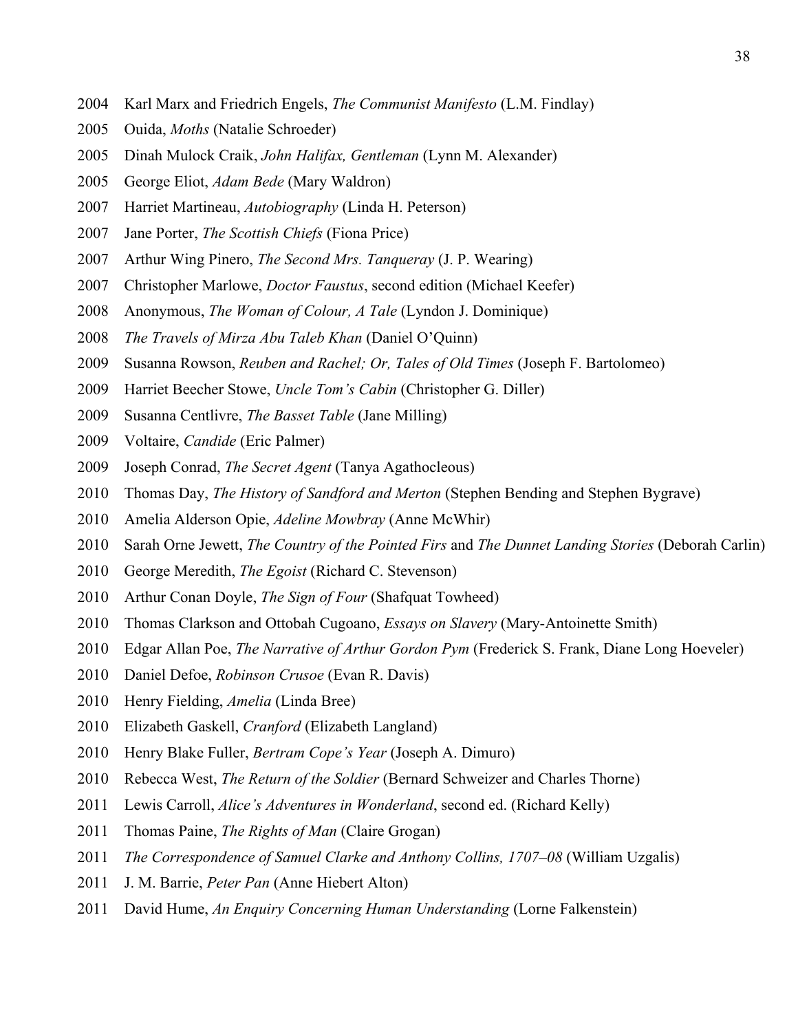2004 Karl Marx and Friedrich Engels, *The Communist Manifesto* (L.M. Findlay)

2005 Ouida, *Moths* (Natalie Schroeder)

2005 Dinah Mulock Craik, *John Halifax, Gentleman* (Lynn M. Alexander)

2005 George Eliot, *Adam Bede* (Mary Waldron)

2007 Harriet Martineau, *Autobiography* (Linda H. Peterson)

2007 Jane Porter, *The Scottish Chiefs* (Fiona Price)

2007 Arthur Wing Pinero, *The Second Mrs. Tanqueray* (J. P. Wearing)

2007 Christopher Marlowe, *Doctor Faustus*, second edition (Michael Keefer)

2008 Anonymous, *The Woman of Colour, A Tale* (Lyndon J. Dominique)

2008 *The Travels of Mirza Abu Taleb Khan* (Daniel O'Quinn)

2009 Susanna Rowson, *Reuben and Rachel; Or, Tales of Old Times* (Joseph F. Bartolomeo)

2009 Harriet Beecher Stowe, *Uncle Tom's Cabin* (Christopher G. Diller)

2009 Susanna Centlivre, *The Basset Table* (Jane Milling)

2009 Voltaire, *Candide* (Eric Palmer)

2009 Joseph Conrad, *The Secret Agent* (Tanya Agathocleous)

2010 Thomas Day, *The History of Sandford and Merton* (Stephen Bending and Stephen Bygrave)

2010 Amelia Alderson Opie, *Adeline Mowbray* (Anne McWhir)

2010 Sarah Orne Jewett, *The Country of the Pointed Firs* and *The Dunnet Landing Stories* (Deborah Carlin)

2010 George Meredith, *The Egoist* (Richard C. Stevenson)

2010 Arthur Conan Doyle, *The Sign of Four* (Shafquat Towheed)

2010 Thomas Clarkson and Ottobah Cugoano, *Essays on Slavery* (Mary-Antoinette Smith)

2010 Edgar Allan Poe, *The Narrative of Arthur Gordon Pym* (Frederick S. Frank, Diane Long Hoeveler)

2010 Daniel Defoe, *Robinson Crusoe* (Evan R. Davis)

2010 Henry Fielding, *Amelia* (Linda Bree)

2010 Elizabeth Gaskell, *Cranford* (Elizabeth Langland)

2010 Henry Blake Fuller, *Bertram Cope's Year* (Joseph A. Dimuro)

2010 Rebecca West, *The Return of the Soldier* (Bernard Schweizer and Charles Thorne)

2011 Lewis Carroll, *Alice's Adventures in Wonderland*, second ed. (Richard Kelly)

2011 Thomas Paine, *The Rights of Man* (Claire Grogan)

2011 *The Correspondence of Samuel Clarke and Anthony Collins, 1707–08* (William Uzgalis)

2011 J. M. Barrie, *Peter Pan* (Anne Hiebert Alton)

2011 David Hume, *An Enquiry Concerning Human Understanding* (Lorne Falkenstein)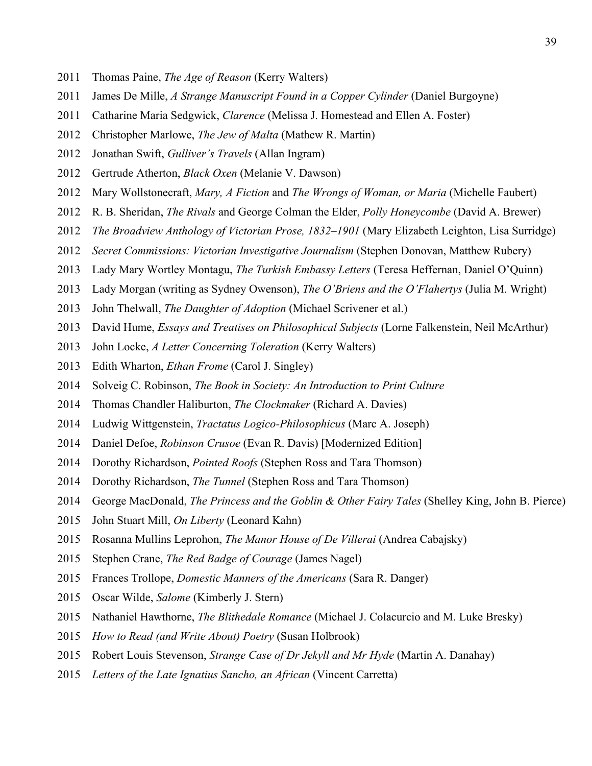2011 Thomas Paine, *The Age of Reason* (Kerry Walters)

2011 James De Mille, *A Strange Manuscript Found in a Copper Cylinder* (Daniel Burgoyne)

2011 Catharine Maria Sedgwick, *Clarence* (Melissa J. Homestead and Ellen A. Foster)

2012 Christopher Marlowe, *The Jew of Malta* (Mathew R. Martin)

2012 Jonathan Swift, *Gulliver's Travels* (Allan Ingram)

2012 Gertrude Atherton, *Black Oxen* (Melanie V. Dawson)

2012 Mary Wollstonecraft, *Mary, A Fiction* and *The Wrongs of Woman, or Maria* (Michelle Faubert)

2012 R. B. Sheridan, *The Rivals* and George Colman the Elder, *Polly Honeycombe* (David A. Brewer)

2012 *The Broadview Anthology of Victorian Prose, 1832–1901* (Mary Elizabeth Leighton, Lisa Surridge)

2012 *Secret Commissions: Victorian Investigative Journalism* (Stephen Donovan, Matthew Rubery)

2013 Lady Mary Wortley Montagu, *The Turkish Embassy Letters* (Teresa Heffernan, Daniel O'Quinn)

2013 Lady Morgan (writing as Sydney Owenson), *The O'Briens and the O'Flahertys* (Julia M. Wright)

2013 John Thelwall, *The Daughter of Adoption* (Michael Scrivener et al.)

2013 David Hume, *Essays and Treatises on Philosophical Subjects* (Lorne Falkenstein, Neil McArthur)

2013 John Locke, *A Letter Concerning Toleration* (Kerry Walters)

2013 Edith Wharton, *Ethan Frome* (Carol J. Singley)

2014 Solveig C. Robinson, *The Book in Society: An Introduction to Print Culture*

2014 Thomas Chandler Haliburton, *The Clockmaker* (Richard A. Davies)

2014 Ludwig Wittgenstein, *Tractatus Logico-Philosophicus* (Marc A. Joseph)

2014 Daniel Defoe, *Robinson Crusoe* (Evan R. Davis) [Modernized Edition]

2014 Dorothy Richardson, *Pointed Roofs* (Stephen Ross and Tara Thomson)

2014 Dorothy Richardson, *The Tunnel* (Stephen Ross and Tara Thomson)

2014 George MacDonald, *The Princess and the Goblin & Other Fairy Tales* (Shelley King, John B. Pierce)

2015 John Stuart Mill, *On Liberty* (Leonard Kahn)

2015 Rosanna Mullins Leprohon, *The Manor House of De Villerai* (Andrea Cabajsky)

2015 Stephen Crane, *The Red Badge of Courage* (James Nagel)

2015 Frances Trollope, *Domestic Manners of the Americans* (Sara R. Danger)

2015 Oscar Wilde, *Salome* (Kimberly J. Stern)

2015 Nathaniel Hawthorne, *The Blithedale Romance* (Michael J. Colacurcio and M. Luke Bresky)

2015 *How to Read (and Write About) Poetry* (Susan Holbrook)

2015 Robert Louis Stevenson, *Strange Case of Dr Jekyll and Mr Hyde* (Martin A. Danahay)

2015 *Letters of the Late Ignatius Sancho, an African* (Vincent Carretta)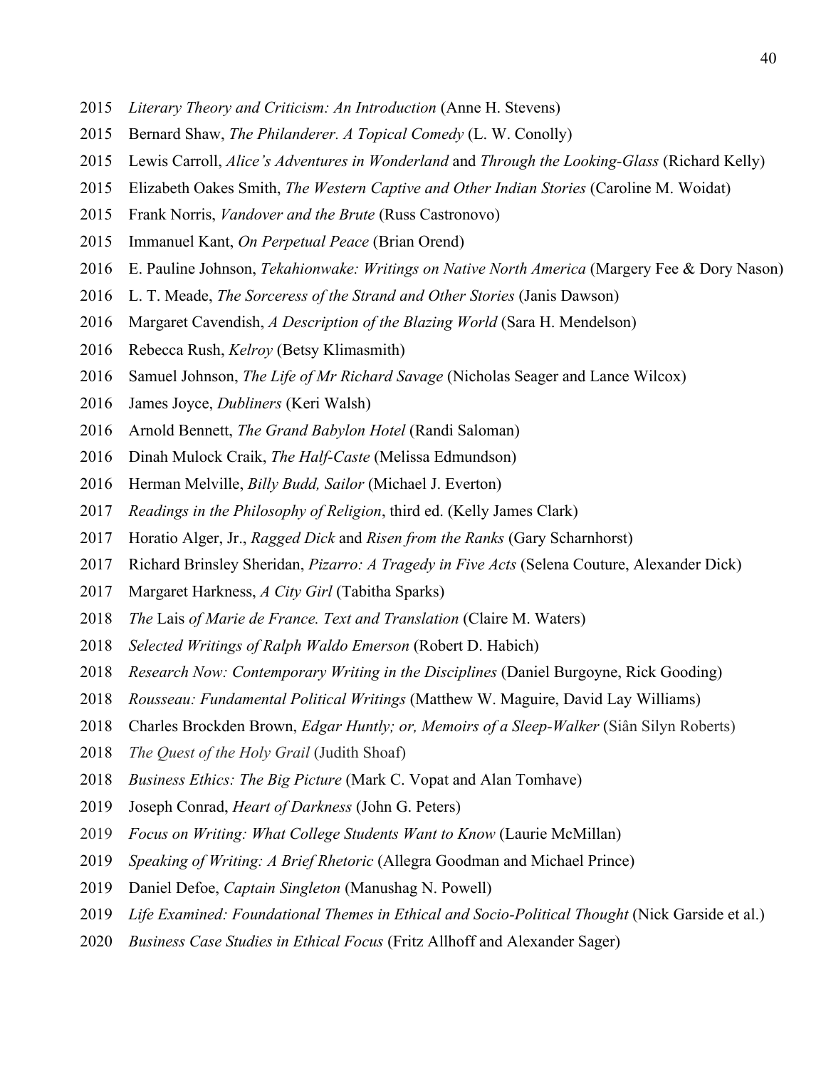2015 *Literary Theory and Criticism: An Introduction* (Anne H. Stevens)

2015 Bernard Shaw, *The Philanderer. A Topical Comedy* (L. W. Conolly)

2015 Lewis Carroll, *Alice's Adventures in Wonderland* and *Through the Looking-Glass* (Richard Kelly)

2015 Elizabeth Oakes Smith, *The Western Captive and Other Indian Stories* (Caroline M. Woidat)

2015 Frank Norris, *Vandover and the Brute* (Russ Castronovo)

2015 Immanuel Kant, *On Perpetual Peace* (Brian Orend)

2016 E. Pauline Johnson, *Tekahionwake: Writings on Native North America* (Margery Fee & Dory Nason)

2016 L. T. Meade, *The Sorceress of the Strand and Other Stories* (Janis Dawson)

2016 Margaret Cavendish, *A Description of the Blazing World* (Sara H. Mendelson)

2016 Rebecca Rush, *Kelroy* (Betsy Klimasmith)

2016 Samuel Johnson, *The Life of Mr Richard Savage* (Nicholas Seager and Lance Wilcox)

2016 James Joyce, *Dubliners* (Keri Walsh)

2016 Arnold Bennett, *The Grand Babylon Hotel* (Randi Saloman)

2016 Dinah Mulock Craik, *The Half-Caste* (Melissa Edmundson)

2016 Herman Melville, *Billy Budd, Sailor* (Michael J. Everton)

2017 *Readings in the Philosophy of Religion*, third ed. (Kelly James Clark)

2017 Horatio Alger, Jr., *Ragged Dick* and *Risen from the Ranks* (Gary Scharnhorst)

2017 Richard Brinsley Sheridan, *Pizarro: A Tragedy in Five Acts* (Selena Couture, Alexander Dick)

2017 Margaret Harkness, *A City Girl* (Tabitha Sparks)

2018 *The* Lais *of Marie de France. Text and Translation* (Claire M. Waters)

2018 *Selected Writings of Ralph Waldo Emerson* (Robert D. Habich)

2018 *Research Now: Contemporary Writing in the Disciplines* (Daniel Burgoyne, Rick Gooding)

2018 *Rousseau: Fundamental Political Writings* (Matthew W. Maguire, David Lay Williams)

2018 Charles Brockden Brown, *Edgar Huntly; or, Memoirs of a Sleep-Walker* (Siân Silyn Roberts)

2018 *The Quest of the Holy Grail* (Judith Shoaf)

2018 *Business Ethics: The Big Picture* (Mark C. Vopat and Alan Tomhave)

2019 Joseph Conrad, *Heart of Darkness* (John G. Peters)

2019 *Focus on Writing: What College Students Want to Know* (Laurie McMillan)

2019 *Speaking of Writing: A Brief Rhetoric* (Allegra Goodman and Michael Prince)

2019 Daniel Defoe, *Captain Singleton* (Manushag N. Powell)

2019 *Life Examined: Foundational Themes in Ethical and Socio-Political Thought* (Nick Garside et al.)

2020 *Business Case Studies in Ethical Focus* (Fritz Allhoff and Alexander Sager)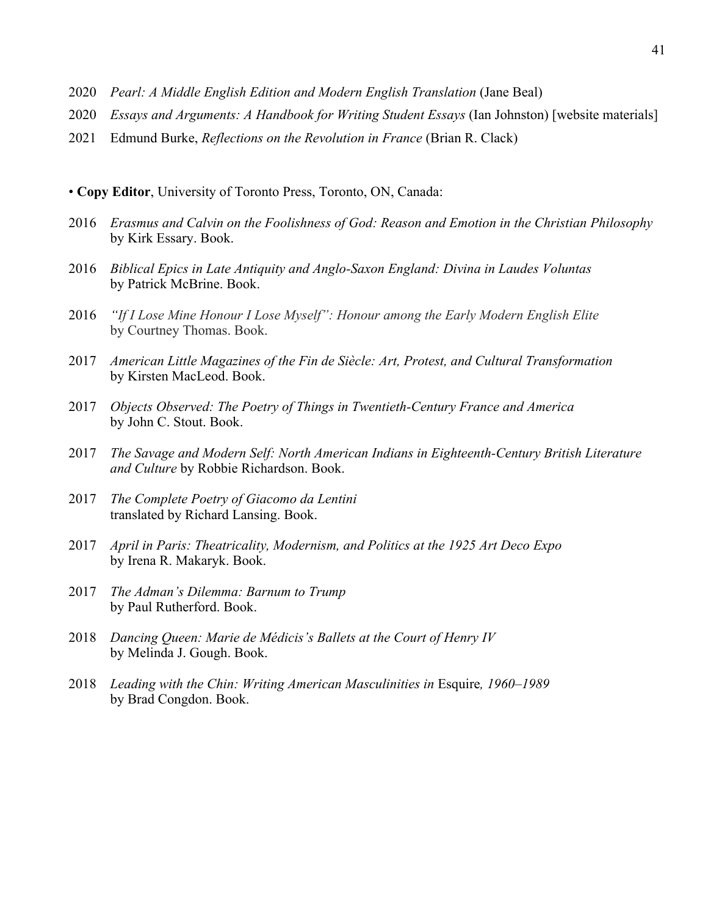2020 *Pearl: A Middle English Edition and Modern English Translation* (Jane Beal)

2020 *Essays and Arguments: A Handbook for Writing Student Essays* (Ian Johnston) [website materials]

2021 Edmund Burke, *Reflections on the Revolution in France* (Brian R. Clack)

• **Copy Editor**, University of Toronto Press, Toronto, ON, Canada:

2016 *Erasmus and Calvin on the Foolishness of God: Reason and Emotion in the Christian Philosophy* by Kirk Essary. Book.

2016 *Biblical Epics in Late Antiquity and Anglo-Saxon England: Divina in Laudes Voluntas* by Patrick McBrine. Book.

2016 *"If I Lose Mine Honour I Lose Myself": Honour among the Early Modern English Elite* by Courtney Thomas. Book.

2017 *American Little Magazines of the Fin de Siècle: Art, Protest, and Cultural Transformation* by Kirsten MacLeod. Book.

2017 *Objects Observed: The Poetry of Things in Twentieth-Century France and America* by John C. Stout. Book.

2017 *The Savage and Modern Self: North American Indians in Eighteenth-Century British Literature and Culture* by Robbie Richardson. Book.

2017 *The Complete Poetry of Giacomo da Lentini* translated by Richard Lansing. Book.

2017 *April in Paris: Theatricality, Modernism, and Politics at the 1925 Art Deco Expo* by Irena R. Makaryk. Book.

2017 *The Adman's Dilemma: Barnum to Trump* by Paul Rutherford. Book.

2018 *Dancing Queen: Marie de Médicis's Ballets at the Court of Henry IV* by Melinda J. Gough. Book.

2018 *Leading with the Chin: Writing American Masculinities in* Esquire*, 1960–1989* by Brad Congdon. Book.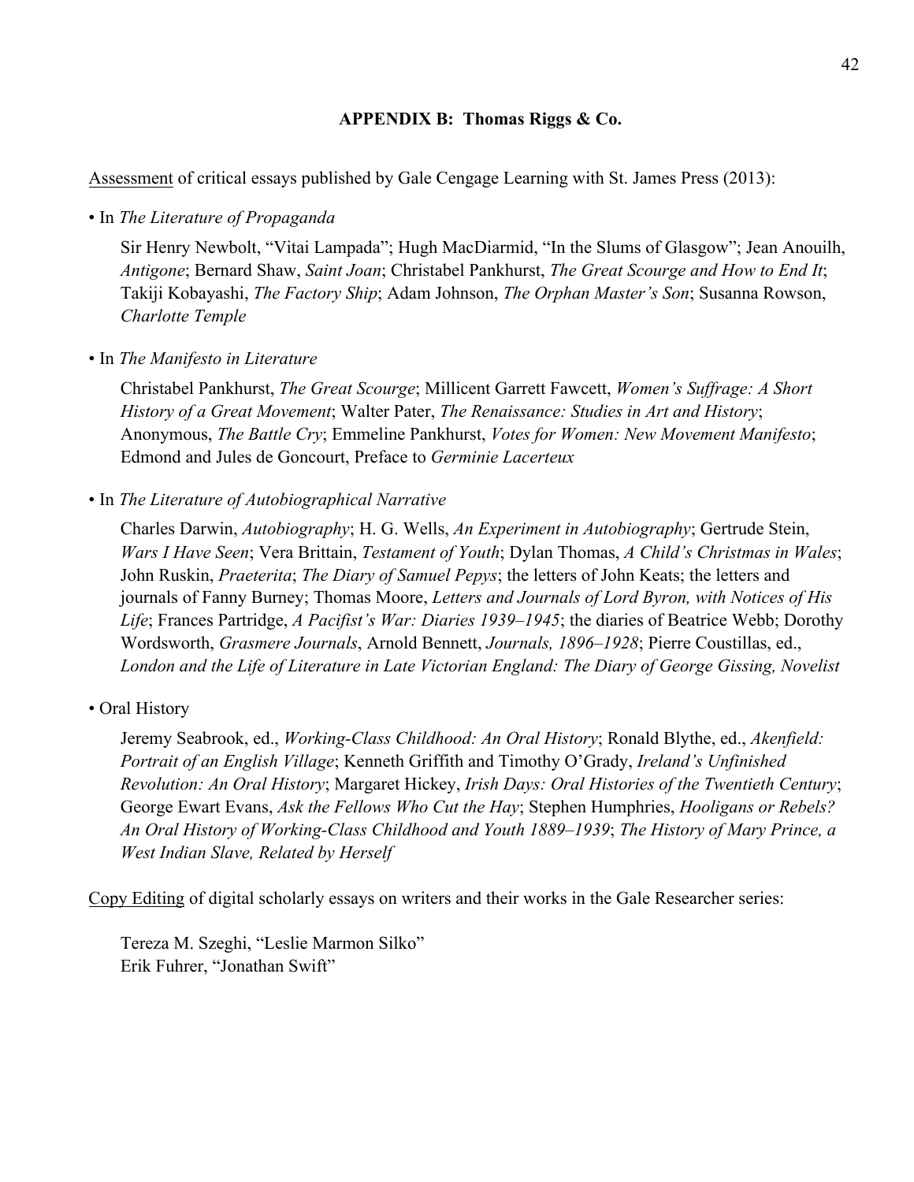## APPENDIX B: Thomas Riggs & Co.

<u>Assessment</u> of critical essays published by Gale Cengage Learning with St. James Press (2013):

- In *The Literature of Propaganda*

  Sir Henry Newbolt, "Vitai Lampada"; Hugh MacDiarmid, "In the Slums of Glasgow"; Jean Anouilh, *Antigone*; Bernard Shaw, *Saint Joan*; Christabel Pankhurst, *The Great Scourge and How to End It*; Takiji Kobayashi, *The Factory Ship*; Adam Johnson, *The Orphan Master's Son*; Susanna Rowson, *Charlotte Temple*

- In *The Manifesto in Literature*

  Christabel Pankhurst, *The Great Scourge*; Millicent Garrett Fawcett, *Women's Suffrage: A Short History of a Great Movement*; Walter Pater, *The Renaissance: Studies in Art and History*; Anonymous, *The Battle Cry*; Emmeline Pankhurst, *Votes for Women: New Movement Manifesto*; Edmond and Jules de Goncourt, Preface to *Germinie Lacerteux*

- In *The Literature of Autobiographical Narrative*

  Charles Darwin, *Autobiography*; H. G. Wells, *An Experiment in Autobiography*; Gertrude Stein, *Wars I Have Seen*; Vera Brittain, *Testament of Youth*; Dylan Thomas, *A Child's Christmas in Wales*; John Ruskin, *Praeterita*; *The Diary of Samuel Pepys*; the letters of John Keats; the letters and journals of Fanny Burney; Thomas Moore, *Letters and Journals of Lord Byron, with Notices of His Life*; Frances Partridge, *A Pacifist's War: Diaries 1939–1945*; the diaries of Beatrice Webb; Dorothy Wordsworth, *Grasmere Journals*, Arnold Bennett, *Journals, 1896–1928*; Pierre Coustillas, ed., *London and the Life of Literature in Late Victorian England: The Diary of George Gissing, Novelist*

- Oral History

  Jeremy Seabrook, ed., *Working-Class Childhood: An Oral History*; Ronald Blythe, ed., *Akenfield: Portrait of an English Village*; Kenneth Griffith and Timothy O'Grady, *Ireland's Unfinished Revolution: An Oral History*; Margaret Hickey, *Irish Days: Oral Histories of the Twentieth Century*; George Ewart Evans, *Ask the Fellows Who Cut the Hay*; Stephen Humphries, *Hooligans or Rebels? An Oral History of Working-Class Childhood and Youth 1889–1939*; *The History of Mary Prince, a West Indian Slave, Related by Herself*

<u>Copy Editing</u> of digital scholarly essays on writers and their works in the Gale Researcher series:

Tereza M. Szeghi, "Leslie Marmon Silko"
Erik Fuhrer, "Jonathan Swift"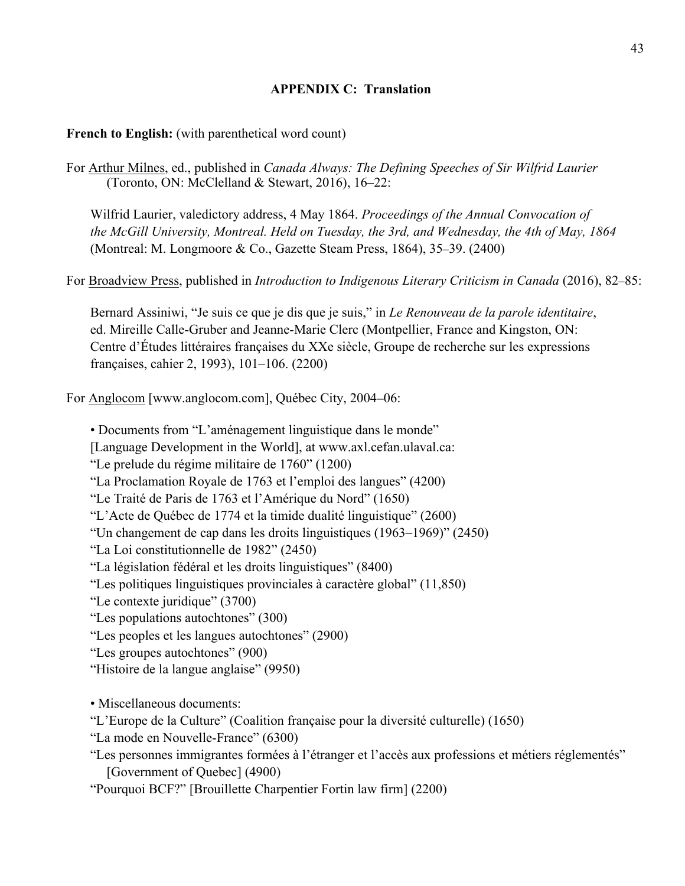## APPENDIX C: Translation

**French to English:** (with parenthetical word count)

For Arthur Milnes, ed., published in *Canada Always: The Defining Speeches of Sir Wilfrid Laurier* (Toronto, ON: McClelland & Stewart, 2016), 16–22:

Wilfrid Laurier, valedictory address, 4 May 1864. *Proceedings of the Annual Convocation of the McGill University, Montreal. Held on Tuesday, the 3rd, and Wednesday, the 4th of May, 1864* (Montreal: M. Longmoore & Co., Gazette Steam Press, 1864), 35–39. (2400)

For Broadview Press, published in *Introduction to Indigenous Literary Criticism in Canada* (2016), 82–85:

Bernard Assiniwi, "Je suis ce que je dis que je suis," in *Le Renouveau de la parole identitaire*, ed. Mireille Calle-Gruber and Jeanne-Marie Clerc (Montpellier, France and Kingston, ON: Centre d'Études littéraires françaises du XXe siècle, Groupe de recherche sur les expressions françaises, cahier 2, 1993), 101–106. (2200)

For Anglocom [www.anglocom.com], Québec City, 2004–06:

• Documents from "L'aménagement linguistique dans le monde" [Language Development in the World], at www.axl.cefan.ulaval.ca:
"Le prelude du régime militaire de 1760" (1200)
"La Proclamation Royale de 1763 et l'emploi des langues" (4200)
"Le Traité de Paris de 1763 et l'Amérique du Nord" (1650)
"L'Acte de Québec de 1774 et la timide dualité linguistique" (2600)
"Un changement de cap dans les droits linguistiques (1963–1969)" (2450)
"La Loi constitutionnelle de 1982" (2450)
"La législation fédéral et les droits linguistiques" (8400)
"Les politiques linguistiques provinciales à caractère global" (11,850)
"Le contexte juridique" (3700)
"Les populations autochtones" (300)
"Les peoples et les langues autochtones" (2900)
"Les groupes autochtones" (900)
"Histoire de la langue anglaise" (9950)

• Miscellaneous documents:
"L'Europe de la Culture" (Coalition française pour la diversité culturelle) (1650)
"La mode en Nouvelle-France" (6300)
"Les personnes immigrantes formées à l'étranger et l'accès aux professions et métiers réglementés" [Government of Quebec] (4900)
"Pourquoi BCF?" [Brouillette Charpentier Fortin law firm] (2200)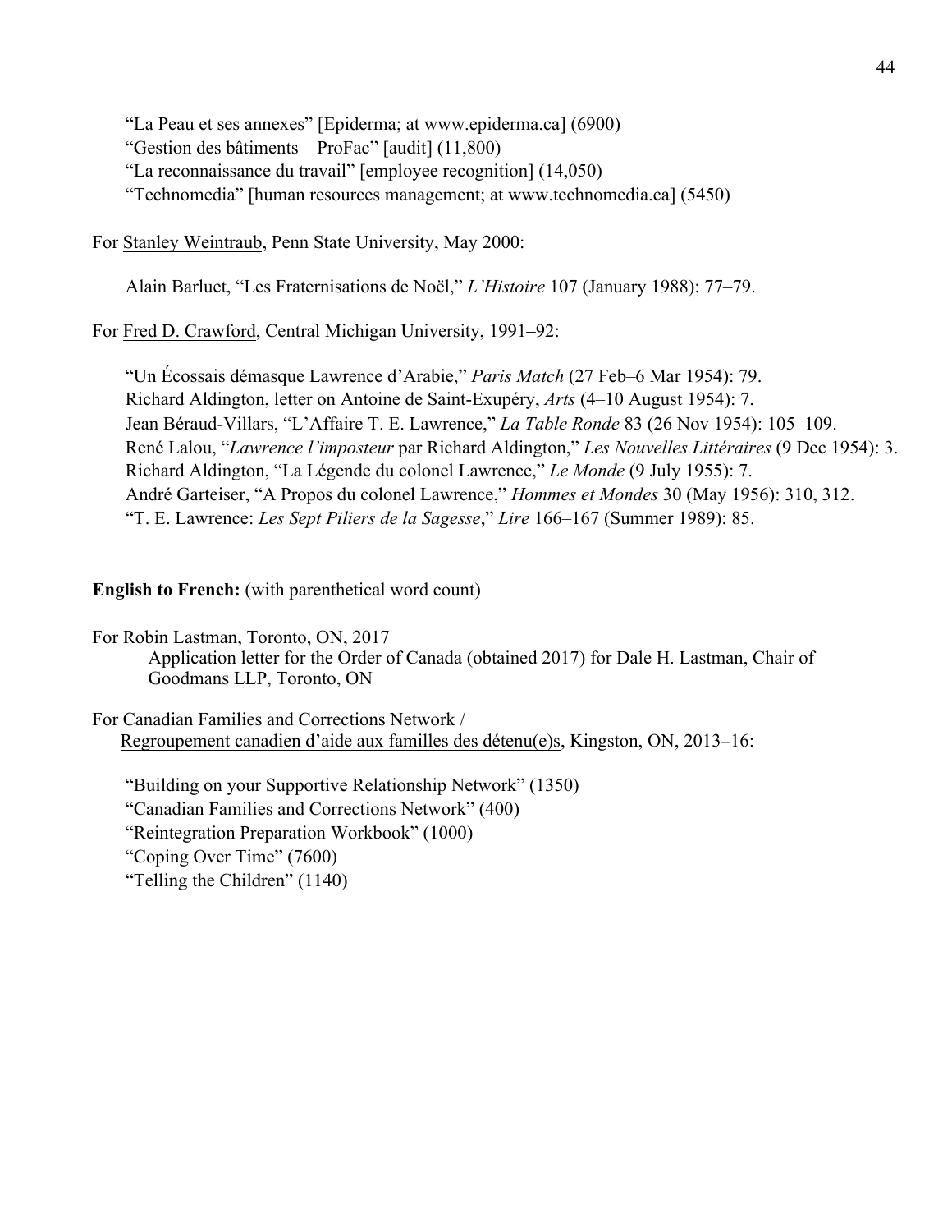“La Peau et ses annexes” [Epiderma; at www.epiderma.ca] (6900)
“Gestion des bâtiments—ProFac” [audit] (11,800)
“La reconnaissance du travail” [employee recognition] (14,050)
“Technomedia” [human resources management; at www.technomedia.ca] (5450)

For Stanley Weintraub, Penn State University, May 2000:

Alain Barluet, “Les Fraternisations de Noël,” *L’Histoire* 107 (January 1988): 77–79.

For Fred D. Crawford, Central Michigan University, 1991–92:

“Un Écossais démasque Lawrence d’Arabie,” *Paris Match* (27 Feb–6 Mar 1954): 79.
Richard Aldington, letter on Antoine de Saint-Exupéry, *Arts* (4–10 August 1954): 7.
Jean Béraud-Villars, “L’Affaire T. E. Lawrence,” *La Table Ronde* 83 (26 Nov 1954): 105–109.
René Lalou, “*Lawrence l’imposteur* par Richard Aldington,” *Les Nouvelles Littéraires* (9 Dec 1954): 3.
Richard Aldington, “La Légende du colonel Lawrence,” *Le Monde* (9 July 1955): 7.
André Garteiser, “A Propos du colonel Lawrence,” *Hommes et Mondes* 30 (May 1956): 310, 312.
“T. E. Lawrence: *Les Sept Piliers de la Sagesse*,” *Lire* 166–167 (Summer 1989): 85.

**English to French:** (with parenthetical word count)

For Robin Lastman, Toronto, ON, 2017
Application letter for the Order of Canada (obtained 2017) for Dale H. Lastman, Chair of Goodmans LLP, Toronto, ON

For Canadian Families and Corrections Network / Regroupement canadien d’aide aux familles des détenu(e)s, Kingston, ON, 2013–16:

“Building on your Supportive Relationship Network” (1350)
“Canadian Families and Corrections Network” (400)
“Reintegration Preparation Workbook” (1000)
“Coping Over Time” (7600)
“Telling the Children” (1140)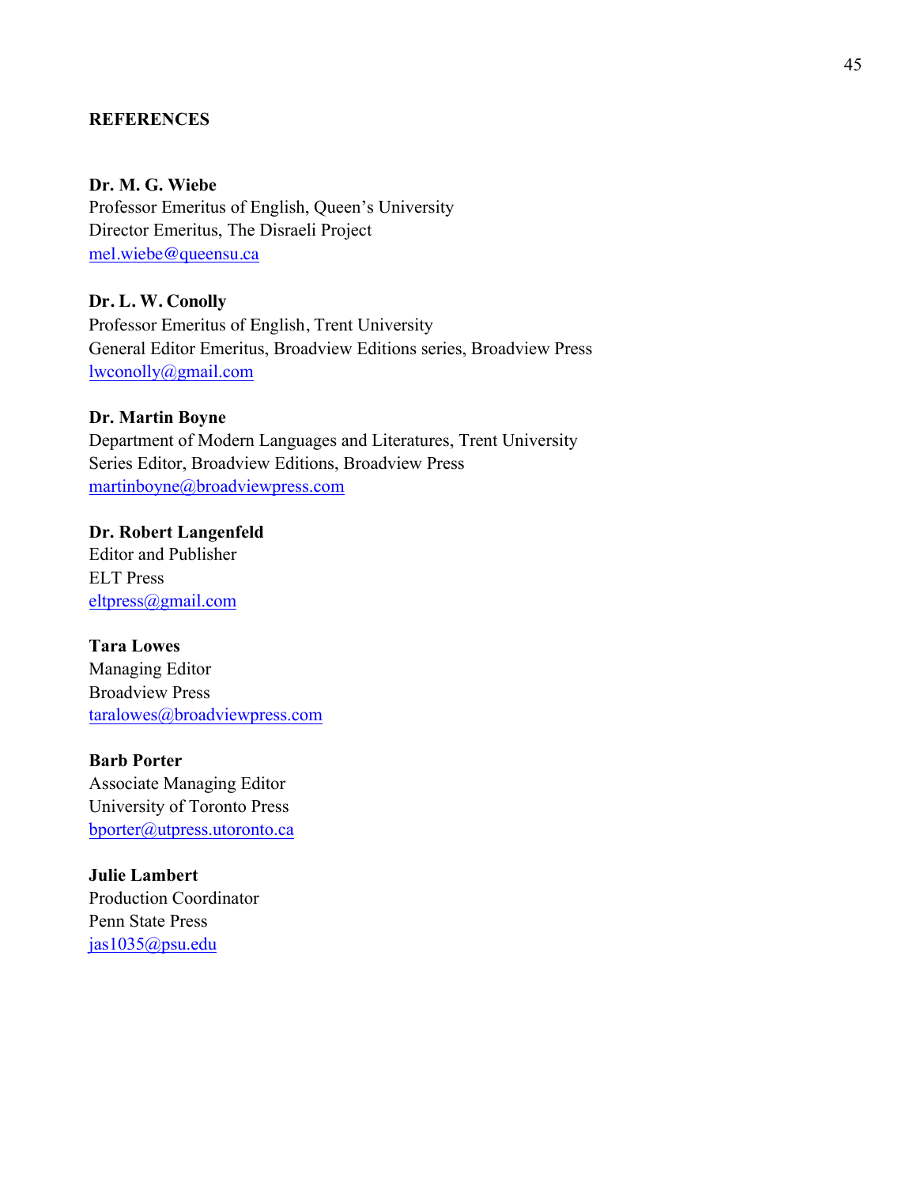**REFERENCES**

**Dr. M. G. Wiebe**
Professor Emeritus of English, Queen's University
Director Emeritus, The Disraeli Project
mel.wiebe@queensu.ca

**Dr. L. W. Conolly**
Professor Emeritus of English, Trent University
General Editor Emeritus, Broadview Editions series, Broadview Press
lwconolly@gmail.com

**Dr. Martin Boyne**
Department of Modern Languages and Literatures, Trent University
Series Editor, Broadview Editions, Broadview Press
martinboyne@broadviewpress.com

**Dr. Robert Langenfeld**
Editor and Publisher
ELT Press
eltpress@gmail.com

**Tara Lowes**
Managing Editor
Broadview Press
taralowes@broadviewpress.com

**Barb Porter**
Associate Managing Editor
University of Toronto Press
bporter@utpress.utoronto.ca

**Julie Lambert**
Production Coordinator
Penn State Press
jas1035@psu.edu